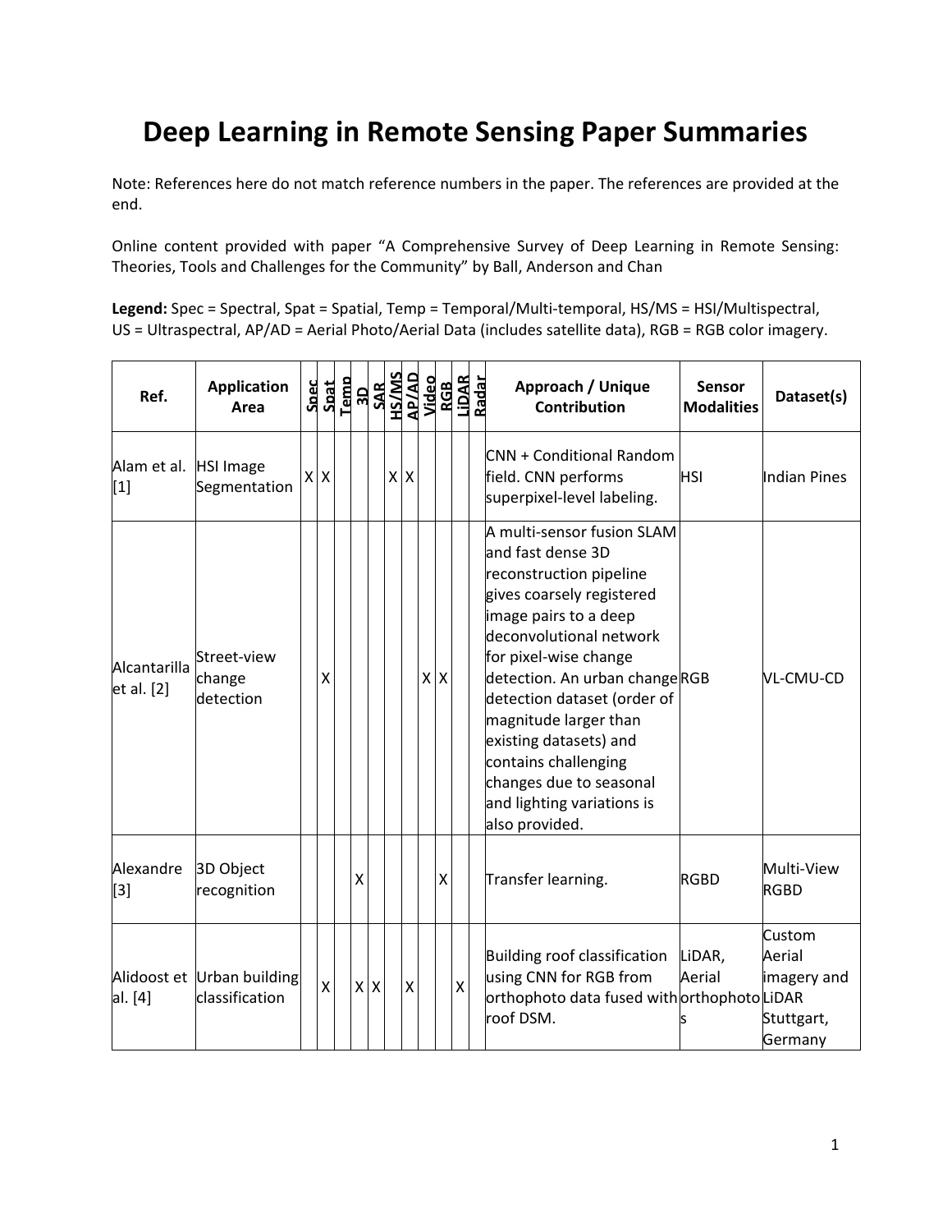# Deep Learning in Remote Sensing Paper Summaries

Note: References here do not match reference numbers in the paper. The references are provided at the end.

Online content provided with paper "A Comprehensive Survey of Deep Learning in Remote Sensing: Theories, Tools and Challenges for the Community" by Ball, Anderson and Chan

**Legend:** Spec = Spectral, Spat = Spatial, Temp = Temporal/Multi-temporal, HS/MS = HSI/Multispectral, US = Ultraspectral, AP/AD = Aerial Photo/Aerial Data (includes satellite data), RGB = RGB color imagery.

| Ref. | Application Area | Spec | Spat | Temp | 3D | SAR | HS/MS | AP/AD | Video | RGB | LiDAR | Radar | Approach / Unique Contribution | Sensor Modalities | Dataset(s) |
|---|---|---|---|---|---|---|---|---|---|---|---|---|---|---|---|
| Alam et al. [1] | HSI Image Segmentation | X | X | | | | X | X | | | | | CNN + Conditional Random field. CNN performs superpixel-level labeling. | HSI | Indian Pines |
| Alcantarilla et al. [2] | Street-view change detection | | X | | | | | | X | X | | | A multi-sensor fusion SLAM and fast dense 3D reconstruction pipeline gives coarsely registered image pairs to a deep deconvolutional network for pixel-wise change detection. An urban change detection dataset (order of magnitude larger than existing datasets) and contains challenging changes due to seasonal and lighting variations is also provided. | RGB | VL-CMU-CD |
| Alexandre [3] | 3D Object recognition | | | | X | | | | | X | | | Transfer learning. | RGBD | Multi-View RGBD |
| Alidoost et al. [4] | Urban building classification | | X | | X | X | | X | | | X | | Building roof classification using CNN for RGB from orthophoto data fused with roof DSM. | LiDAR, Aerial orthophotos | Custom Aerial imagery and LiDAR Stuttgart, Germany |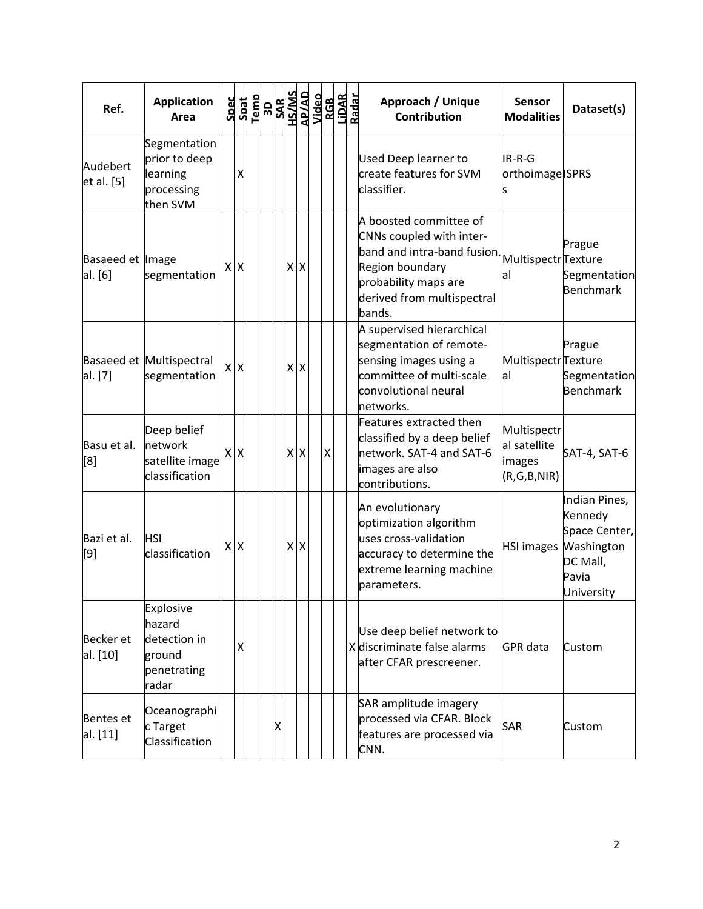| Ref. | Application Area | Spec | Spat | Temp | 3D | SAR | HS/MS | AP/AD | Video | RGB | LiDAR | Radar | Approach / Unique Contribution | Sensor Modalities | Dataset(s) |
|---|---|---|---|---|---|---|---|---|---|---|---|---|---|---|---|
| Audebert et al. [5] | Segmentation prior to deep learning processing then SVM | | X | | | | | | | | | | Used Deep learner to create features for SVM classifier. | IR-R-G orthoimages | ISPRS |
| Basaeed et al. [6] | Image segmentation | X | X | | | | X | X | | | | | A boosted committee of CNNs coupled with inter-band and intra-band fusion. Region boundary probability maps are derived from multispectral bands. | Multispectral | Prague Texture Segmentation Benchmark |
| Basaeed et al. [7] | Multispectral segmentation | X | X | | | | X | X | | | | | A supervised hierarchical segmentation of remote-sensing images using a committee of multi-scale convolutional neural networks. | Multispectral | Prague Texture Segmentation Benchmark |
| Basu et al. [8] | Deep belief network satellite image classification | X | X | | | | X | X | | X | | | Features extracted then classified by a deep belief network. SAT-4 and SAT-6 images are also contributions. | Multispectral satellite images (R,G,B,NIR) | SAT-4, SAT-6 |
| Bazi et al. [9] | HSI classification | X | X | | | | X | X | | | | | An evolutionary optimization algorithm uses cross-validation accuracy to determine the extreme learning machine parameters. | HSI images | Indian Pines, Kennedy Space Center, Washington DC Mall, Pavia University |
| Becker et al. [10] | Explosive hazard detection in ground penetrating radar | | X | | | | | | | | | X | Use deep belief network to discriminate false alarms after CFAR prescreener. | GPR data | Custom |
| Bentes et al. [11] | Oceanographic Target Classification | | | | | X | | | | | | | SAR amplitude imagery processed via CFAR. Block features are processed via CNN. | SAR | Custom |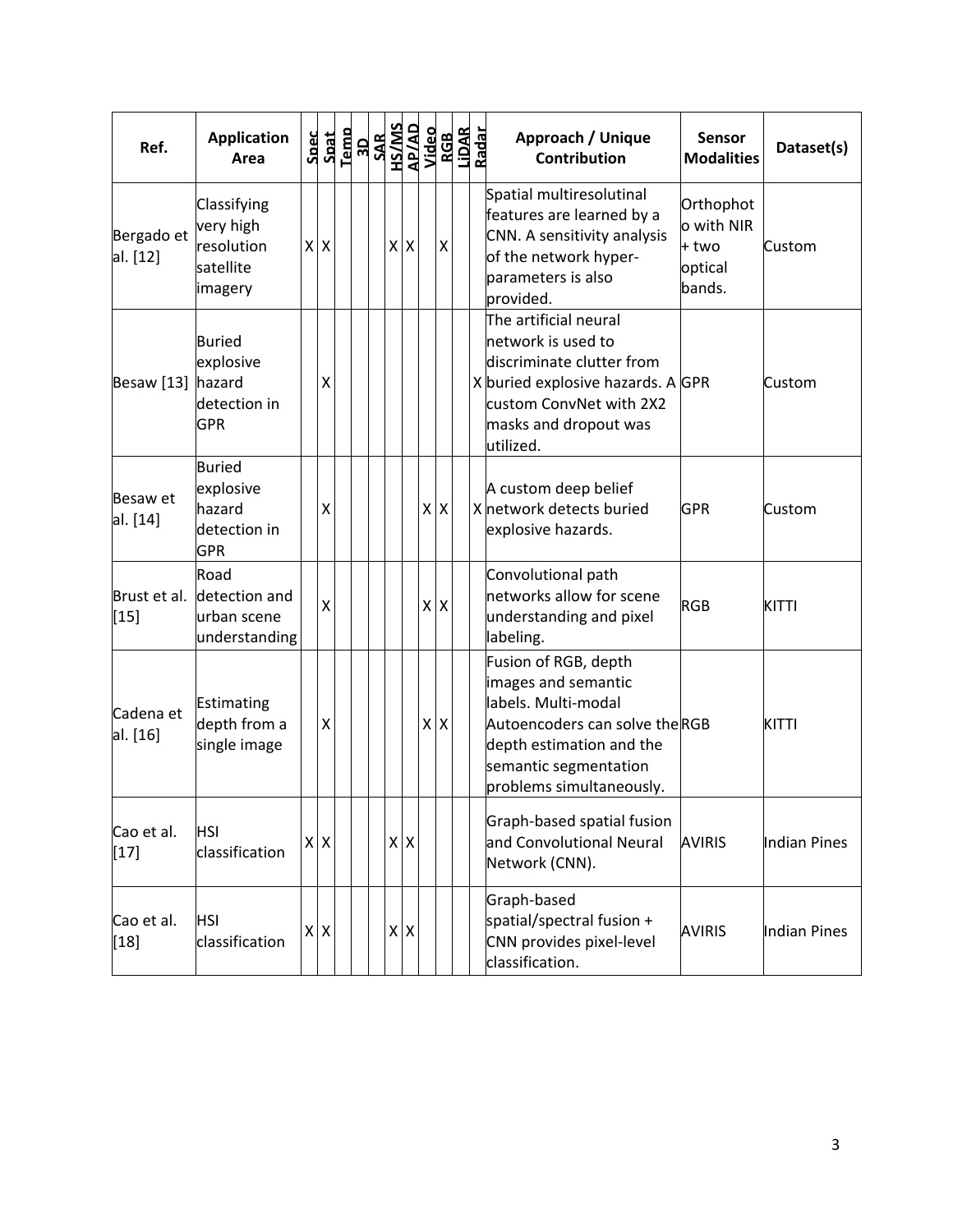| Ref. | Application Area | Spec | Spat | Temp | 3D | SAR | HS/MS | AP/AD | Video | RGB | LiDAR | Radar | Approach / Unique Contribution | Sensor Modalities | Dataset(s) |
|---|---|---|---|---|---|---|---|---|---|---|---|---|---|---|---|
| Bergado et al. [12] | Classifying very high resolution satellite imagery | X | X | | | | X | X | | X | | | Spatial multiresolutinal features are learned by a CNN. A sensitivity analysis of the network hyper-parameters is also provided. | Orthophoto with NIR + two optical bands. | Custom |
| Besaw [13] | Buried explosive hazard detection in GPR | | X | | | | | | | | | X | The artificial neural network is used to discriminate clutter from buried explosive hazards. A custom ConvNet with 2X2 masks and dropout was utilized. | GPR | Custom |
| Besaw et al. [14] | Buried explosive hazard detection in GPR | | X | | | | | | X | X | | X | A custom deep belief network detects buried explosive hazards. | GPR | Custom |
| Brust et al. [15] | Road detection and urban scene understanding | | X | | | | | | X | X | | | Convolutional path networks allow for scene understanding and pixel labeling. | RGB | KITTI |
| Cadena et al. [16] | Estimating depth from a single image | | X | | | | | | X | X | | | Fusion of RGB, depth images and semantic labels. Multi-modal Autoencoders can solve the depth estimation and the semantic segmentation problems simultaneously. | RGB | KITTI |
| Cao et al. [17] | HSI classification | X | X | | | | X | X | | | | | Graph-based spatial fusion and Convolutional Neural Network (CNN). | AVIRIS | Indian Pines |
| Cao et al. [18] | HSI classification | X | X | | | | X | X | | | | | Graph-based spatial/spectral fusion + CNN provides pixel-level classification. | AVIRIS | Indian Pines |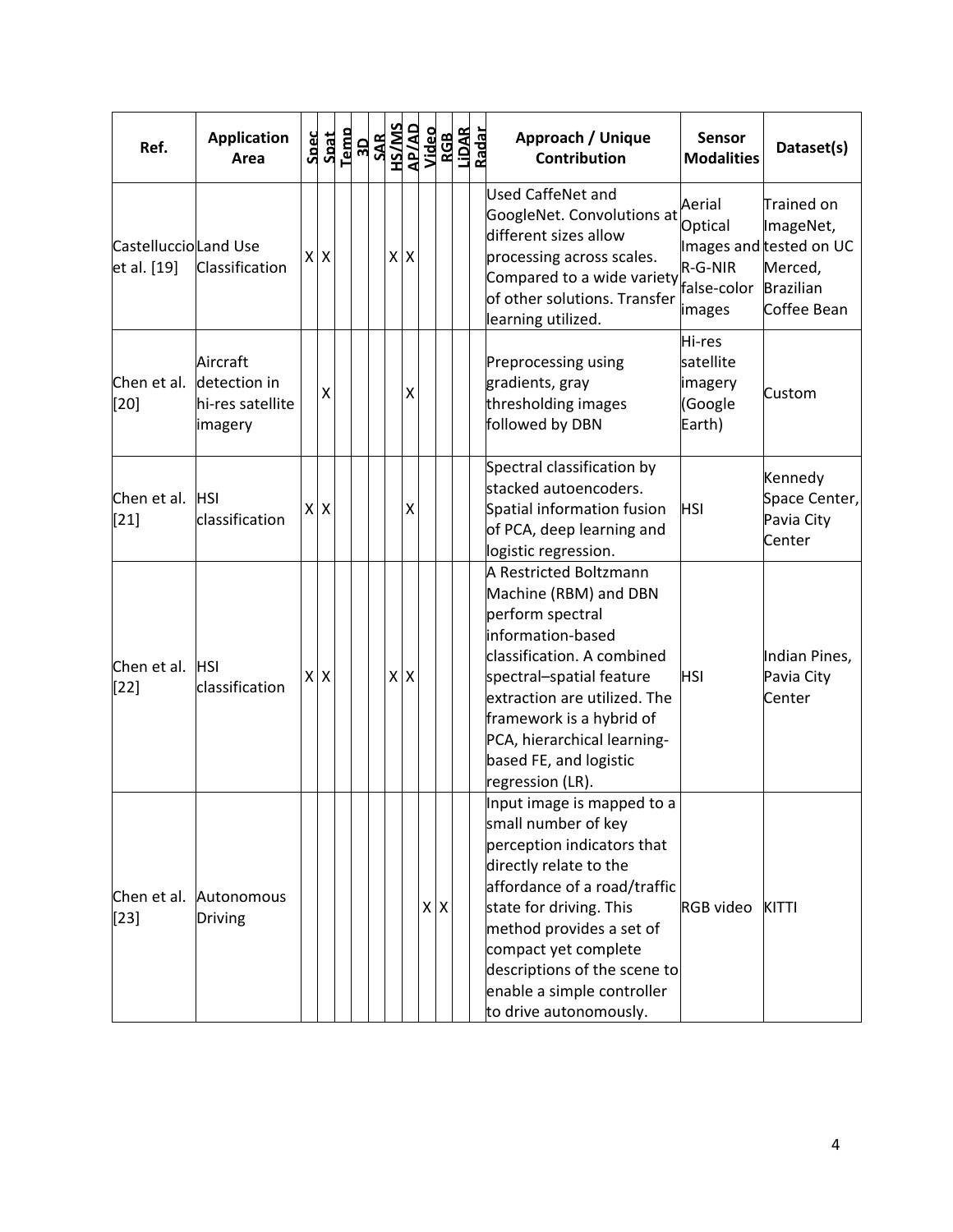| Ref. | Application Area | Spec | Spat | Temp | 3D | SAR | HS/MS | AP/AD | Video | RGB | LiDAR | Radar | Approach / Unique Contribution | Sensor Modalities | Dataset(s) |
|---|---|---|---|---|---|---|---|---|---|---|---|---|---|---|---|
| Castelluccio et al. [19] | Land Use Classification | X | X | | | | X | X | | | | | Used CaffeNet and GoogleNet. Convolutions at different sizes allow processing across scales. Compared to a wide variety of other solutions. Transfer learning utilized. | Aerial Optical Images and R-G-NIR false-color images | Trained on ImageNet, tested on UC Merced, Brazilian Coffee Bean |
| Chen et al. [20] | Aircraft detection in hi-res satellite imagery | | X | | | | | X | | | | | Preprocessing using gradients, gray thresholding images followed by DBN | Hi-res satellite imagery (Google Earth) | Custom |
| Chen et al. [21] | HSI classification | X | X | | | | | X | | | | | Spectral classification by stacked autoencoders. Spatial information fusion of PCA, deep learning and logistic regression. | HSI | Kennedy Space Center, Pavia City Center |
| Chen et al. [22] | HSI classification | X | X | | | | X | X | | | | | A Restricted Boltzmann Machine (RBM) and DBN perform spectral information-based classification. A combined spectral–spatial feature extraction are utilized. The framework is a hybrid of PCA, hierarchical learning-based FE, and logistic regression (LR). | HSI | Indian Pines, Pavia City Center |
| Chen et al. [23] | Autonomous Driving | | | | | | | | X | X | | | Input image is mapped to a small number of key perception indicators that directly relate to the affordance of a road/traffic state for driving. This method provides a set of compact yet complete descriptions of the scene to enable a simple controller to drive autonomously. | RGB video | KITTI |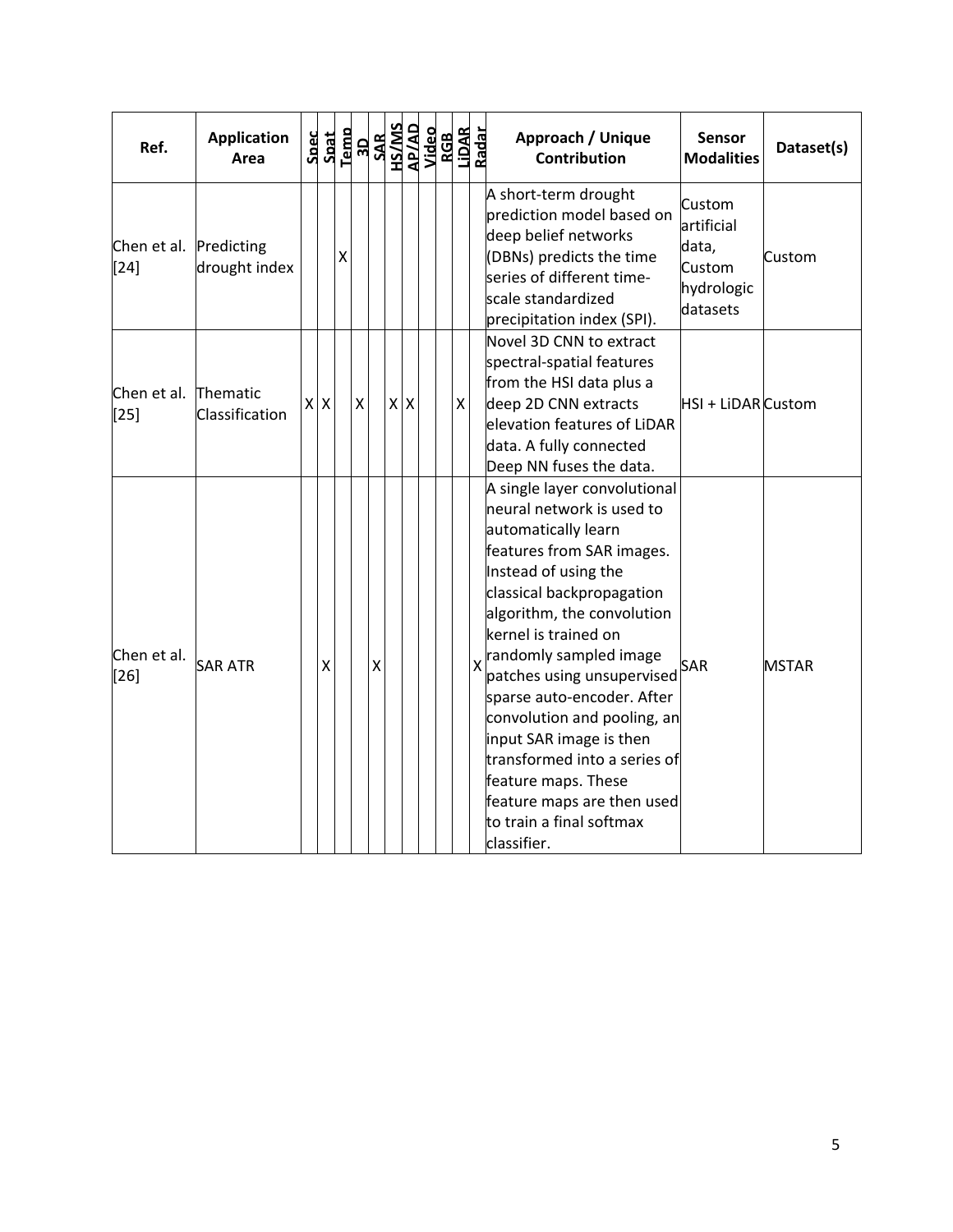| Ref. | Application Area | Spec | Spat | Temp | 3D | SAR | HS/MS | AP/AD | Video | RGB | LiDAR | Radar | Approach / Unique Contribution | Sensor Modalities | Dataset(s) |
|---|---|---|---|---|---|---|---|---|---|---|---|---|---|---|---|
| Chen et al. [24] | Predicting drought index | | | X | | | | | | | | | A short-term drought prediction model based on deep belief networks (DBNs) predicts the time series of different time-scale standardized precipitation index (SPI). | Custom artificial data, Custom hydrologic datasets | Custom |
| Chen et al. [25] | Thematic Classification | X | X | | X | | X | X | | | X | | Novel 3D CNN to extract spectral-spatial features from the HSI data plus a deep 2D CNN extracts elevation features of LiDAR data. A fully connected Deep NN fuses the data. | HSI + LiDAR | Custom |
| Chen et al. [26] | SAR ATR | | X | | | X | | | | | | X | A single layer convolutional neural network is used to automatically learn features from SAR images. Instead of using the classical backpropagation algorithm, the convolution kernel is trained on randomly sampled image patches using unsupervised sparse auto-encoder. After convolution and pooling, an input SAR image is then transformed into a series of feature maps. These feature maps are then used to train a final softmax classifier. | SAR | MSTAR |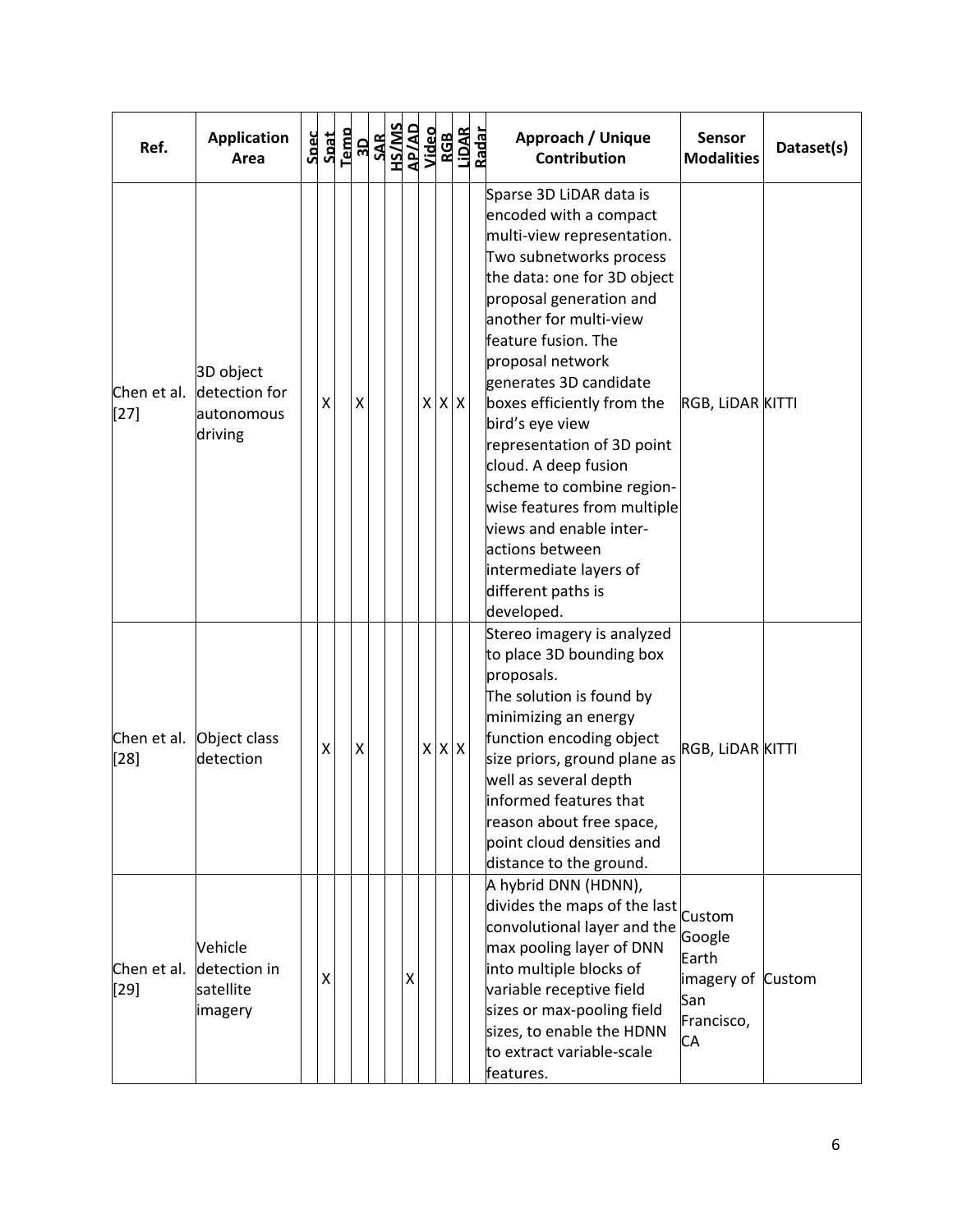| Ref. | Application Area | Spec | Spat | Temp | 3D | SAR | HS/MS | AP/AD | Video | RGB | LiDAR | Radar | Approach / Unique Contribution | Sensor Modalities | Dataset(s) |
|---|---|---|---|---|---|---|---|---|---|---|---|---|---|---|---|
| Chen et al. [27] | 3D object detection for autonomous driving | | X | | X | | | | X | X | X | | Sparse 3D LiDAR data is encoded with a compact multi-view representation. Two subnetworks process the data: one for 3D object proposal generation and another for multi-view feature fusion. The proposal network generates 3D candidate boxes efficiently from the bird's eye view representation of 3D point cloud. A deep fusion scheme to combine region-wise features from multiple views and enable inter-actions between intermediate layers of different paths is developed. | RGB, LiDAR | KITTI |
| Chen et al. [28] | Object class detection | | X | | X | | | | X | X | X | | Stereo imagery is analyzed to place 3D bounding box proposals. The solution is found by minimizing an energy function encoding object size priors, ground plane as well as several depth informed features that reason about free space, point cloud densities and distance to the ground. | RGB, LiDAR | KITTI |
| Chen et al. [29] | Vehicle detection in satellite imagery | | X | | | | | X | | | | | A hybrid DNN (HDNN), divides the maps of the last convolutional layer and the max pooling layer of DNN into multiple blocks of variable receptive field sizes or max-pooling field sizes, to enable the HDNN to extract variable-scale features. | Custom Google Earth imagery of San Francisco, CA | Custom |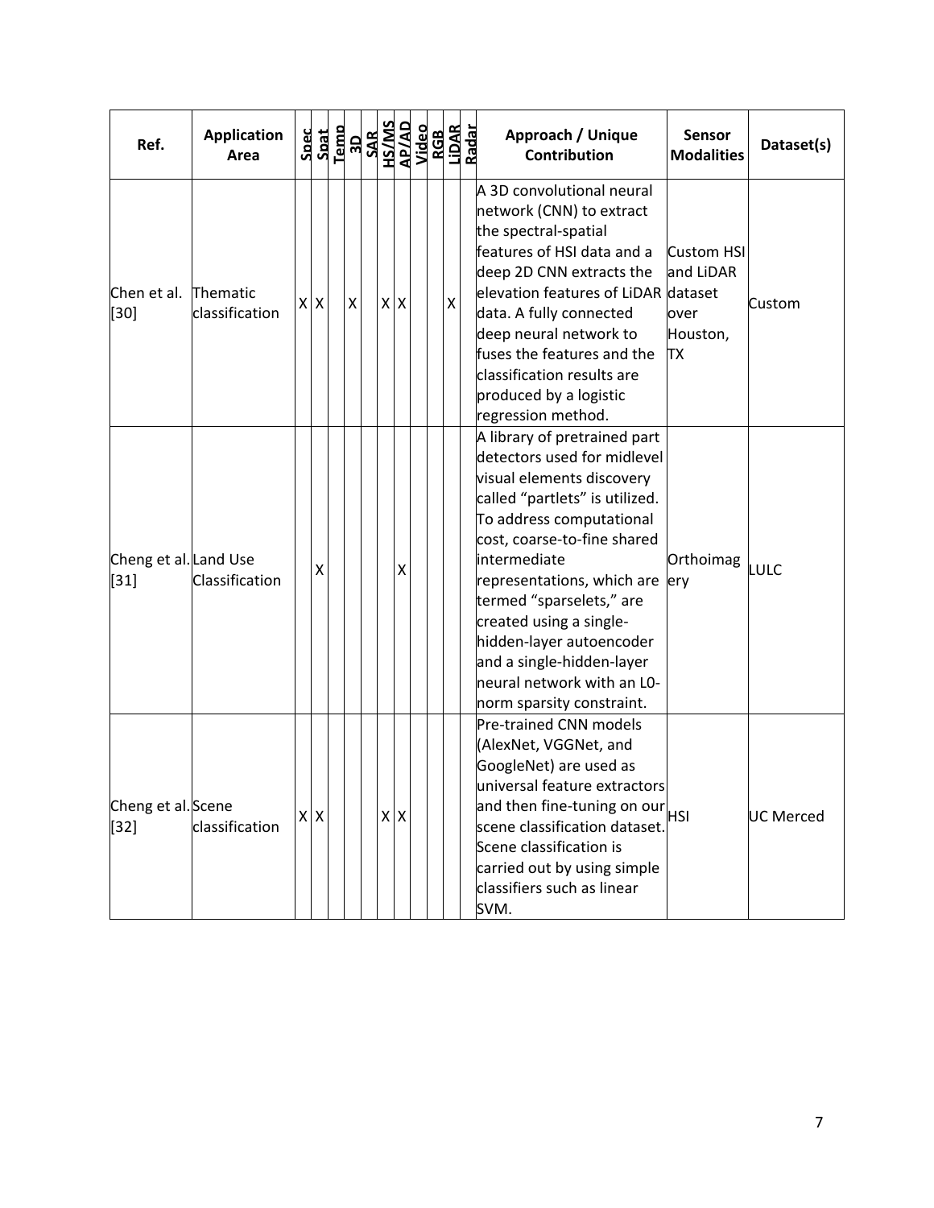| Ref. | Application Area | Spec | Spat | Temp | 3D | SAR | HS/MS | AP/AD | Video | RGB | LiDAR | Radar | Approach / Unique Contribution | Sensor Modalities | Dataset(s) |
|---|---|---|---|---|---|---|---|---|---|---|---|---|---|---|---|
| Chen et al. [30] | Thematic classification | X | X | | X | | X | X | | | X | | A 3D convolutional neural network (CNN) to extract the spectral-spatial features of HSI data and a deep 2D CNN extracts the elevation features of LiDAR data. A fully connected deep neural network to fuses the features and the classification results are produced by a logistic regression method. | Custom HSI and LiDAR dataset over Houston, TX | Custom |
| Cheng et al. [31] | Land Use Classification | | X | | | | | X | | | | | A library of pretrained part detectors used for midlevel visual elements discovery called "partlets" is utilized. To address computational cost, coarse-to-fine shared intermediate representations, which are termed "sparselets," are created using a single-hidden-layer autoencoder and a single-hidden-layer neural network with an L0-norm sparsity constraint. | Orthoimagery | LULC |
| Cheng et al. [32] | Scene classification | X | X | | | | X | X | | | | | Pre-trained CNN models (AlexNet, VGGNet, and GoogleNet) are used as universal feature extractors and then fine-tuning on our scene classification dataset. Scene classification is carried out by using simple classifiers such as linear SVM. | HSI | UC Merced |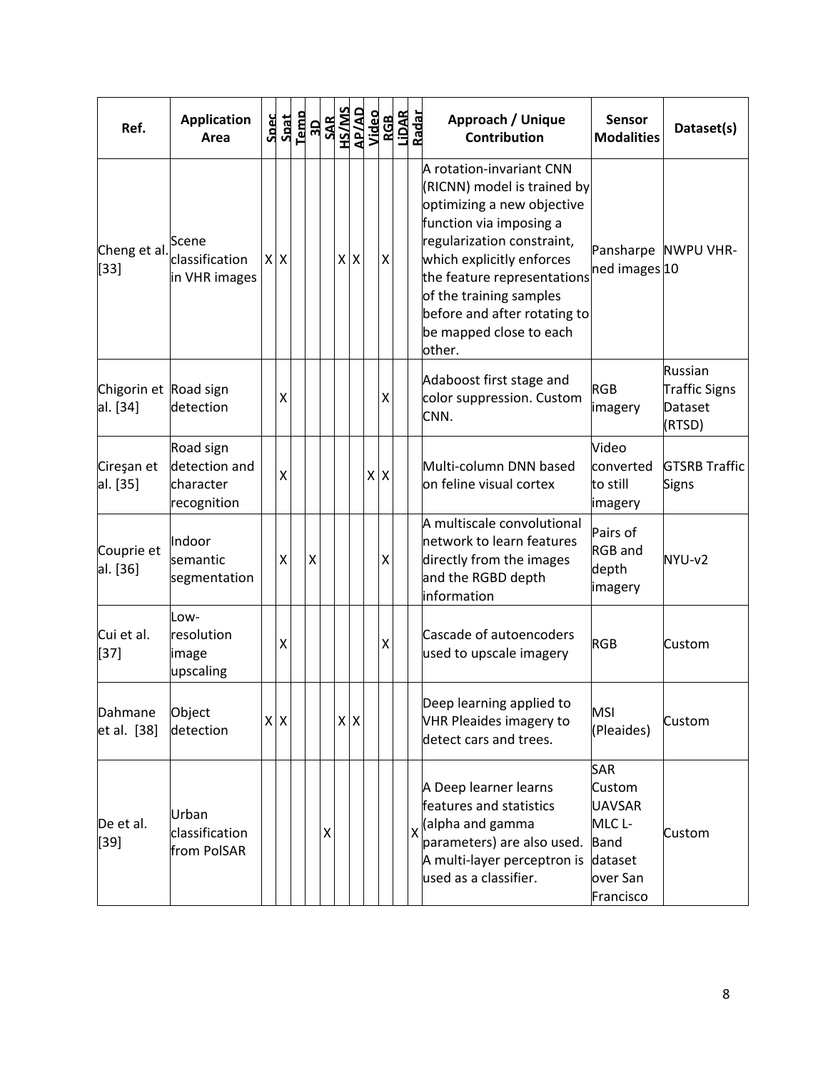| Ref. | Application Area | Spec | Spat | Temp | 3D | SAR | HS/MS | AP/AD | Video | RGB | LiDAR | Radar | Approach / Unique Contribution | Sensor Modalities | Dataset(s) |
|---|---|---|---|---|---|---|---|---|---|---|---|---|---|---|---|
| Cheng et al. [33] | Scene classification in VHR images | X | X | | | | X | X | | X | | | A rotation-invariant CNN (RICNN) model is trained by optimizing a new objective function via imposing a regularization constraint, which explicitly enforces the feature representations of the training samples before and after rotating to be mapped close to each other. | Pansharpened images | NWPU VHR-10 |
| Chigorin et al. [34] | Road sign detection | | X | | | | | | | X | | | Adaboost first stage and color suppression. Custom CNN. | RGB imagery | Russian Traffic Signs Dataset (RTSD) |
| Cireşan et al. [35] | Road sign detection and character recognition | | X | | | | | | X | X | | | Multi-column DNN based on feline visual cortex | Video converted to still imagery | GTSRB Traffic Signs |
| Couprie et al. [36] | Indoor semantic segmentation | | X | | X | | | | | X | | | A multiscale convolutional network to learn features directly from the images and the RGBD depth information | Pairs of RGB and depth imagery | NYU-v2 |
| Cui et al. [37] | Low-resolution image upscaling | | X | | | | | | | X | | | Cascade of autoencoders used to upscale imagery | RGB | Custom |
| Dahmane et al. [38] | Object detection | X | X | | | | X | X | | | | | Deep learning applied to VHR Pleaides imagery to detect cars and trees. | MSI (Pleaides) | Custom |
| De et al. [39] | Urban classification from PolSAR | | | | | X | | | | | | X | A Deep learner learns features and statistics (alpha and gamma parameters) are also used. A multi-layer perceptron is used as a classifier. | SAR Custom UAVSAR MLC L-Band dataset over San Francisco | Custom |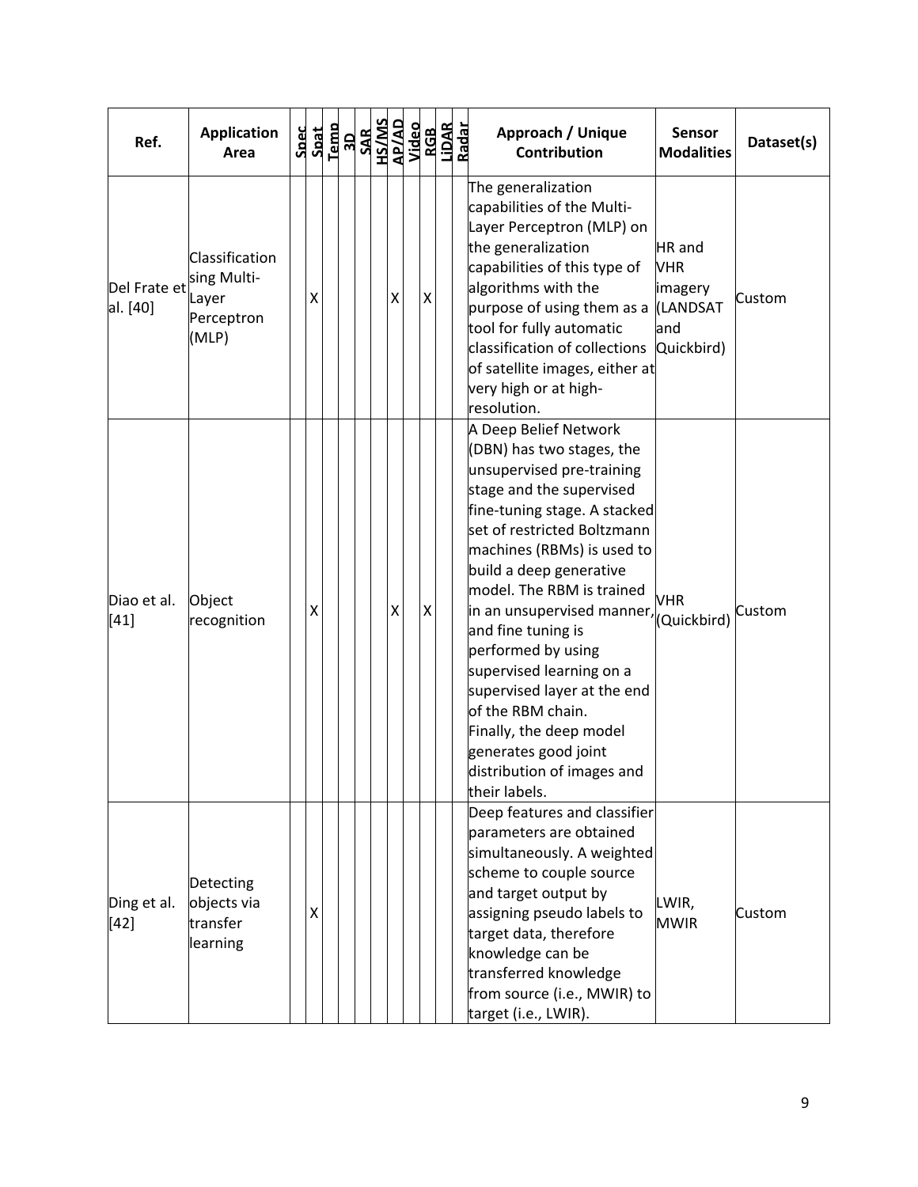| Ref. | Application Area | Spec | Spat | Temp | 3D | SAR | HS/MS | AP/AD | Video | RGB | LiDAR | Radar | Approach / Unique Contribution | Sensor Modalities | Dataset(s) |
|---|---|---|---|---|---|---|---|---|---|---|---|---|---|---|---|
| Del Frate et al. [40] | Classification sing Multi-Layer Perceptron (MLP) | | X | | | | | X | | X | | | The generalization capabilities of the Multi-Layer Perceptron (MLP) on the generalization capabilities of this type of algorithms with the purpose of using them as a tool for fully automatic classification of collections of satellite images, either at very high or at high-resolution. | HR and VHR imagery (LANDSAT and Quickbird) | Custom |
| Diao et al. [41] | Object recognition | | X | | | | | X | | X | | | A Deep Belief Network (DBN) has two stages, the unsupervised pre-training stage and the supervised fine-tuning stage. A stacked set of restricted Boltzmann machines (RBMs) is used to build a deep generative model. The RBM is trained in an unsupervised manner, and fine tuning is performed by using supervised learning on a supervised layer at the end of the RBM chain. Finally, the deep model generates good joint distribution of images and their labels. | VHR (Quickbird) | Custom |
| Ding et al. [42] | Detecting objects via transfer learning | | X | | | | | | | | | | Deep features and classifier parameters are obtained simultaneously. A weighted scheme to couple source and target output by assigning pseudo labels to target data, therefore knowledge can be transferred knowledge from source (i.e., MWIR) to target (i.e., LWIR). | LWIR, MWIR | Custom |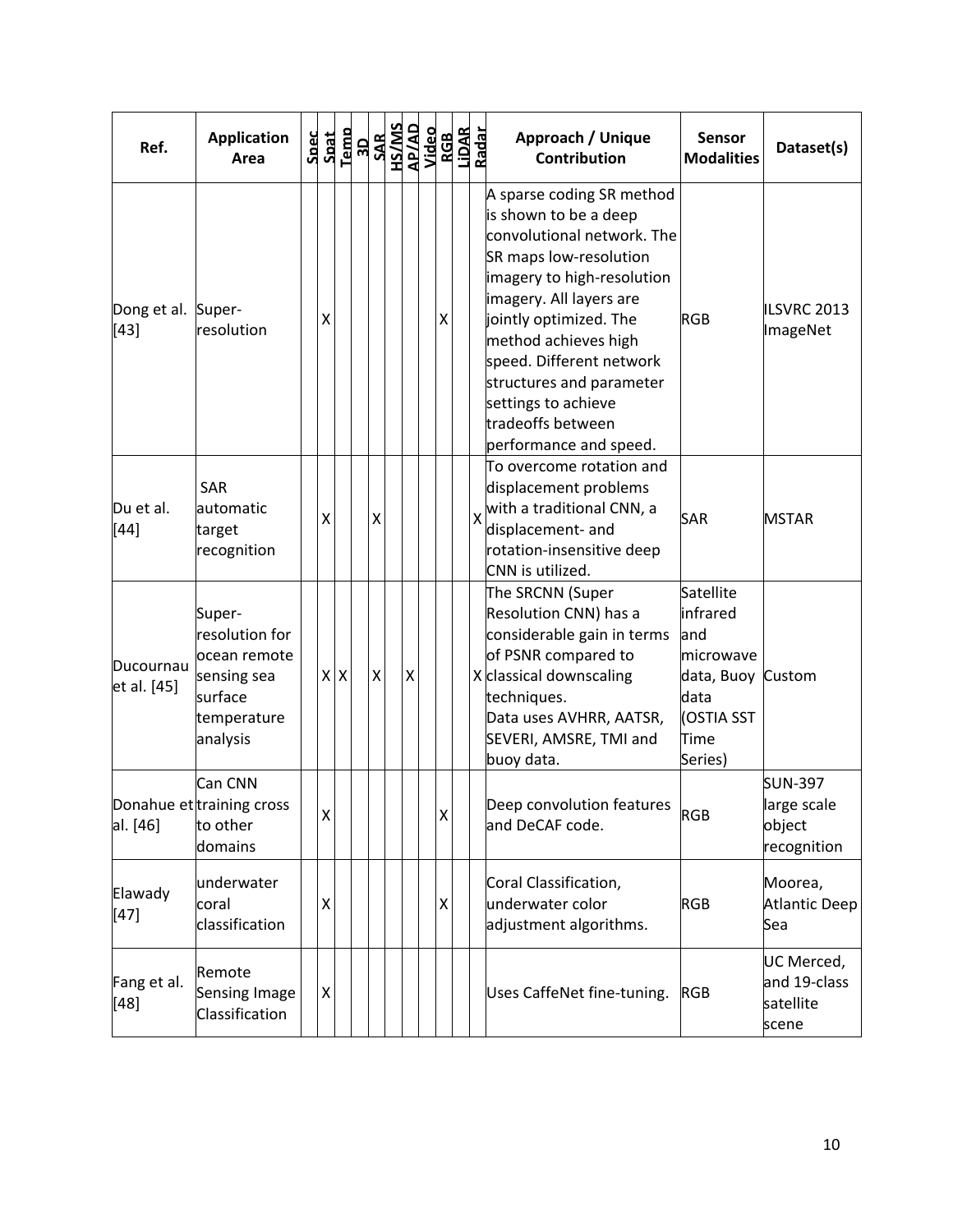| Ref. | Application Area | Spec | Spat | Temp | 3D | SAR | HS/MS | AP/AD | Video | RGB | LiDAR | Radar | Approach / Unique Contribution | Sensor Modalities | Dataset(s) |
|---|---|---|---|---|---|---|---|---|---|---|---|---|---|---|---|
| Dong et al. [43] | Super-resolution | | X | | | | | | | X | | | A sparse coding SR method is shown to be a deep convolutional network. The SR maps low-resolution imagery to high-resolution imagery. All layers are jointly optimized. The method achieves high speed. Different network structures and parameter settings to achieve tradeoffs between performance and speed. | RGB | ILSVRC 2013 ImageNet |
| Du et al. [44] | SAR automatic target recognition | | X | | | X | | | | | | X | To overcome rotation and displacement problems with a traditional CNN, a displacement- and rotation-insensitive deep CNN is utilized. | SAR | MSTAR |
| Ducournau et al. [45] | Super-resolution for ocean remote sensing sea surface temperature analysis | | X | X | | X | | X | | | | X | The SRCNN (Super Resolution CNN) has a considerable gain in terms of PSNR compared to classical downscaling techniques. Data uses AVHRR, AATSR, SEVERI, AMSRE, TMI and buoy data. | Satellite infrared and microwave data, Buoy data (OSTIA SST Time Series) | Custom |
| Donahue et al. [46] | Can CNN training cross to other domains | | X | | | | | | | X | | | Deep convolution features and DeCAF code. | RGB | SUN-397 large scale object recognition |
| Elawady [47] | underwater coral classification | | X | | | | | | | X | | | Coral Classification, underwater color adjustment algorithms. | RGB | Moorea, Atlantic Deep Sea |
| Fang et al. [48] | Remote Sensing Image Classification | | X | | | | | | | | | | Uses CaffeNet fine-tuning. | RGB | UC Merced, and 19-class satellite scene |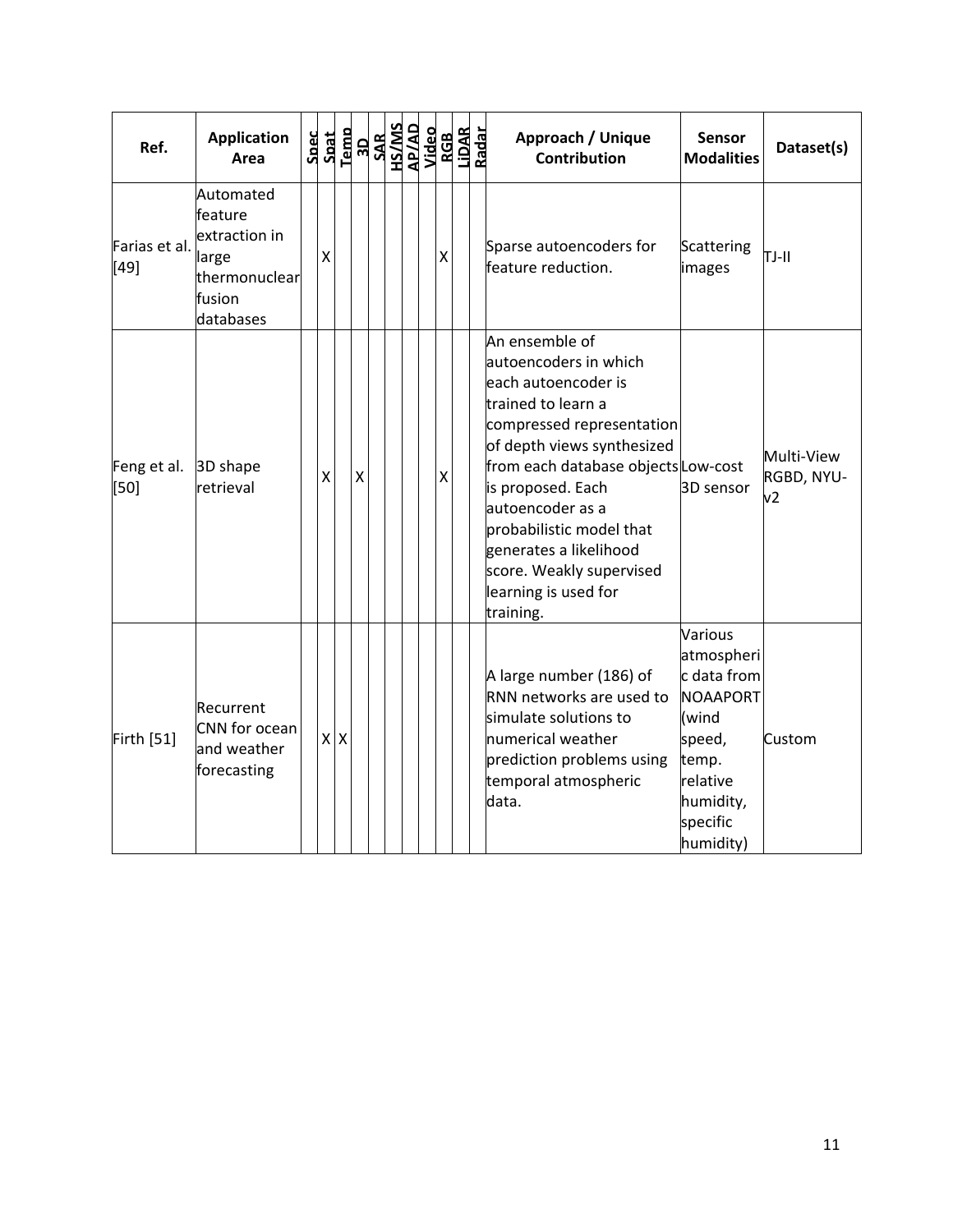| Ref. | Application Area | Spec | Spat | Temp | 3D | SAR | HS/MS | AP/AD | Video | RGB | LiDAR | Radar | Approach / Unique Contribution | Sensor Modalities | Dataset(s) |
|---|---|---|---|---|---|---|---|---|---|---|---|---|---|---|---|
| Farias et al. [49] | Automated feature extraction in large thermonuclear fusion databases | | X | | | | | | | X | | | Sparse autoencoders for feature reduction. | Scattering images | TJ-II |
| Feng et al. [50] | 3D shape retrieval | | X | | X | | | | | X | | | An ensemble of autoencoders in which each autoencoder is trained to learn a compressed representation of depth views synthesized from each database objects is proposed. Each autoencoder as a probabilistic model that generates a likelihood score. Weakly supervised learning is used for training. | Low-cost 3D sensor | Multi-View RGBD, NYU-v2 |
| Firth [51] | Recurrent CNN for ocean and weather forecasting | | X | X | | | | | | | | | A large number (186) of RNN networks are used to simulate solutions to numerical weather prediction problems using temporal atmospheric data. | Various atmospheric data from NOAAPORT (wind speed, temp. relative humidity, specific humidity) | Custom |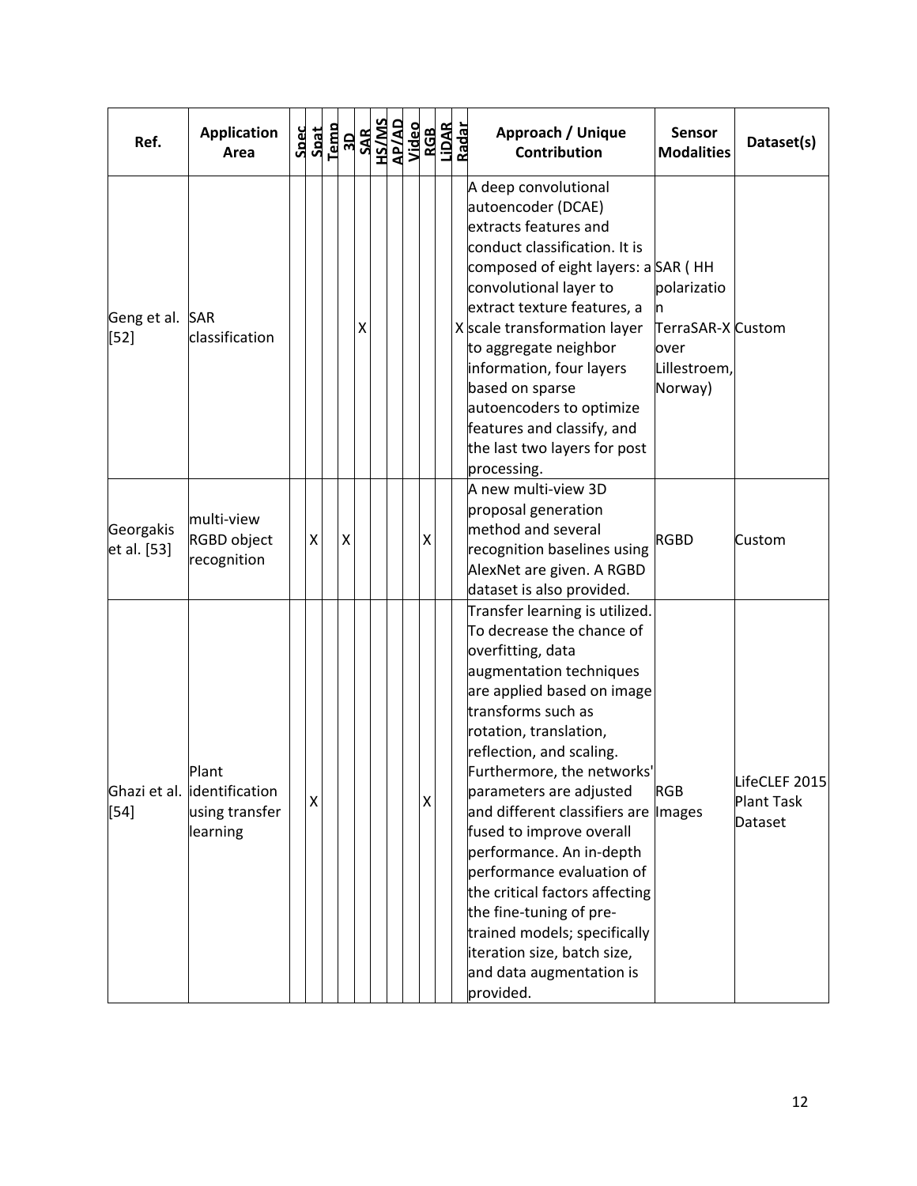| Ref. | Application Area | Spec | Spat | Temp | 3D | SAR | HS/MS | AP/AD | Video | RGB | LiDAR | Radar | Approach / Unique Contribution | Sensor Modalities | Dataset(s) |
|---|---|---|---|---|---|---|---|---|---|---|---|---|---|---|---|
| Geng et al. [52] | SAR classification | | | | | X | | | | | | X | A deep convolutional autoencoder (DCAE) extracts features and conduct classification. It is composed of eight layers: a convolutional layer to extract texture features, a scale transformation layer to aggregate neighbor information, four layers based on sparse autoencoders to optimize features and classify, and the last two layers for post processing. | SAR ( HH polarization TerraSAR-X over Lillestroem, Norway) | Custom |
| Georgakis et al. [53] | multi-view RGBD object recognition | | X | | X | | | | | X | | | A new multi-view 3D proposal generation method and several recognition baselines using AlexNet are given. A RGBD dataset is also provided. | RGBD | Custom |
| Ghazi et al. [54] | Plant identification using transfer learning | | X | | | | | | | X | | | Transfer learning is utilized. To decrease the chance of overfitting, data augmentation techniques are applied based on image transforms such as rotation, translation, reflection, and scaling. Furthermore, the networks' parameters are adjusted and different classifiers are fused to improve overall performance. An in-depth performance evaluation of the critical factors affecting the fine-tuning of pre-trained models; specifically iteration size, batch size, and data augmentation is provided. | RGB Images | LifeCLEF 2015 Plant Task Dataset |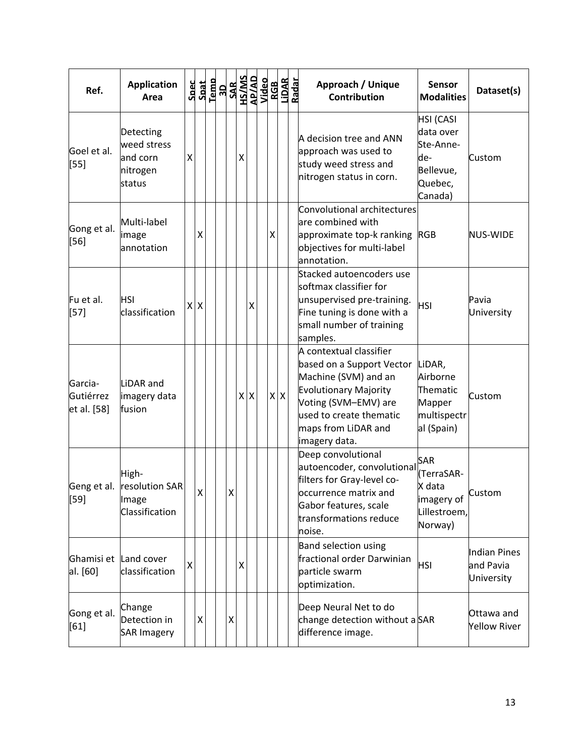| Ref. | Application Area | Spec | Spat | Temp | 3D | SAR | HS/MS | AP/AD | Video | RGB | LiDAR | Radar | Approach / Unique Contribution | Sensor Modalities | Dataset(s) |
|---|---|---|---|---|---|---|---|---|---|---|---|---|---|---|---|
| Goel et al. [55] | Detecting weed stress and corn nitrogen status | X | | | | | X | | | | | | A decision tree and ANN approach was used to study weed stress and nitrogen status in corn. | HSI (CASI data over Ste-Anne-de-Bellevue, Quebec, Canada) | Custom |
| Gong et al. [56] | Multi-label image annotation | | X | | | | | | | X | | | Convolutional architectures are combined with approximate top-k ranking objectives for multi-label annotation. | RGB | NUS-WIDE |
| Fu et al. [57] | HSI classification | X | X | | | | | X | | | | | Stacked autoencoders use softmax classifier for unsupervised pre-training. Fine tuning is done with a small number of training samples. | HSI | Pavia University |
| Garcia-Gutiérrez et al. [58] | LiDAR and imagery data fusion | | | | | | X | X | | X | X | | A contextual classifier based on a Support Vector Machine (SVM) and an Evolutionary Majority Voting (SVM–EMV) are used to create thematic maps from LiDAR and imagery data. | LiDAR, Airborne Thematic Mapper multispectral (Spain) | Custom |
| Geng et al. [59] | High-resolution SAR Image Classification | | X | | | X | | | | | | | Deep convolutional autoencoder, convolutional filters for Gray-level co-occurrence matrix and Gabor features, scale transformations reduce noise. | SAR (TerraSAR-X data imagery of Lillestroem, Norway) | Custom |
| Ghamisi et al. [60] | Land cover classification | X | | | | | X | | | | | | Band selection using fractional order Darwinian particle swarm optimization. | HSI | Indian Pines and Pavia University |
| Gong et al. [61] | Change Detection in SAR Imagery | | X | | | X | | | | | | | Deep Neural Net to do change detection without a difference image. | SAR | Ottawa and Yellow River |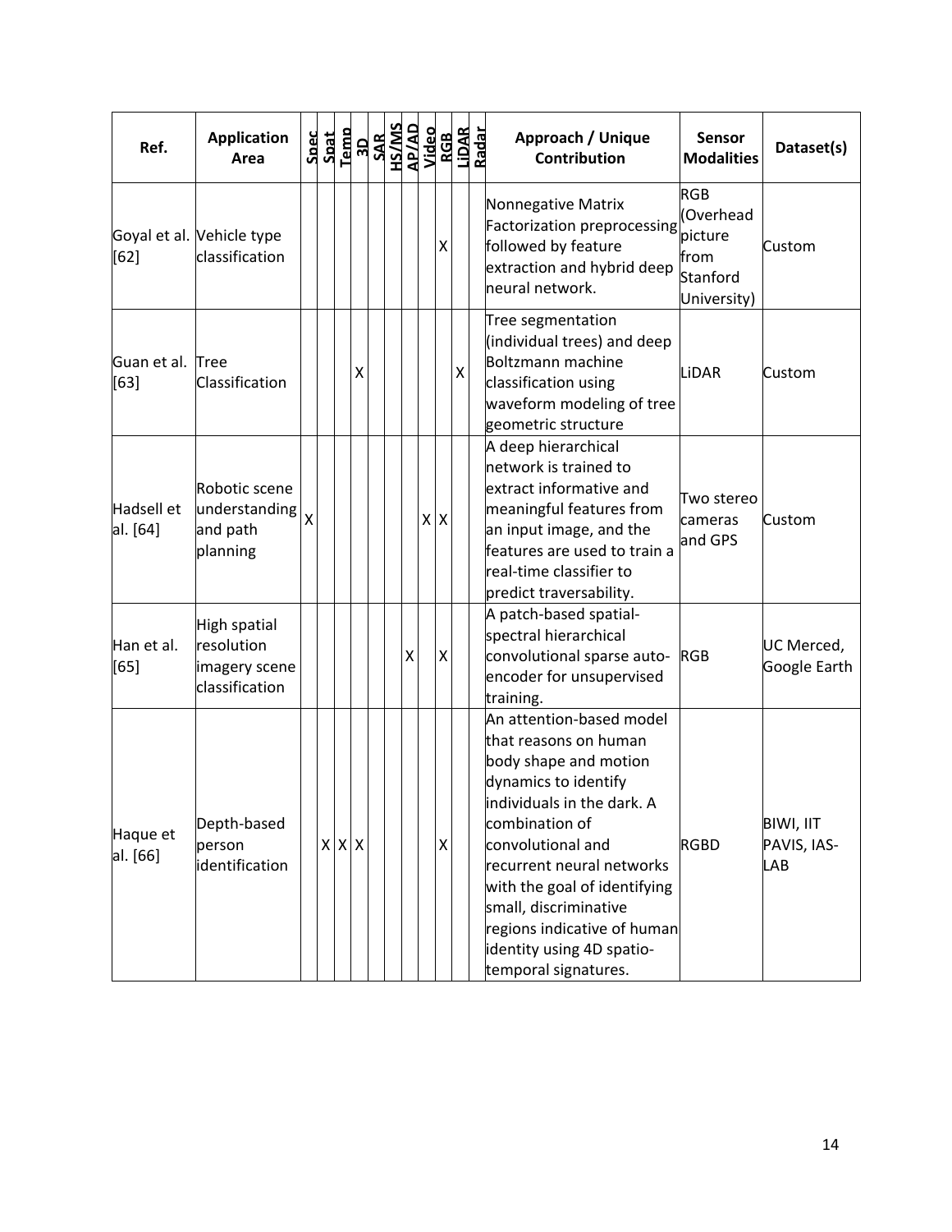| Ref. | Application Area | Spec | Spat | Temp | 3D | SAR | HS/MS | AP/AD | Video | RGB | LiDAR | Radar | Approach / Unique Contribution | Sensor Modalities | Dataset(s) |
|---|---|---|---|---|---|---|---|---|---|---|---|---|---|---|---|
| Goyal et al. [62] | Vehicle type classification | | | | | | | | | X | | | Nonnegative Matrix Factorization preprocessing followed by feature extraction and hybrid deep neural network. | RGB (Overhead picture from Stanford University) | Custom |
| Guan et al. [63] | Tree Classification | | | | X | | | | | | X | | Tree segmentation (individual trees) and deep Boltzmann machine classification using waveform modeling of tree geometric structure | LiDAR | Custom |
| Hadsell et al. [64] | Robotic scene understanding and path planning | X | | | | | | | X | X | | | A deep hierarchical network is trained to extract informative and meaningful features from an input image, and the features are used to train a real-time classifier to predict traversability. | Two stereo cameras and GPS | Custom |
| Han et al. [65] | High spatial resolution imagery scene classification | | | | | | | X | | X | | | A patch-based spatial-spectral hierarchical convolutional sparse auto-encoder for unsupervised training. | RGB | UC Merced, Google Earth |
| Haque et al. [66] | Depth-based person identification | | X | X | X | | | | | X | | | An attention-based model that reasons on human body shape and motion dynamics to identify individuals in the dark. A combination of convolutional and recurrent neural networks with the goal of identifying small, discriminative regions indicative of human identity using 4D spatio-temporal signatures. | RGBD | BIWI, IIT PAVIS, IAS-LAB |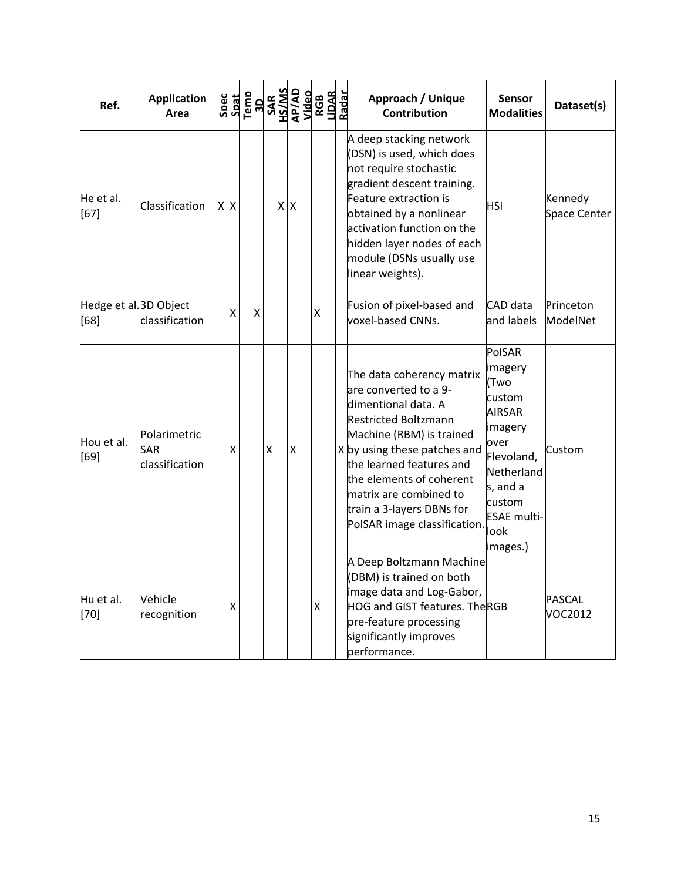| Ref. | Application Area | Spec | Spat | Temp | 3D | SAR | HS/MS | AP/AD | Video | RGB | LiDAR | Radar | Approach / Unique Contribution | Sensor Modalities | Dataset(s) |
|---|---|---|---|---|---|---|---|---|---|---|---|---|---|---|---|
| He et al. [67] | Classification | X | X | | | | X | X | | | | | A deep stacking network (DSN) is used, which does not require stochastic gradient descent training. Feature extraction is obtained by a nonlinear activation function on the hidden layer nodes of each module (DSNs usually use linear weights). | HSI | Kennedy Space Center |
| Hedge et al. [68] | 3D Object classification | | X | | X | | | | | X | | | Fusion of pixel-based and voxel-based CNNs. | CAD data and labels | Princeton ModelNet |
| Hou et al. [69] | Polarimetric SAR classification | | X | | | X | | X | | | | X | The data coherency matrix are converted to a 9-dimentional data. A Restricted Boltzmann Machine (RBM) is trained by using these patches and the learned features and the elements of coherent matrix are combined to train a 3-layers DBNs for PolSAR image classification. | PolSAR imagery (Two custom AIRSAR imagery over Flevoland, Netherlands, and a custom ESAE multi-look images.) | Custom |
| Hu et al. [70] | Vehicle recognition | | X | | | | | | | X | | | A Deep Boltzmann Machine (DBM) is trained on both image data and Log-Gabor, HOG and GIST features. The pre-feature processing significantly improves performance. | RGB | PASCAL VOC2012 |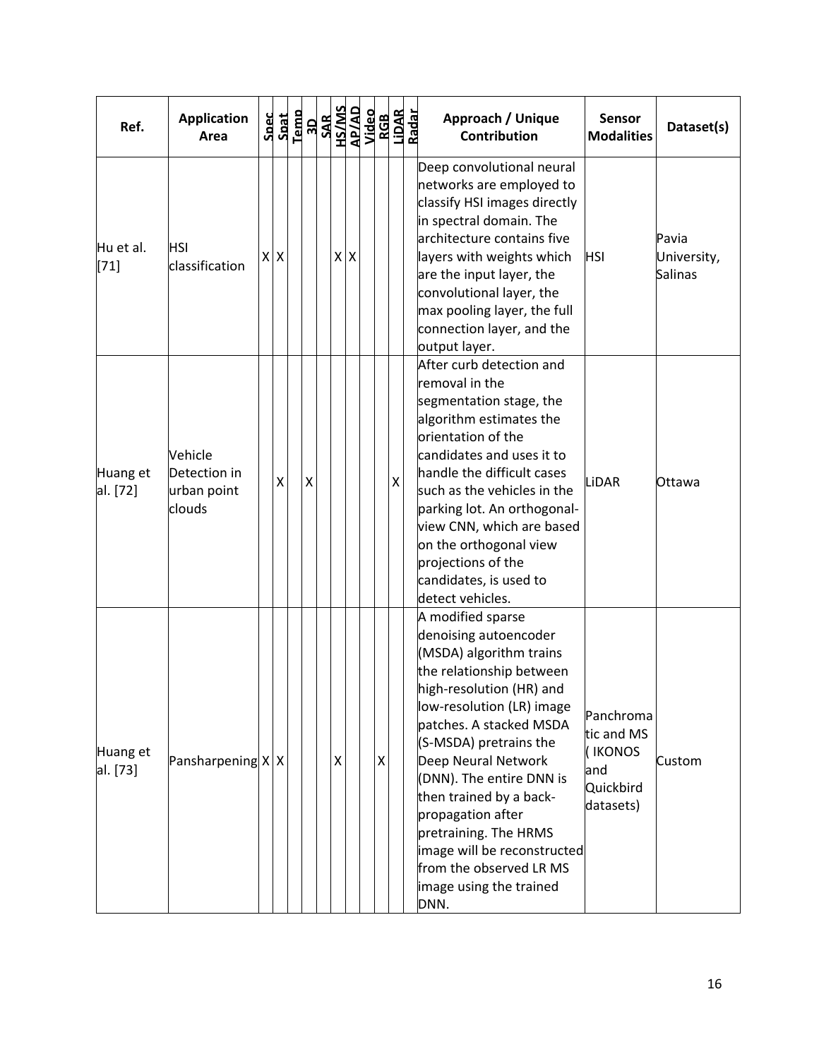| Ref. | Application Area | Spec | Spat | Temp | 3D | SAR | HS/MS | AP/AD | Video | RGB | LiDAR | Radar | Approach / Unique Contribution | Sensor Modalities | Dataset(s) |
|---|---|---|---|---|---|---|---|---|---|---|---|---|---|---|---|
| Hu et al. [71] | HSI classification | X | X | | | | X | X | | | | | Deep convolutional neural networks are employed to classify HSI images directly in spectral domain. The architecture contains five layers with weights which are the input layer, the convolutional layer, the max pooling layer, the full connection layer, and the output layer. | HSI | Pavia University, Salinas |
| Huang et al. [72] | Vehicle Detection in urban point clouds | | X | | X | | | | | | X | | After curb detection and removal in the segmentation stage, the algorithm estimates the orientation of the candidates and uses it to handle the difficult cases such as the vehicles in the parking lot. An orthogonal-view CNN, which are based on the orthogonal view projections of the candidates, is used to detect vehicles. | LiDAR | Ottawa |
| Huang et al. [73] | Pansharpening | X | X | | | | X | | | X | | | A modified sparse denoising autoencoder (MSDA) algorithm trains the relationship between high-resolution (HR) and low-resolution (LR) image patches. A stacked MSDA (S-MSDA) pretrains the Deep Neural Network (DNN). The entire DNN is then trained by a back-propagation after pretraining. The HRMS image will be reconstructed from the observed LR MS image using the trained DNN. | Panchromatic and MS ( IKONOS and Quickbird datasets) | Custom |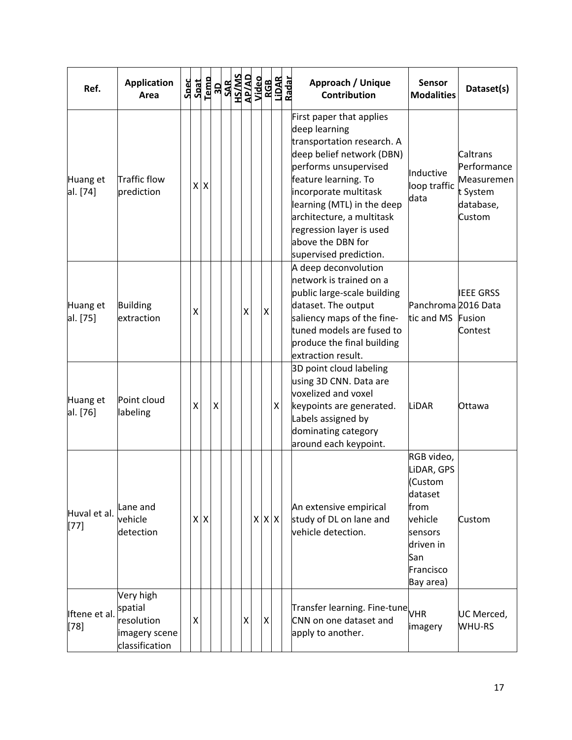| Ref. | Application Area | Spec | Spat | Temp | 3D | SAR | HS/MS | AP/AD | Video | RGB | LiDAR | Radar | Approach / Unique Contribution | Sensor Modalities | Dataset(s) |
|---|---|---|---|---|---|---|---|---|---|---|---|---|---|---|---|
| Huang et al. [74] | Traffic flow prediction | | X | X | | | | | | | | | First paper that applies deep learning transportation research. A deep belief network (DBN) performs unsupervised feature learning. To incorporate multitask learning (MTL) in the deep architecture, a multitask regression layer is used above the DBN for supervised prediction. | Inductive loop traffic data | Caltrans Performance Measurement System database, Custom |
| Huang et al. [75] | Building extraction | | X | | | | | X | | X | | | A deep deconvolution network is trained on a public large-scale building dataset. The output saliency maps of the fine-tuned models are fused to produce the final building extraction result. | Panchromatic and MS | IEEE GRSS 2016 Data Fusion Contest |
| Huang et al. [76] | Point cloud labeling | | X | | X | | | | | | X | | 3D point cloud labeling using 3D CNN. Data are voxelized and voxel keypoints are generated. Labels assigned by dominating category around each keypoint. | LiDAR | Ottawa |
| Huval et al. [77] | Lane and vehicle detection | | X | X | | | | | X | X | X | | An extensive empirical study of DL on lane and vehicle detection. | RGB video, LiDAR, GPS (Custom dataset from vehicle sensors driven in San Francisco Bay area) | Custom |
| Iftene et al. [78] | Very high spatial resolution imagery scene classification | | X | | | | | X | | X | | | Transfer learning. Fine-tune CNN on one dataset and apply to another. | VHR imagery | UC Merced, WHU-RS |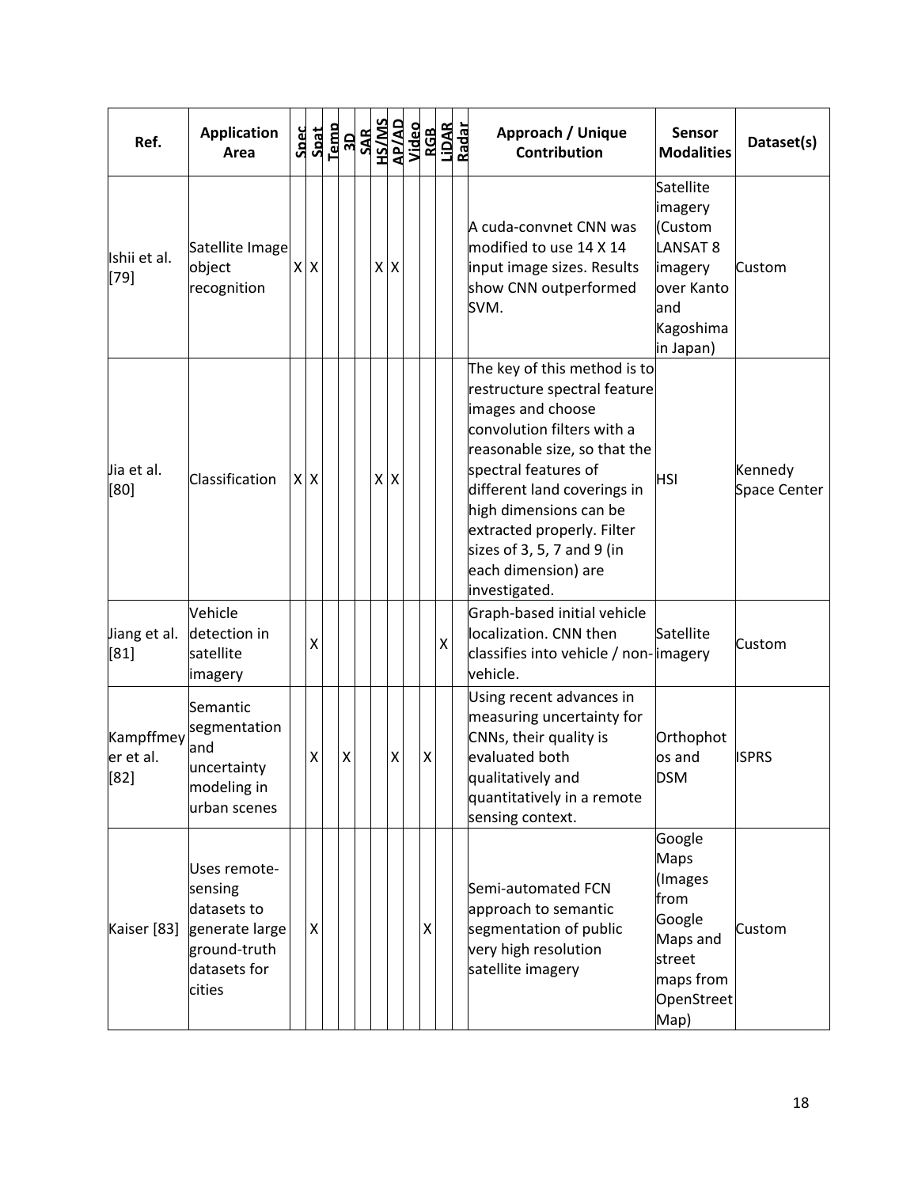| Ref. | Application Area | Spec | Spat | Temp | 3D | SAR | HS/MS | AP/AD | Video | RGB | LiDAR | Radar | Approach / Unique Contribution | Sensor Modalities | Dataset(s) |
|---|---|---|---|---|---|---|---|---|---|---|---|---|---|---|---|
| Ishii et al. [79] | Satellite Image object recognition | X | X | | | | X | X | | | | | A cuda-convnet CNN was modified to use 14 X 14 input image sizes. Results show CNN outperformed SVM. | Satellite imagery (Custom LANSAT 8 imagery over Kanto and Kagoshima in Japan) | Custom |
| Jia et al. [80] | Classification | X | X | | | | X | X | | | | | The key of this method is to restructure spectral feature images and choose convolution filters with a reasonable size, so that the spectral features of different land coverings in high dimensions can be extracted properly. Filter sizes of 3, 5, 7 and 9 (in each dimension) are investigated. | HSI | Kennedy Space Center |
| Jiang et al. [81] | Vehicle detection in satellite imagery | | X | | | | | | | | X | | Graph-based initial vehicle localization. CNN then classifies into vehicle / non-vehicle. | Satellite imagery | Custom |
| Kampffmeyer et al. [82] | Semantic segmentation and uncertainty modeling in urban scenes | | X | | X | | | X | | X | | | Using recent advances in measuring uncertainty for CNNs, their quality is evaluated both qualitatively and quantitatively in a remote sensing context. | Orthophotos and DSM | ISPRS |
| Kaiser [83] | Uses remote-sensing datasets to generate large ground-truth datasets for cities | | X | | | | | | | X | | | Semi-automated FCN approach to semantic segmentation of public very high resolution satellite imagery | Google Maps (Images from Google Maps and street maps from OpenStreetMap) | Custom |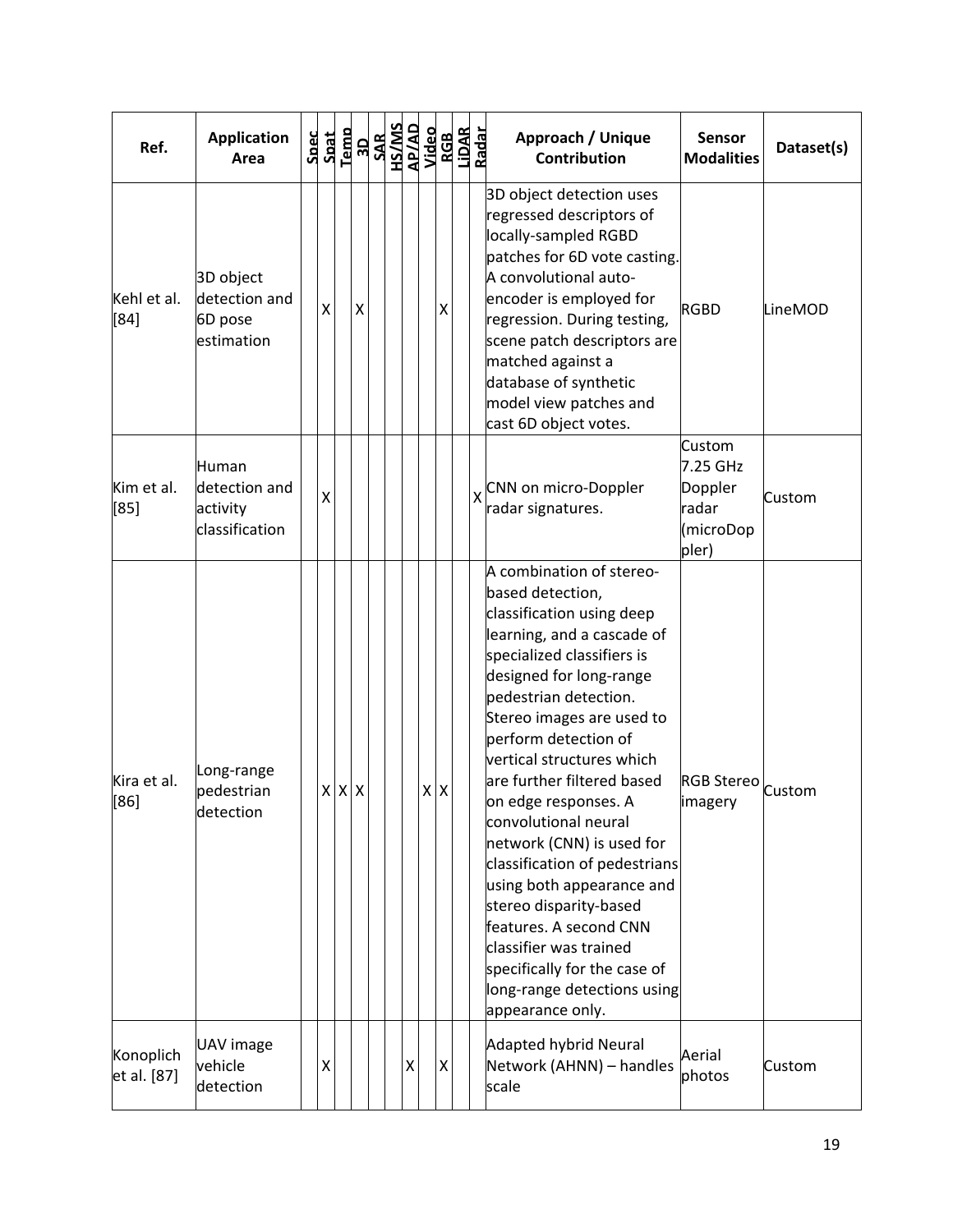| Ref. | Application Area | Spec | Spat | Temp | 3D | SAR | HS/MS | AP/AD | Video | RGB | LiDAR | Radar | Approach / Unique Contribution | Sensor Modalities | Dataset(s) |
|---|---|---|---|---|---|---|---|---|---|---|---|---|---|---|---|
| Kehl et al. [84] | 3D object detection and 6D pose estimation | | X | | X | | | | | X | | | 3D object detection uses regressed descriptors of locally-sampled RGBD patches for 6D vote casting. A convolutional auto-encoder is employed for regression. During testing, scene patch descriptors are matched against a database of synthetic model view patches and cast 6D object votes. | RGBD | LineMOD |
| Kim et al. [85] | Human detection and activity classification | | X | | | | | | | | | X | CNN on micro-Doppler radar signatures. | Custom 7.25 GHz Doppler radar (microDoppler) | Custom |
| Kira et al. [86] | Long-range pedestrian detection | | X | X | X | | | | X | X | | | A combination of stereo-based detection, classification using deep learning, and a cascade of specialized classifiers is designed for long-range pedestrian detection. Stereo images are used to perform detection of vertical structures which are further filtered based on edge responses. A convolutional neural network (CNN) is used for classification of pedestrians using both appearance and stereo disparity-based features. A second CNN classifier was trained specifically for the case of long-range detections using appearance only. | RGB Stereo imagery | Custom |
| Konoplich et al. [87] | UAV image vehicle detection | | X | | | | | X | | X | | | Adapted hybrid Neural Network (AHNN) – handles scale | Aerial photos | Custom |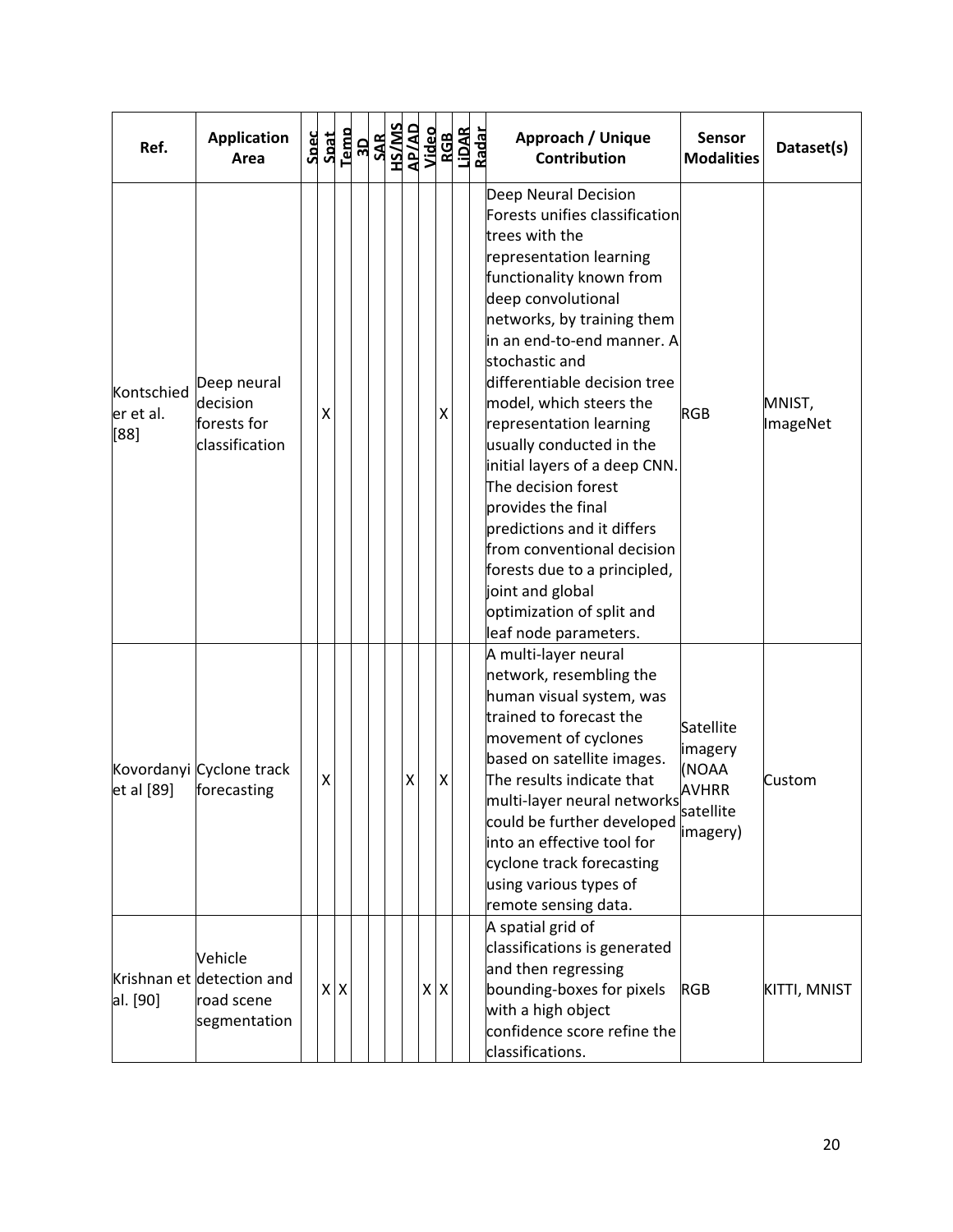| Ref. | Application Area | Spec | Spat | Temp | 3D | SAR | HS/MS | AP/AD | Video | RGB | LiDAR | Radar | Approach / Unique Contribution | Sensor Modalities | Dataset(s) |
|---|---|---|---|---|---|---|---|---|---|---|---|---|---|---|---|
| Kontschieder et al. [88] | Deep neural decision forests for classification | | X | | | | | | | X | | | Deep Neural Decision Forests unifies classification trees with the representation learning functionality known from deep convolutional networks, by training them in an end-to-end manner. A stochastic and differentiable decision tree model, which steers the representation learning usually conducted in the initial layers of a deep CNN. The decision forest provides the final predictions and it differs from conventional decision forests due to a principled, joint and global optimization of split and leaf node parameters. | RGB | MNIST, ImageNet |
| Kovordanyi et al [89] | Cyclone track forecasting | | X | | | | | X | | X | | | A multi-layer neural network, resembling the human visual system, was trained to forecast the movement of cyclones based on satellite images. The results indicate that multi-layer neural networks could be further developed into an effective tool for cyclone track forecasting using various types of remote sensing data. | Satellite imagery (NOAA AVHRR satellite imagery) | Custom |
| Krishnan et al. [90] | Vehicle detection and road scene segmentation | | X | X | | | | | X | X | | | A spatial grid of classifications is generated and then regressing bounding-boxes for pixels with a high object confidence score refine the classifications. | RGB | KITTI, MNIST |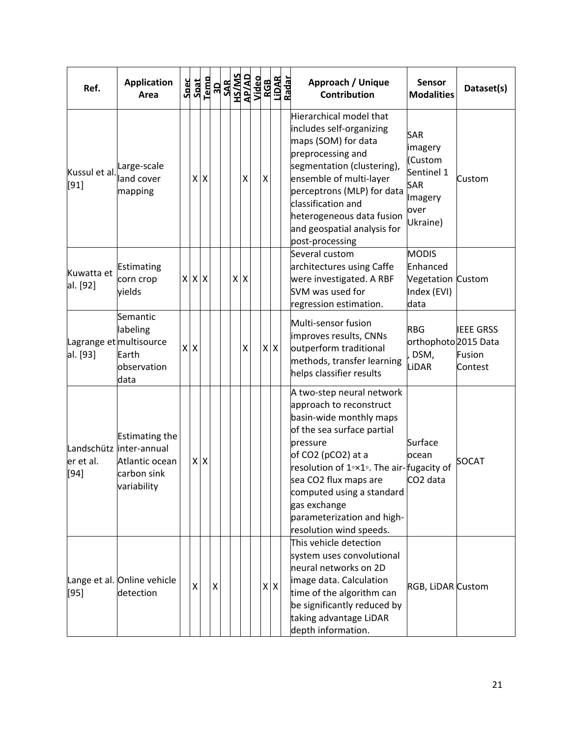| Ref. | Application Area | Spec | Spat | Temp | 3D | SAR | HS/MS | AP/AD | Video | RGB | LiDAR | Radar | Approach / Unique Contribution | Sensor Modalities | Dataset(s) |
|---|---|---|---|---|---|---|---|---|---|---|---|---|---|---|---|
| Kussul et al. [91] | Large-scale land cover mapping | | X | X | | | | X | | X | | | Hierarchical model that includes self-organizing maps (SOM) for data preprocessing and segmentation (clustering), ensemble of multi-layer perceptrons (MLP) for data classification and heterogeneous data fusion and geospatial analysis for post-processing | SAR imagery (Custom Sentinel 1 SAR Imagery over Ukraine) | Custom |
| Kuwatta et al. [92] | Estimating corn crop yields | X | X | X | | | X | X | | | | | Several custom architectures using Caffe were investigated. A RBF SVM was used for regression estimation. | MODIS Enhanced Vegetation Index (EVI) data | Custom |
| Lagrange et al. [93] | Semantic labeling multisource Earth observation data | X | X | | | | | X | | X | X | | Multi-sensor fusion improves results, CNNs outperform traditional methods, transfer learning helps classifier results | RBG orthophoto, DSM, LiDAR | IEEE GRSS 2015 Data Fusion Contest |
| Landschützer et al. [94] | Estimating the inter-annual Atlantic ocean carbon sink variability | | X | X | | | | | | | | | A two-step neural network approach to reconstruct basin-wide monthly maps of the sea surface partial pressure of $CO_2$ ($pCO_2$) at a resolution of $1^\circ \times 1^\circ$. The air-sea $CO_2$ flux maps are computed using a standard gas exchange parameterization and high-resolution wind speeds. | Surface ocean fugacity of $CO_2$ data | SOCAT |
| Lange et al. [95] | Online vehicle detection | | X | | X | | | | | X | X | | This vehicle detection system uses convolutional neural networks on 2D image data. Calculation time of the algorithm can be significantly reduced by taking advantage LiDAR depth information. | RGB, LiDAR | Custom |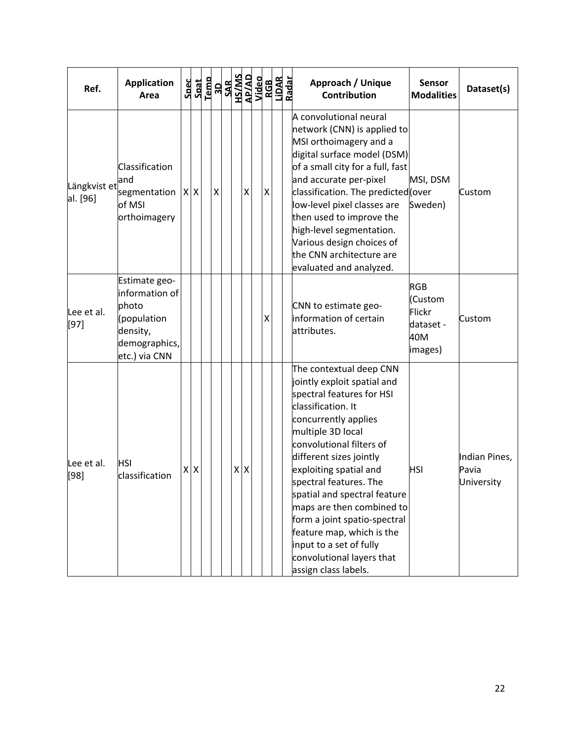| Ref. | Application Area | Spec | Spat | Temp | 3D | SAR | HS/MS | AP/AD | Video | RGB | LiDAR | Radar | Approach / Unique Contribution | Sensor Modalities | Dataset(s) |
|---|---|---|---|---|---|---|---|---|---|---|---|---|---|---|---|
| Längkvist et al. [96] | Classification and segmentation of MSI orthoimagery | X | X | | X | | | X | | X | | | A convolutional neural network (CNN) is applied to MSI orthoimagery and a digital surface model (DSM) of a small city for a full, fast and accurate per-pixel classification. The predicted low-level pixel classes are then used to improve the high-level segmentation. Various design choices of the CNN architecture are evaluated and analyzed. | MSI, DSM (over Sweden) | Custom |
| Lee et al. [97] | Estimate geo-information of photo (population density, demographics, etc.) via CNN | | | | | | | | | X | | | CNN to estimate geo-information of certain attributes. | RGB (Custom Flickr dataset - 40M images) | Custom |
| Lee et al. [98] | HSI classification | X | X | | | | X | X | | | | | The contextual deep CNN jointly exploit spatial and spectral features for HSI classification. It concurrently applies multiple 3D local convolutional filters of different sizes jointly exploiting spatial and spectral features. The spatial and spectral feature maps are then combined to form a joint spatio-spectral feature map, which is the input to a set of fully convolutional layers that assign class labels. | HSI | Indian Pines, Pavia University |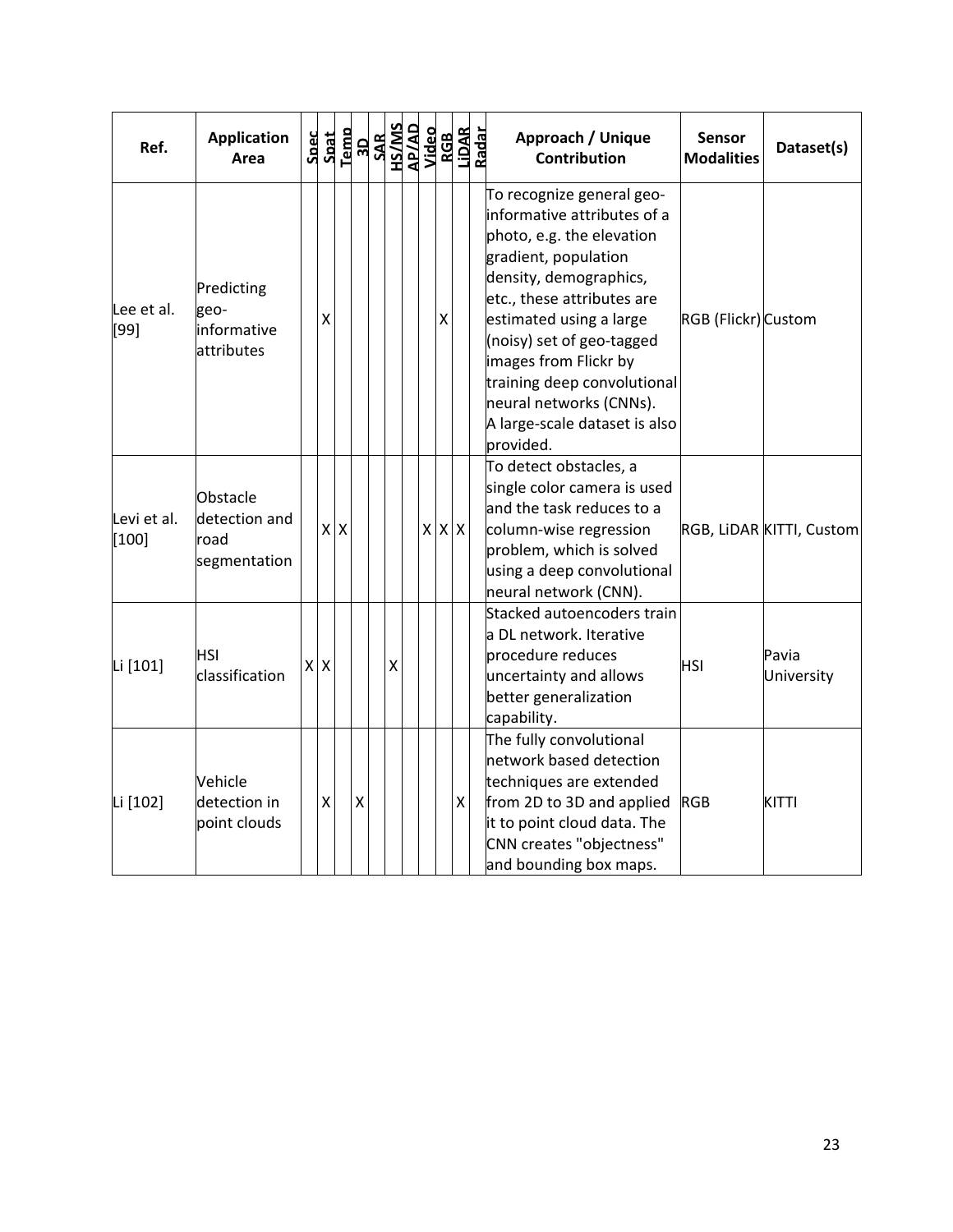| Ref. | Application Area | Spec | Spat | Temp | 3D | SAR | HS/MS | AP/AD | Video | RGB | LiDAR | Radar | Approach / Unique Contribution | Sensor Modalities | Dataset(s) |
|---|---|---|---|---|---|---|---|---|---|---|---|---|---|---|---|
| Lee et al. [99] | Predicting geo-informative attributes | | X | | | | | | | X | | | To recognize general geo-informative attributes of a photo, e.g. the elevation gradient, population density, demographics, etc., these attributes are estimated using a large (noisy) set of geo-tagged images from Flickr by training deep convolutional neural networks (CNNs). A large-scale dataset is also provided. | RGB (Flickr) | Custom |
| Levi et al. [100] | Obstacle detection and road segmentation | | X | X | | | | | X | X | X | | To detect obstacles, a single color camera is used and the task reduces to a column-wise regression problem, which is solved using a deep convolutional neural network (CNN). | RGB, LiDAR | KITTI, Custom |
| Li [101] | HSI classification | X | X | | | | X | | | | | | Stacked autoencoders train a DL network. Iterative procedure reduces uncertainty and allows better generalization capability. | HSI | Pavia University |
| Li [102] | Vehicle detection in point clouds | | X | | X | | | | | | X | | The fully convolutional network based detection techniques are extended from 2D to 3D and applied it to point cloud data. The CNN creates "objectness" and bounding box maps. | RGB | KITTI |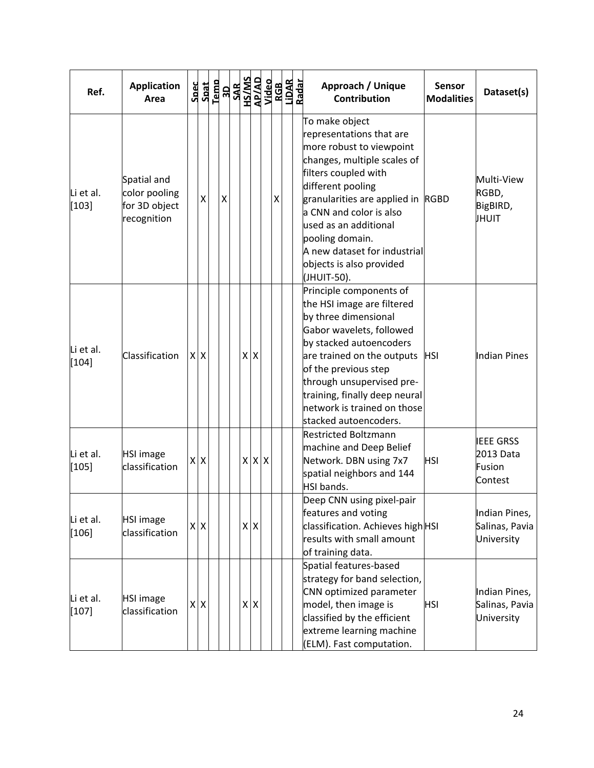| Ref. | Application Area | Spec | Spat | Temp | 3D | SAR | HS/MS | AP/AD | Video | RGB | LiDAR | Radar | Approach / Unique Contribution | Sensor Modalities | Dataset(s) |
|---|---|---|---|---|---|---|---|---|---|---|---|---|---|---|---|
| Li et al. [103] | Spatial and color pooling for 3D object recognition | | X | | X | | | | | X | | | To make object representations that are more robust to viewpoint changes, multiple scales of filters coupled with different pooling granularities are applied in a CNN and color is also used as an additional pooling domain. A new dataset for industrial objects is also provided (JHUIT-50). | RGBD | Multi-View RGBD, BigBIRD, JHUIT |
| Li et al. [104] | Classification | X | X | | | | X | X | | | | | Principle components of the HSI image are filtered by three dimensional Gabor wavelets, followed by stacked autoencoders are trained on the outputs of the previous step through unsupervised pre-training, finally deep neural network is trained on those stacked autoencoders. | HSI | Indian Pines |
| Li et al. [105] | HSI image classification | X | X | | | | X | X | X | | | | Restricted Boltzmann machine and Deep Belief Network. DBN using 7x7 spatial neighbors and 144 HSI bands. | HSI | IEEE GRSS 2013 Data Fusion Contest |
| Li et al. [106] | HSI image classification | X | X | | | | X | X | | | | | Deep CNN using pixel-pair features and voting classification. Achieves high results with small amount of training data. | HSI | Indian Pines, Salinas, Pavia University |
| Li et al. [107] | HSI image classification | X | X | | | | X | X | | | | | Spatial features-based strategy for band selection, CNN optimized parameter model, then image is classified by the efficient extreme learning machine (ELM). Fast computation. | HSI | Indian Pines, Salinas, Pavia University |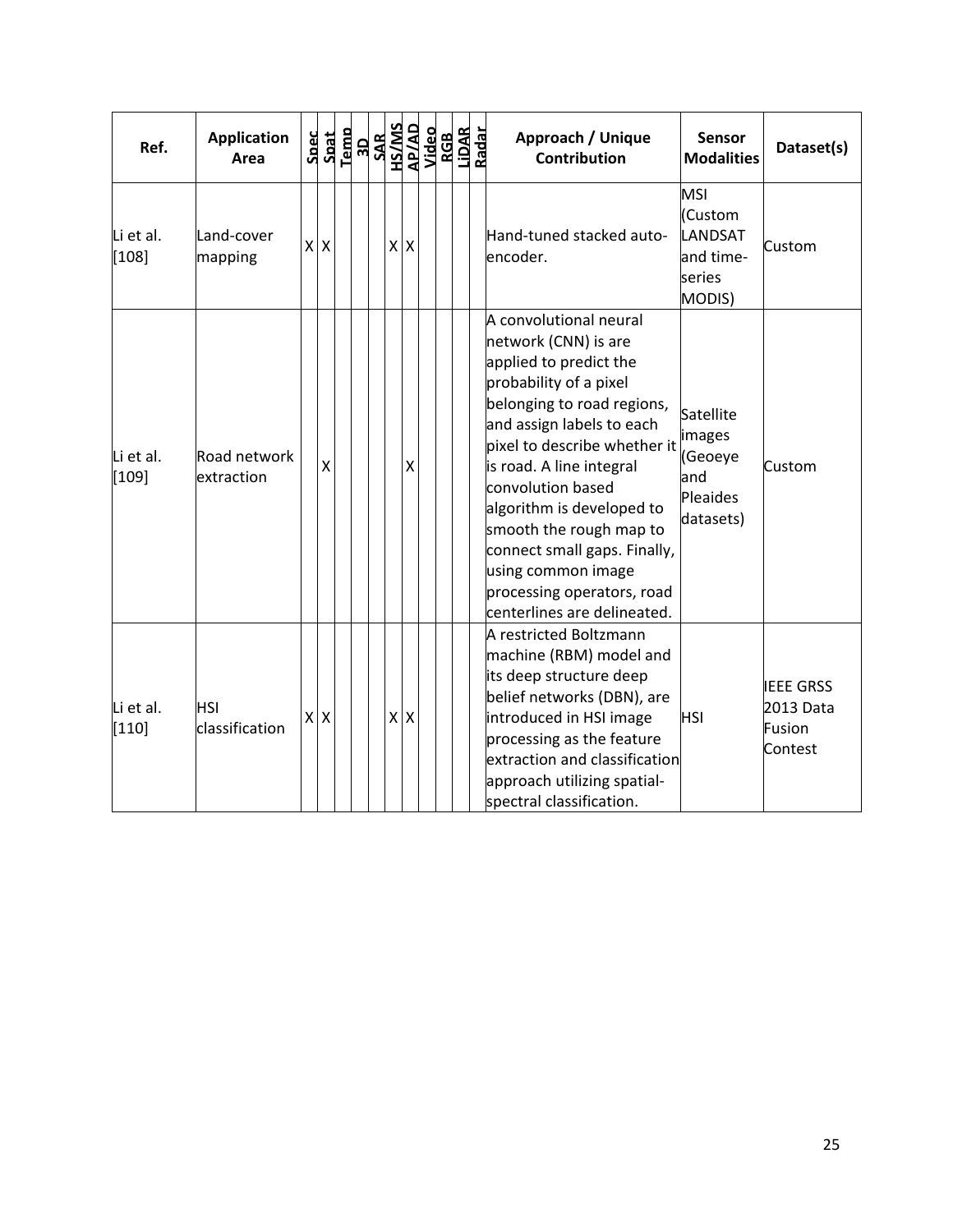| Ref. | Application Area | Spec | Spat | Temp | 3D | SAR | HS/MS | AP/AD | Video | RGB | LiDAR | Radar | Approach / Unique Contribution | Sensor Modalities | Dataset(s) |
|---|---|---|---|---|---|---|---|---|---|---|---|---|---|---|---|
| Li et al. [108] | Land-cover mapping | X | X | | | | X | X | | | | | Hand-tuned stacked auto-encoder. | MSI (Custom LANDSAT and time-series MODIS) | Custom |
| Li et al. [109] | Road network extraction | | X | | | | | X | | | | | A convolutional neural network (CNN) is are applied to predict the probability of a pixel belonging to road regions, and assign labels to each pixel to describe whether it is road. A line integral convolution based algorithm is developed to smooth the rough map to connect small gaps. Finally, using common image processing operators, road centerlines are delineated. | Satellite images (Geoeye and Pleaides datasets) | Custom |
| Li et al. [110] | HSI classification | X | X | | | | X | X | | | | | A restricted Boltzmann machine (RBM) model and its deep structure deep belief networks (DBN), are introduced in HSI image processing as the feature extraction and classification approach utilizing spatial-spectral classification. | HSI | IEEE GRSS 2013 Data Fusion Contest |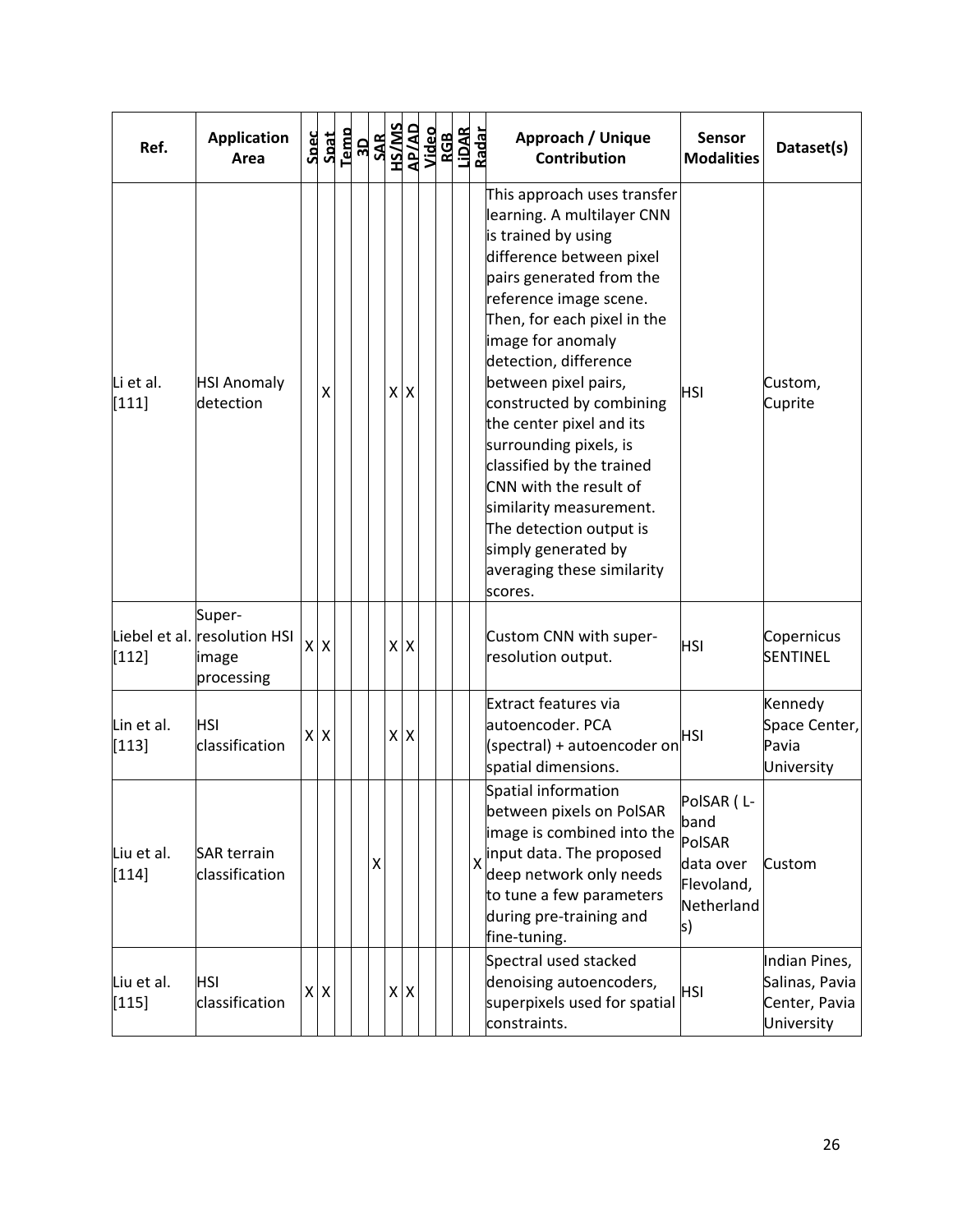| Ref. | Application Area | Spec | Spat | Temp | 3D | SAR | HS/MS | AP/AD | Video | RGB | LiDAR | Radar | Approach / Unique Contribution | Sensor Modalities | Dataset(s) |
|---|---|---|---|---|---|---|---|---|---|---|---|---|---|---|---|
| Li et al. [111] | HSI Anomaly detection | | X | | | | X | X | | | | | This approach uses transfer learning. A multilayer CNN is trained by using difference between pixel pairs generated from the reference image scene. Then, for each pixel in the image for anomaly detection, difference between pixel pairs, constructed by combining the center pixel and its surrounding pixels, is classified by the trained CNN with the result of similarity measurement. The detection output is simply generated by averaging these similarity scores. | HSI | Custom, Cuprite |
| Liebel et al. [112] | Super-resolution HSI image processing | X | X | | | | X | X | | | | | Custom CNN with super-resolution output. | HSI | Copernicus SENTINEL |
| Lin et al. [113] | HSI classification | X | X | | | | X | X | | | | | Extract features via autoencoder. PCA (spectral) + autoencoder on spatial dimensions. | HSI | Kennedy Space Center, Pavia University |
| Liu et al. [114] | SAR terrain classification | | | | | X | | | | | | X | Spatial information between pixels on PolSAR image is combined into the input data. The proposed deep network only needs to tune a few parameters during pre-training and fine-tuning. | PolSAR ( L-band PolSAR data over Flevoland, Netherlands) | Custom |
| Liu et al. [115] | HSI classification | X | X | | | | X | X | | | | | Spectral used stacked denoising autoencoders, superpixels used for spatial constraints. | HSI | Indian Pines, Salinas, Pavia Center, Pavia University |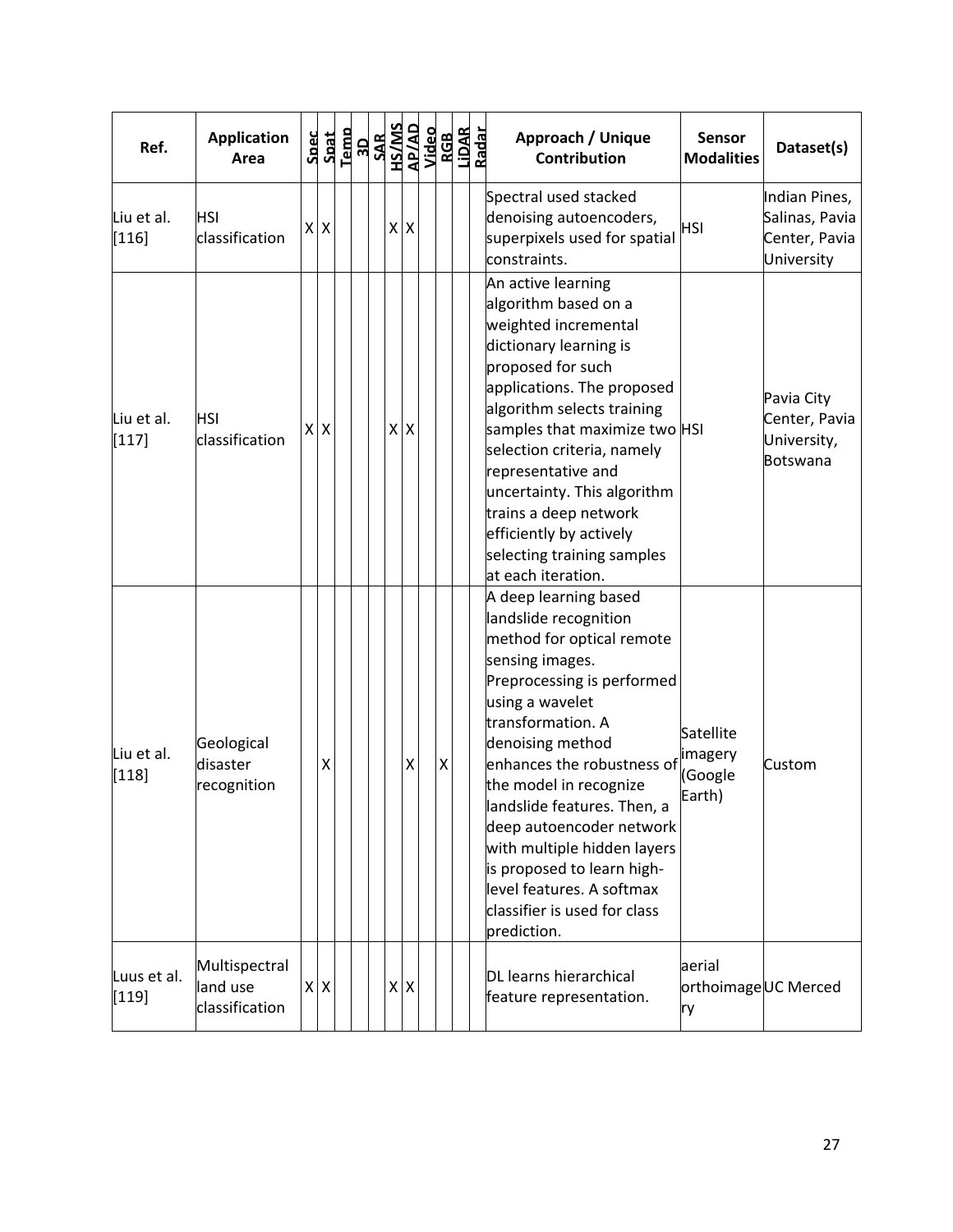| Ref. | Application Area | Spec | Spat | Temp | 3D | SAR | HS/MS | AP/AD | Video | RGB | LiDAR | Radar | Approach / Unique Contribution | Sensor Modalities | Dataset(s) |
|---|---|---|---|---|---|---|---|---|---|---|---|---|---|---|---|
| Liu et al. [116] | HSI classification | X | X | | | | X | X | | | | | Spectral used stacked denoising autoencoders, superpixels used for spatial constraints. | HSI | Indian Pines, Salinas, Pavia Center, Pavia University |
| Liu et al. [117] | HSI classification | X | X | | | | X | X | | | | | An active learning algorithm based on a weighted incremental dictionary learning is proposed for such applications. The proposed algorithm selects training samples that maximize two selection criteria, namely representative and uncertainty. This algorithm trains a deep network efficiently by actively selecting training samples at each iteration. | HSI | Pavia City Center, Pavia University, Botswana |
| Liu et al. [118] | Geological disaster recognition | | X | | | | | X | | X | | | A deep learning based landslide recognition method for optical remote sensing images. Preprocessing is performed using a wavelet transformation. A denoising method enhances the robustness of the model in recognize landslide features. Then, a deep autoencoder network with multiple hidden layers is proposed to learn high-level features. A softmax classifier is used for class prediction. | Satellite imagery (Google Earth) | Custom |
| Luus et al. [119] | Multispectral land use classification | X | X | | | | X | X | | | | | DL learns hierarchical feature representation. | aerial orthoimagery | UC Merced |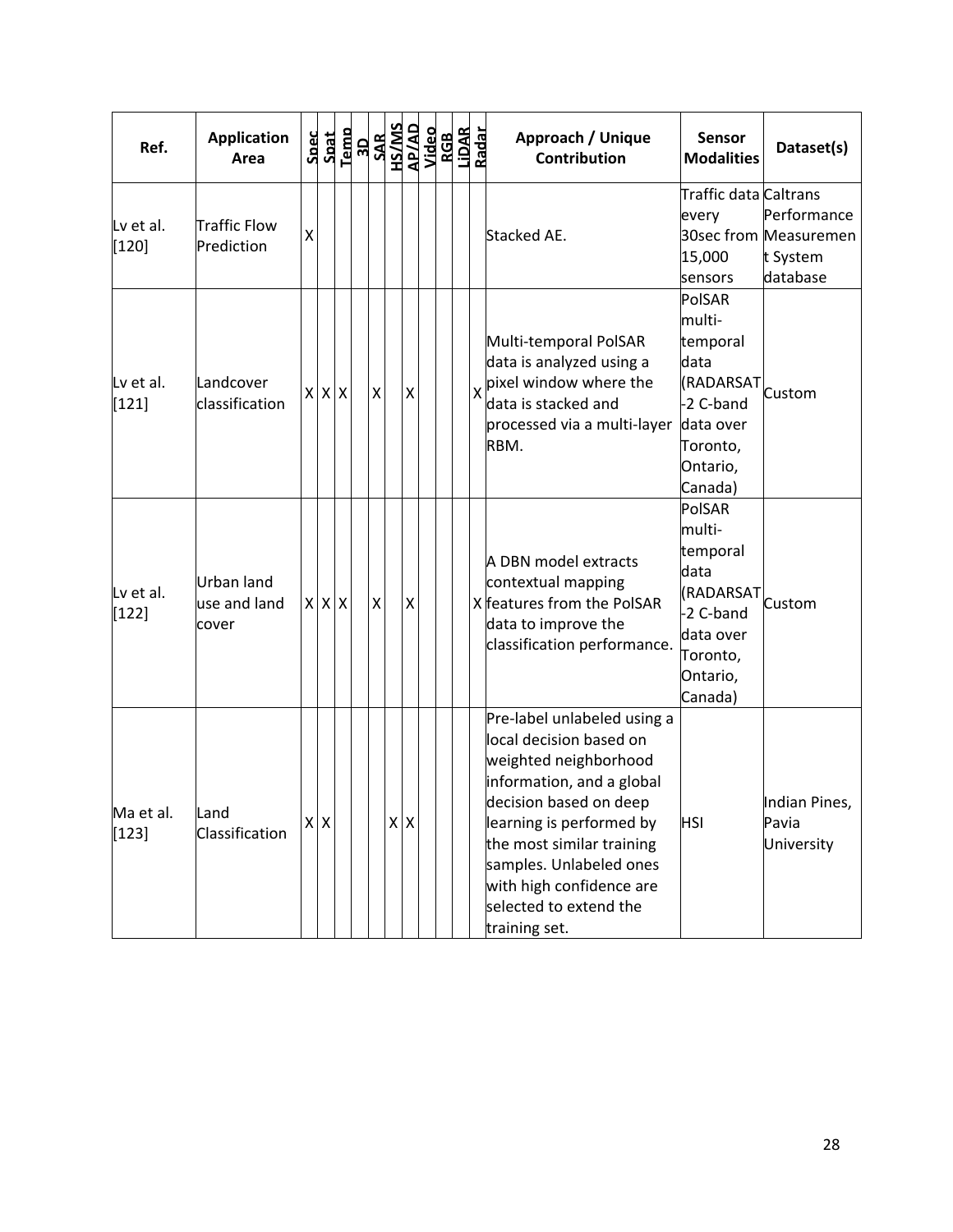| Ref. | Application Area | Spec | Spat | Temp | 3D | SAR | HS/MS | AP/AD | Video | RGB | LiDAR | Radar | Approach / Unique Contribution | Sensor Modalities | Dataset(s) |
|---|---|---|---|---|---|---|---|---|---|---|---|---|---|---|---|
| Lv et al. [120] | Traffic Flow Prediction | X | | | | | | | | | | | Stacked AE. | Traffic data every 30sec from 15,000 sensors | Caltrans Performance Measurement System database |
| Lv et al. [121] | Landcover classification | X | X | X | | X | | X | | | | X | Multi-temporal PolSAR data is analyzed using a pixel window where the data is stacked and processed via a multi-layer RBM. | PolSAR multi-temporal data (RADARSAT-2 C-band data over Toronto, Ontario, Canada) | Custom |
| Lv et al. [122] | Urban land use and land cover | X | X | X | | X | | X | | | | X | A DBN model extracts contextual mapping features from the PolSAR data to improve the classification performance. | PolSAR multi-temporal data (RADARSAT-2 C-band data over Toronto, Ontario, Canada) | Custom |
| Ma et al. [123] | Land Classification | X | X | | | | X | X | | | | | Pre-label unlabeled using a local decision based on weighted neighborhood information, and a global decision based on deep learning is performed by the most similar training samples. Unlabeled ones with high confidence are selected to extend the training set. | HSI | Indian Pines, Pavia University |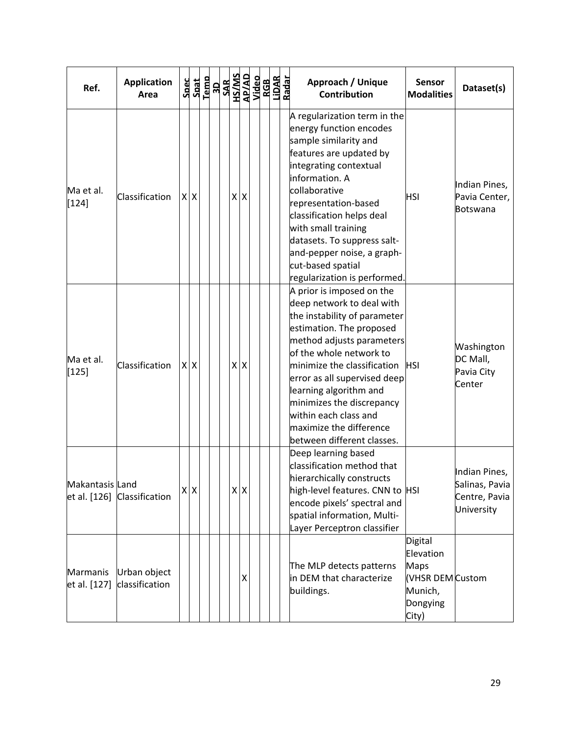| Ref. | Application Area | Spec | Spat | Temp | 3D | SAR | HS/MS | AP/AD | Video | RGB | LiDAR | Radar | Approach / Unique Contribution | Sensor Modalities | Dataset(s) |
|---|---|---|---|---|---|---|---|---|---|---|---|---|---|---|---|
| Ma et al. [124] | Classification | X | X | | | | X | X | | | | | A regularization term in the energy function encodes sample similarity and features are updated by integrating contextual information. A collaborative representation-based classification helps deal with small training datasets. To suppress salt-and-pepper noise, a graph-cut-based spatial regularization is performed. | HSI | Indian Pines, Pavia Center, Botswana |
| Ma et al. [125] | Classification | X | X | | | | X | X | | | | | A prior is imposed on the deep network to deal with the instability of parameter estimation. The proposed method adjusts parameters of the whole network to minimize the classification error as all supervised deep learning algorithm and minimizes the discrepancy within each class and maximize the difference between different classes. | HSI | Washington DC Mall, Pavia City Center |
| Makantasis et al. [126] | Land Classification | X | X | | | | X | X | | | | | Deep learning based classification method that hierarchically constructs high-level features. CNN to encode pixels' spectral and spatial information, Multi-Layer Perceptron classifier | HSI | Indian Pines, Salinas, Pavia Centre, Pavia University |
| Marmanis et al. [127] | Urban object classification | | | | | | | X | | | | | The MLP detects patterns in DEM that characterize buildings. | Digital Elevation Maps (VHSR DEM Munich, Dongying City) | Custom |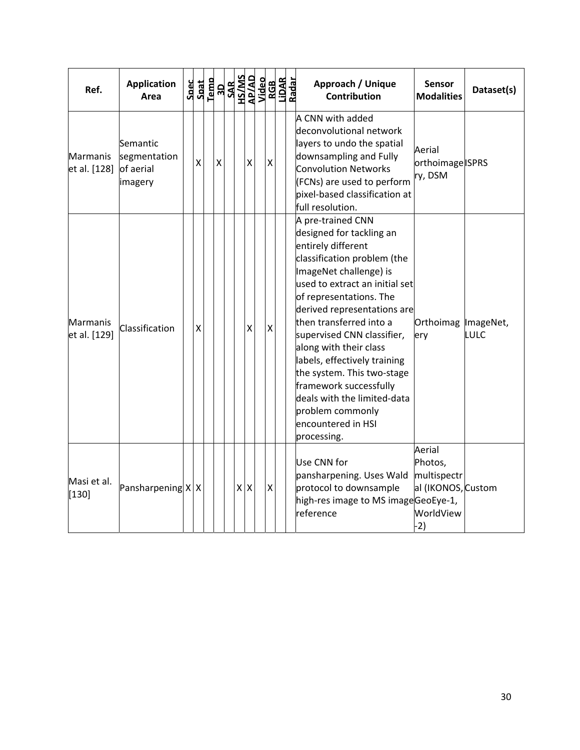| Ref. | Application Area | Spec | Spat | Temp | 3D | SAR | HS/MS | AP/AD | Video | RGB | LiDAR | Radar | Approach / Unique Contribution | Sensor Modalities | Dataset(s) |
|---|---|---|---|---|---|---|---|---|---|---|---|---|---|---|---|
| Marmanis et al. [128] | Semantic segmentation of aerial imagery | | X | | X | | | X | | X | | | A CNN with added deconvolutional network layers to undo the spatial downsampling and Fully Convolution Networks (FCNs) are used to perform pixel-based classification at full resolution. | Aerial orthoimagery, DSM | ISPRS |
| Marmanis et al. [129] | Classification | | X | | | | | X | | X | | | A pre-trained CNN designed for tackling an entirely different classification problem (the ImageNet challenge) is used to extract an initial set of representations. The derived representations are then transferred into a supervised CNN classifier, along with their class labels, effectively training the system. This two-stage framework successfully deals with the limited-data problem commonly encountered in HSI processing. | Orthoimagery | ImageNet, LULC |
| Masi et al. [130] | Pansharpening | X | X | | | | X | X | | X | | | Use CNN for pansharpening. Uses Wald protocol to downsample high-res image to MS image reference | Aerial Photos, multispectral (IKONOS, GeoEye-1, WorldView-2) | Custom |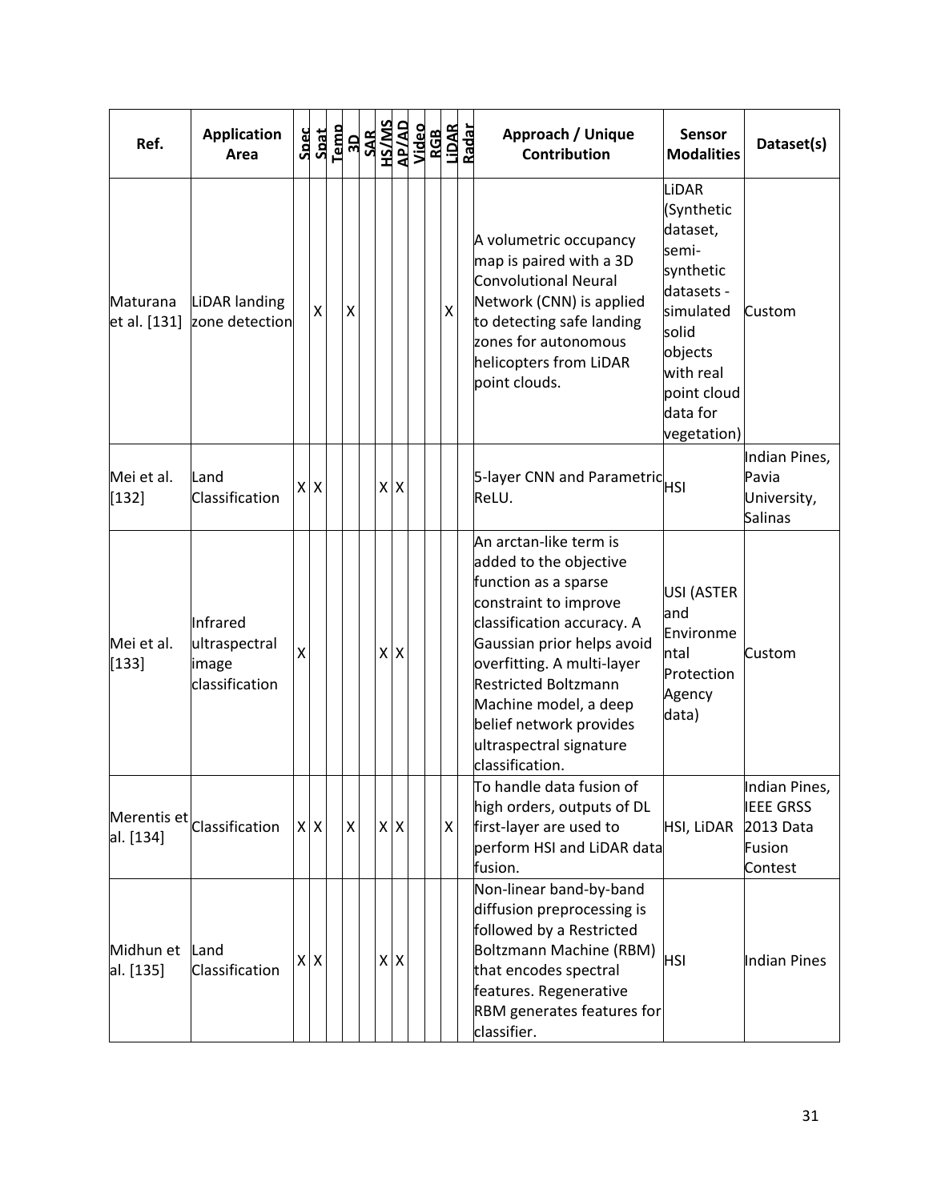| Ref. | Application Area | Spec | Spat | Temp | 3D | SAR | HS/MS | AP/AD | Video | RGB | LiDAR | Radar | Approach / Unique Contribution | Sensor Modalities | Dataset(s) |
|---|---|---|---|---|---|---|---|---|---|---|---|---|---|---|---|
| Maturana et al. [131] | LiDAR landing zone detection | | X | | X | | | | | | X | | A volumetric occupancy map is paired with a 3D Convolutional Neural Network (CNN) is applied to detecting safe landing zones for autonomous helicopters from LiDAR point clouds. | LiDAR (Synthetic dataset, semi-synthetic datasets - simulated solid objects with real point cloud data for vegetation) | Custom |
| Mei et al. [132] | Land Classification | X | X | | | | X | X | | | | | 5-layer CNN and Parametric ReLU. | HSI | Indian Pines, Pavia University, Salinas |
| Mei et al. [133] | Infrared ultraspectral image classification | X | | | | | X | X | | | | | An arctan-like term is added to the objective function as a sparse constraint to improve classification accuracy. A Gaussian prior helps avoid overfitting. A multi-layer Restricted Boltzmann Machine model, a deep belief network provides ultraspectral signature classification. | USI (ASTER and Environmental Protection Agency data) | Custom |
| Merentis et al. [134] | Classification | X | X | | X | | X | X | | | X | | To handle data fusion of high orders, outputs of DL first-layer are used to perform HSI and LiDAR data fusion. | HSI, LiDAR | Indian Pines, IEEE GRSS 2013 Data Fusion Contest |
| Midhun et al. [135] | Land Classification | X | X | | | | X | X | | | | | Non-linear band-by-band diffusion preprocessing is followed by a Restricted Boltzmann Machine (RBM) that encodes spectral features. Regenerative RBM generates features for classifier. | HSI | Indian Pines |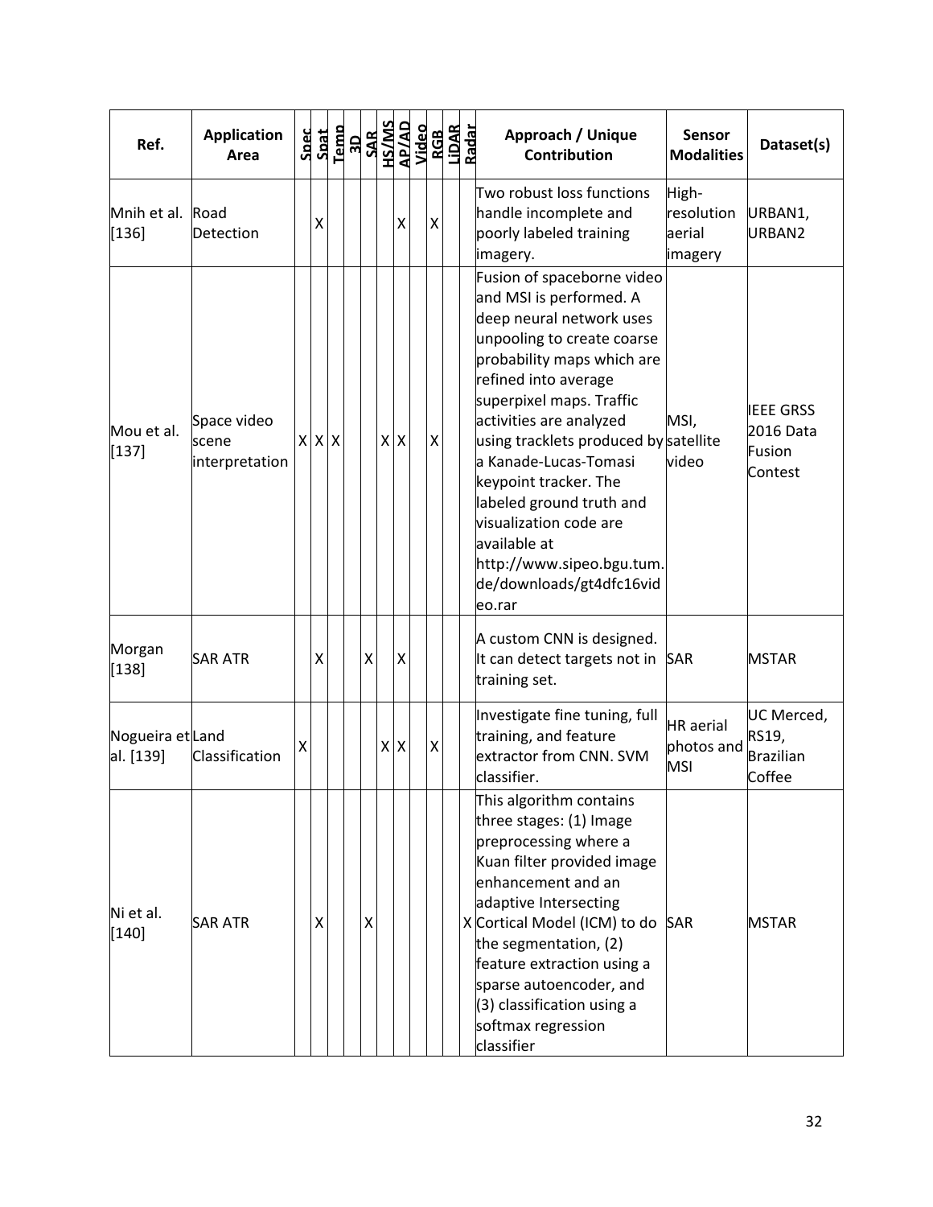| Ref. | Application Area | Spec | Spat | Temp | 3D | SAR | HS/MS | AP/AD | Video | RGB | LiDAR | Radar | Approach / Unique Contribution | Sensor Modalities | Dataset(s) |
|---|---|---|---|---|---|---|---|---|---|---|---|---|---|---|---|
| Mnih et al. [136] | Road Detection | | X | | | | | X | | X | | | Two robust loss functions handle incomplete and poorly labeled training imagery. | High-resolution aerial imagery | URBAN1, URBAN2 |
| Mou et al. [137] | Space video scene interpretation | X | X | X | | | X | X | | X | | | Fusion of spaceborne video and MSI is performed. A deep neural network uses unpooling to create coarse probability maps which are refined into average superpixel maps. Traffic activities are analyzed using tracklets produced by a Kanade-Lucas-Tomasi keypoint tracker. The labeled ground truth and visualization code are available at http://www.sipeo.bgu.tum.de/downloads/gt4dfc16video.rar | MSI, satellite video | IEEE GRSS 2016 Data Fusion Contest |
| Morgan [138] | SAR ATR | | X | | | X | | X | | | | | A custom CNN is designed. It can detect targets not in training set. | SAR | MSTAR |
| Nogueira et al. [139] | Land Classification | X | | | | | X | X | | X | | | Investigate fine tuning, full training, and feature extractor from CNN. SVM classifier. | HR aerial photos and MSI | UC Merced, RS19, Brazilian Coffee |
| Ni et al. [140] | SAR ATR | | X | | | X | | | | | | X | This algorithm contains three stages: (1) Image preprocessing where a Kuan filter provided image enhancement and an adaptive Intersecting Cortical Model (ICM) to do the segmentation, (2) feature extraction using a sparse autoencoder, and (3) classification using a softmax regression classifier | SAR | MSTAR |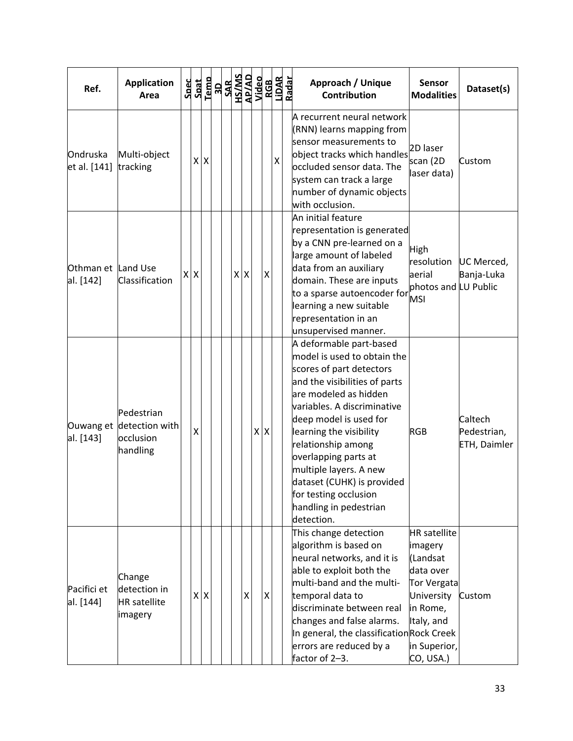| Ref. | Application Area | Spec | Spat | Temp | 3D | SAR | HS/MS | AP/AD | Video | RGB | LiDAR | Radar | Approach / Unique Contribution | Sensor Modalities | Dataset(s) |
|---|---|---|---|---|---|---|---|---|---|---|---|---|---|---|---|
| Ondruska et al. [141] | Multi-object tracking | | X | X | | | | | | | X | | A recurrent neural network (RNN) learns mapping from sensor measurements to object tracks which handles occluded sensor data. The system can track a large number of dynamic objects with occlusion. | 2D laser scan (2D laser data) | Custom |
| Othman et al. [142] | Land Use Classification | X | X | | | | X | X | | X | | | An initial feature representation is generated by a CNN pre-learned on a large amount of labeled data from an auxiliary domain. These are inputs to a sparse autoencoder for learning a new suitable representation in an unsupervised manner. | High resolution aerial photos and MSI | UC Merced, Banja-Luka LU Public |
| Ouwang et al. [143] | Pedestrian detection with occlusion handling | | X | | | | | | X | X | | | A deformable part-based model is used to obtain the scores of part detectors and the visibilities of parts are modeled as hidden variables. A discriminative deep model is used for learning the visibility relationship among overlapping parts at multiple layers. A new dataset (CUHK) is provided for testing occlusion handling in pedestrian detection. | RGB | Caltech Pedestrian, ETH, Daimler |
| Pacifici et al. [144] | Change detection in HR satellite imagery | | X | X | | | | X | | X | | | This change detection algorithm is based on neural networks, and it is able to exploit both the multi-band and the multi-temporal data to discriminate between real changes and false alarms. In general, the classification errors are reduced by a factor of 2–3. | HR satellite imagery (Landsat data over Tor Vergata University in Rome, Italy, and Rock Creek in Superior, CO, USA.) | Custom |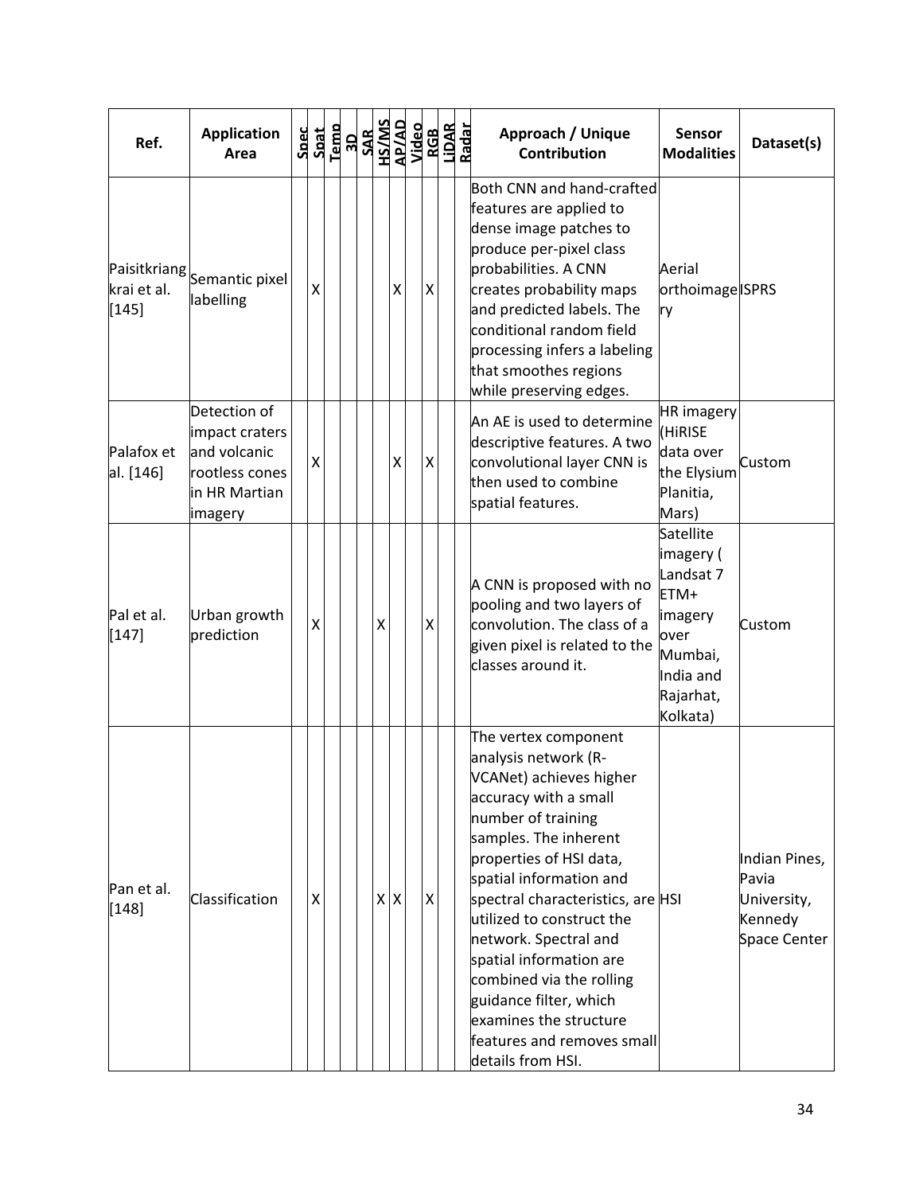| Ref. | Application Area | Spec | Spat | Temp | 3D | SAR | HS/MS | AP/AD | Video | RGB | LiDAR | Radar | Approach / Unique Contribution | Sensor Modalities | Dataset(s) |
|---|---|---|---|---|---|---|---|---|---|---|---|---|---|---|---|
| Paisitkriangkrai et al. [145] | Semantic pixel labelling | | X | | | | | X | | X | | | Both CNN and hand-crafted features are applied to dense image patches to produce per-pixel class probabilities. A CNN creates probability maps and predicted labels. The conditional random field processing infers a labeling that smoothes regions while preserving edges. | Aerial orthoimagery | ISPRS |
| Palafox et al. [146] | Detection of impact craters and volcanic rootless cones in HR Martian imagery | | X | | | | | X | | X | | | An AE is used to determine descriptive features. A two convolutional layer CNN is then used to combine spatial features. | HR imagery (HiRISE data over the Elysium Planitia, Mars) | Custom |
| Pal et al. [147] | Urban growth prediction | | X | | | | X | | | X | | | A CNN is proposed with no pooling and two layers of convolution. The class of a given pixel is related to the classes around it. | Satellite imagery ( Landsat 7 ETM+ imagery over Mumbai, India and Rajarhat, Kolkata) | Custom |
| Pan et al. [148] | Classification | | X | | | | X | X | | X | | | The vertex component analysis network (R-VCANet) achieves higher accuracy with a small number of training samples. The inherent properties of HSI data, spatial information and spectral characteristics, are utilized to construct the network. Spectral and spatial information are combined via the rolling guidance filter, which examines the structure features and removes small details from HSI. | HSI | Indian Pines, Pavia University, Kennedy Space Center |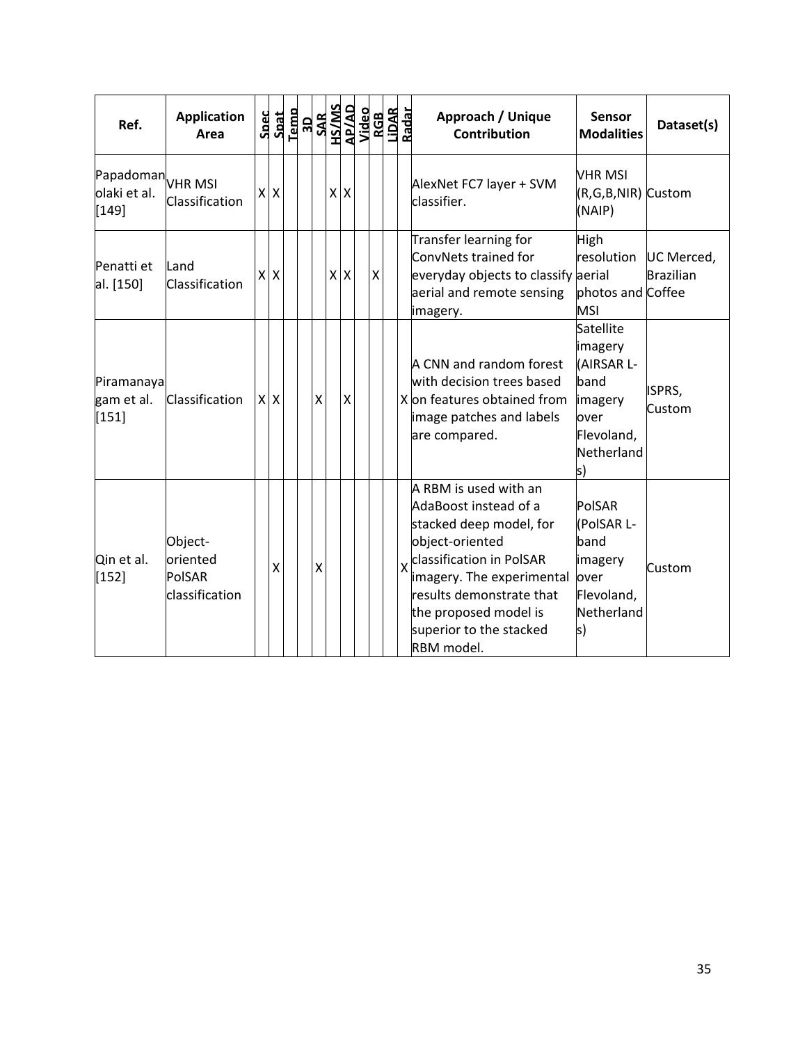| Ref. | Application Area | Spec | Spat | Temp | 3D | SAR | HS/MS | AP/AD | Video | RGB | LiDAR | Radar | Approach / Unique Contribution | Sensor Modalities | Dataset(s) |
|---|---|---|---|---|---|---|---|---|---|---|---|---|---|---|---|
| Papadomanolaki et al. [149] | VHR MSI Classification | X | X | | | | X | X | | | | | AlexNet FC7 layer + SVM classifier. | VHR MSI (R,G,B,NIR) (NAIP) | Custom |
| Penatti et al. [150] | Land Classification | X | X | | | | X | X | | X | | | Transfer learning for ConvNets trained for everyday objects to classify aerial and remote sensing imagery. | High resolution aerial photos and MSI | UC Merced, Brazilian Coffee |
| Piramanayagam et al. [151] | Classification | X | X | | | X | | X | | | | X | A CNN and random forest with decision trees based on features obtained from image patches and labels are compared. | Satellite imagery (AIRSAR L-band imagery over Flevoland, Netherlands) | ISPRS, Custom |
| Qin et al. [152] | Object-oriented PolSAR classification | | X | | | X | | | | | | X | A RBM is used with an AdaBoost instead of a stacked deep model, for object-oriented classification in PolSAR imagery. The experimental results demonstrate that the proposed model is superior to the stacked RBM model. | PolSAR (PolSAR L-band imagery over Flevoland, Netherlands) | Custom |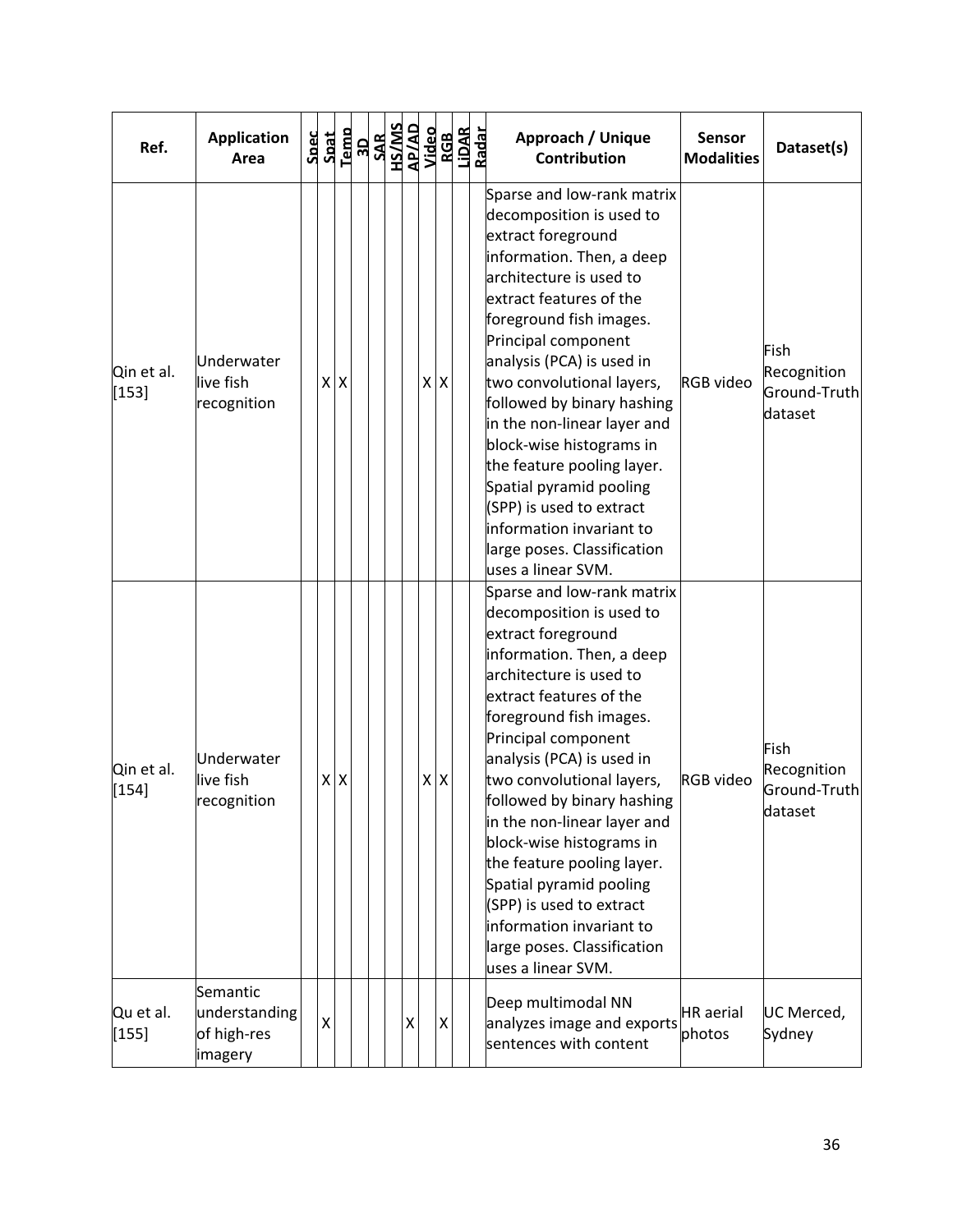| Ref. | Application Area | Spec | Spat | Temp | 3D | SAR | HS/MS | AP/AD | Video | RGB | LiDAR | Radar | Approach / Unique Contribution | Sensor Modalities | Dataset(s) |
|---|---|---|---|---|---|---|---|---|---|---|---|---|---|---|---|
| Qin et al. [153] | Underwater live fish recognition | | X | X | | | | | X | X | | | Sparse and low-rank matrix decomposition is used to extract foreground information. Then, a deep architecture is used to extract features of the foreground fish images. Principal component analysis (PCA) is used in two convolutional layers, followed by binary hashing in the non-linear layer and block-wise histograms in the feature pooling layer. Spatial pyramid pooling (SPP) is used to extract information invariant to large poses. Classification uses a linear SVM. | RGB video | Fish Recognition Ground-Truth dataset |
| Qin et al. [154] | Underwater live fish recognition | | X | X | | | | | X | X | | | Sparse and low-rank matrix decomposition is used to extract foreground information. Then, a deep architecture is used to extract features of the foreground fish images. Principal component analysis (PCA) is used in two convolutional layers, followed by binary hashing in the non-linear layer and block-wise histograms in the feature pooling layer. Spatial pyramid pooling (SPP) is used to extract information invariant to large poses. Classification uses a linear SVM. | RGB video | Fish Recognition Ground-Truth dataset |
| Qu et al. [155] | Semantic understanding of high-res imagery | | X | | | | | X | | X | | | Deep multimodal NN analyzes image and exports sentences with content | HR aerial photos | UC Merced, Sydney |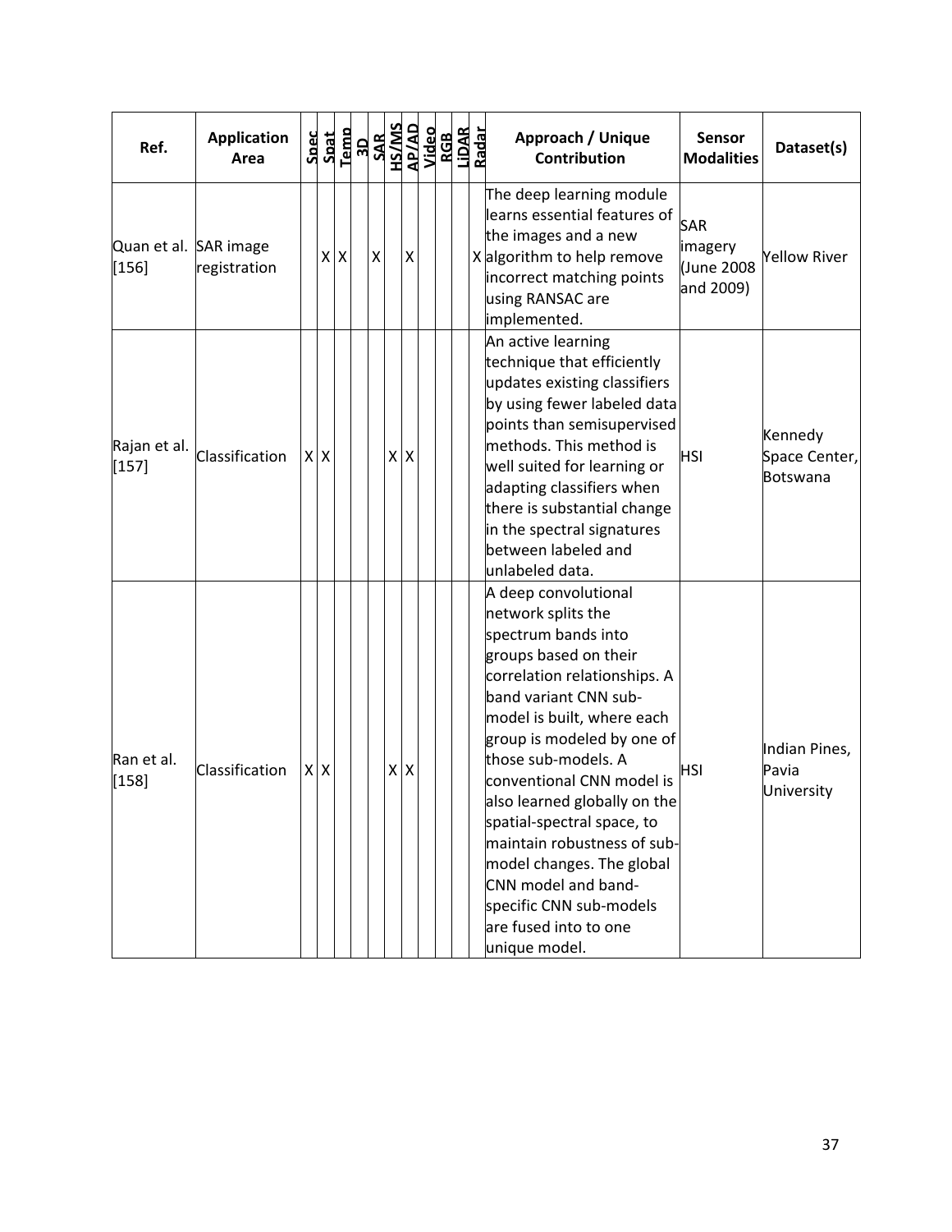| Ref. | Application Area | Spec | Spat | Temp | 3D | SAR | HS/MS | AP/AD | Video | RGB | LiDAR | Radar | Approach / Unique Contribution | Sensor Modalities | Dataset(s) |
|---|---|---|---|---|---|---|---|---|---|---|---|---|---|---|---|
| Quan et al. [156] | SAR image registration | | X | X | | X | | X | | | | X | The deep learning module learns essential features of the images and a new algorithm to help remove incorrect matching points using RANSAC are implemented. | SAR imagery (June 2008 and 2009) | Yellow River |
| Rajan et al. [157] | Classification | X | X | | | | X | X | | | | | An active learning technique that efficiently updates existing classifiers by using fewer labeled data points than semisupervised methods. This method is well suited for learning or adapting classifiers when there is substantial change in the spectral signatures between labeled and unlabeled data. | HSI | Kennedy Space Center, Botswana |
| Ran et al. [158] | Classification | X | X | | | | X | X | | | | | A deep convolutional network splits the spectrum bands into groups based on their correlation relationships. A band variant CNN sub-model is built, where each group is modeled by one of those sub-models. A conventional CNN model is also learned globally on the spatial-spectral space, to maintain robustness of sub-model changes. The global CNN model and band-specific CNN sub-models are fused into to one unique model. | HSI | Indian Pines, Pavia University |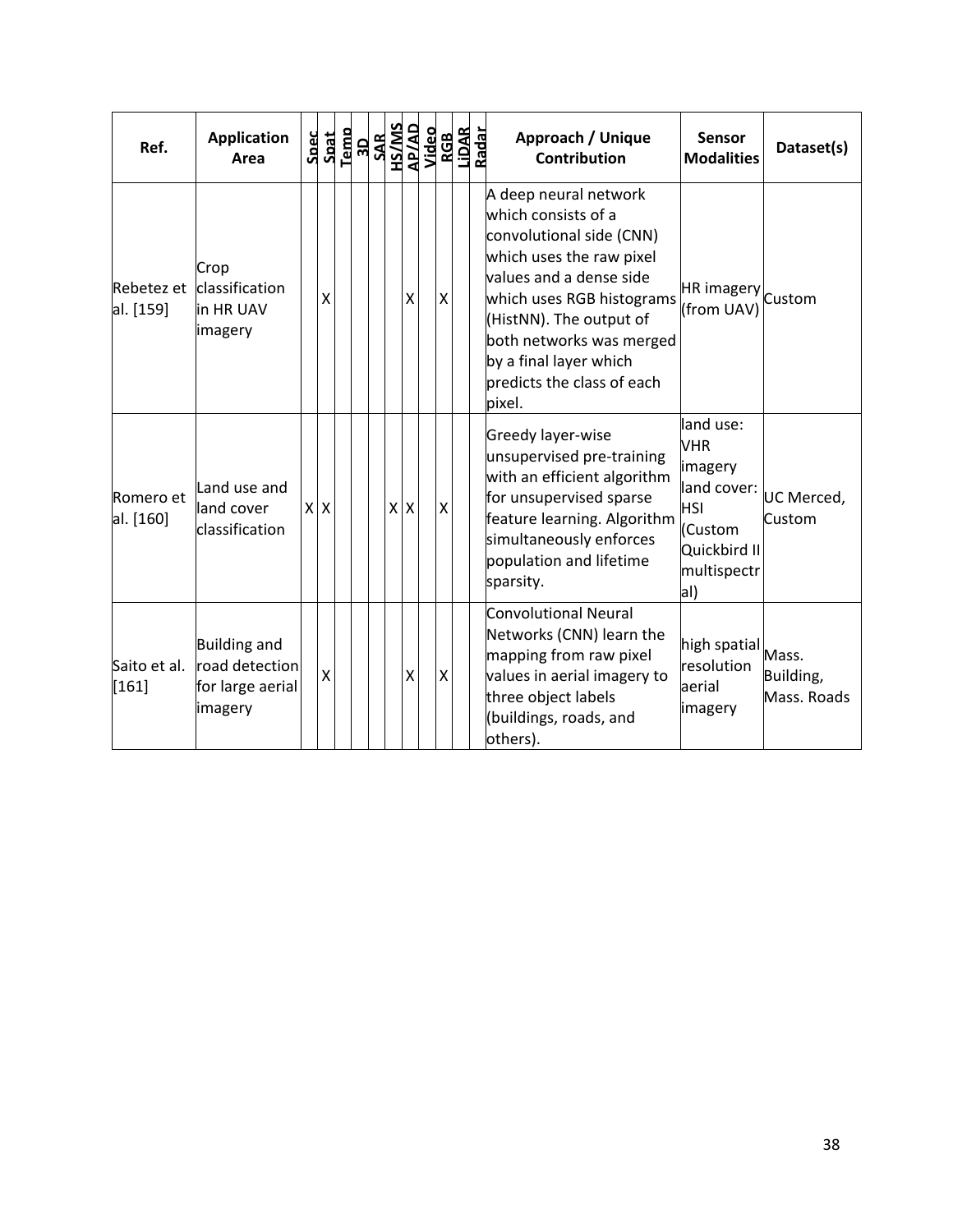| Ref. | Application Area | Spec | Spat | Temp | 3D | SAR | HS/MS | AP/AD | Video | RGB | LiDAR | Radar | Approach / Unique Contribution | Sensor Modalities | Dataset(s) |
|---|---|---|---|---|---|---|---|---|---|---|---|---|---|---|---|
| Rebetez et al. [159] | Crop classification in HR UAV imagery | | X | | | | | X | | X | | | A deep neural network which consists of a convolutional side (CNN) which uses the raw pixel values and a dense side which uses RGB histograms (HistNN). The output of both networks was merged by a final layer which predicts the class of each pixel. | HR imagery (from UAV) | Custom |
| Romero et al. [160] | Land use and land cover classification | X | X | | | | X | X | | X | | | Greedy layer-wise unsupervised pre-training with an efficient algorithm for unsupervised sparse feature learning. Algorithm simultaneously enforces population and lifetime sparsity. | land use: VHR imagery land cover: HSI (Custom Quickbird II multispectral) | UC Merced, Custom |
| Saito et al. [161] | Building and road detection for large aerial imagery | | X | | | | | X | | X | | | Convolutional Neural Networks (CNN) learn the mapping from raw pixel values in aerial imagery to three object labels (buildings, roads, and others). | high spatial resolution aerial imagery | Mass. Building, Mass. Roads |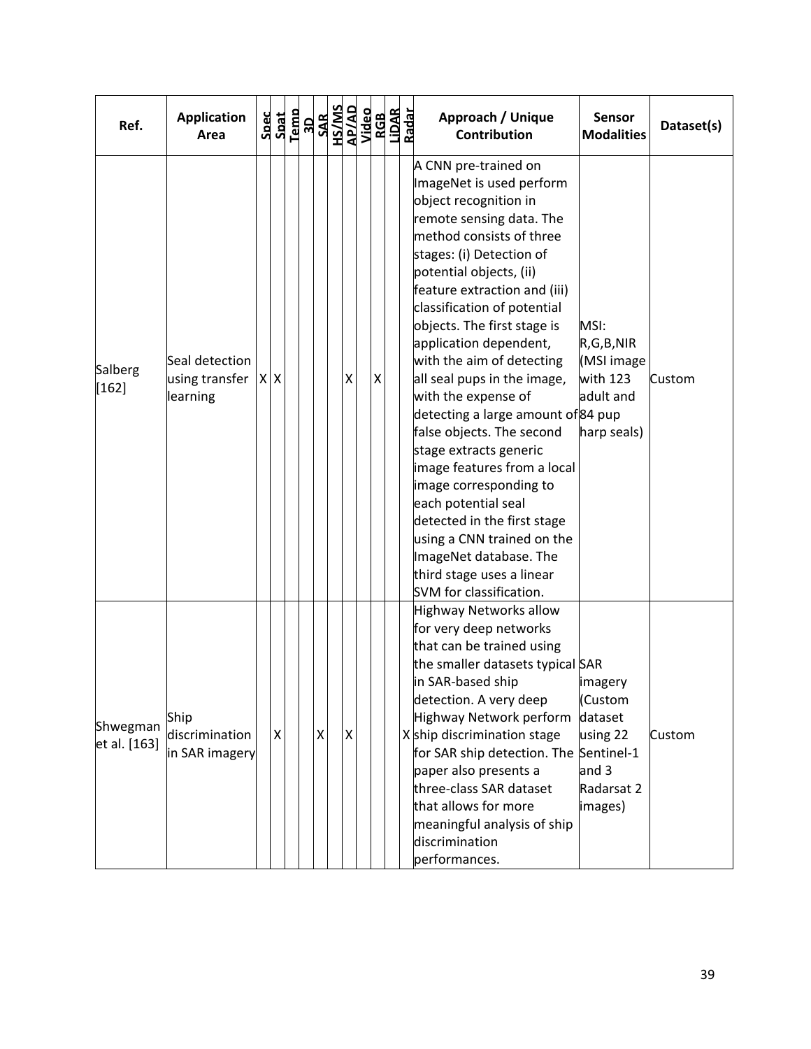| Ref. | Application Area | Spec | Spat | Temp | 3D | SAR | HS/MS | AP/AD | Video | RGB | LiDAR | Radar | Approach / Unique Contribution | Sensor Modalities | Dataset(s) |
|---|---|---|---|---|---|---|---|---|---|---|---|---|---|---|---|
| Salberg [162] | Seal detection using transfer learning | X | X | | | | | X | | X | | | A CNN pre-trained on ImageNet is used perform object recognition in remote sensing data. The method consists of three stages: (i) Detection of potential objects, (ii) feature extraction and (iii) classification of potential objects. The first stage is application dependent, with the aim of detecting all seal pups in the image, with the expense of detecting a large amount of false objects. The second stage extracts generic image features from a local image corresponding to each potential seal detected in the first stage using a CNN trained on the ImageNet database. The third stage uses a linear SVM for classification. | MSI: R,G,B,NIR (MSI image with 123 adult and 84 pup harp seals) | Custom |
| Shwegman et al. [163] | Ship discrimination in SAR imagery | | X | | | X | | X | | | | X | Highway Networks allow for very deep networks that can be trained using the smaller datasets typical in SAR-based ship detection. A very deep Highway Network perform ship discrimination stage for SAR ship detection. The paper also presents a three-class SAR dataset that allows for more meaningful analysis of ship discrimination performances. | SAR imagery (Custom dataset using 22 Sentinel-1 and 3 Radarsat 2 images) | Custom |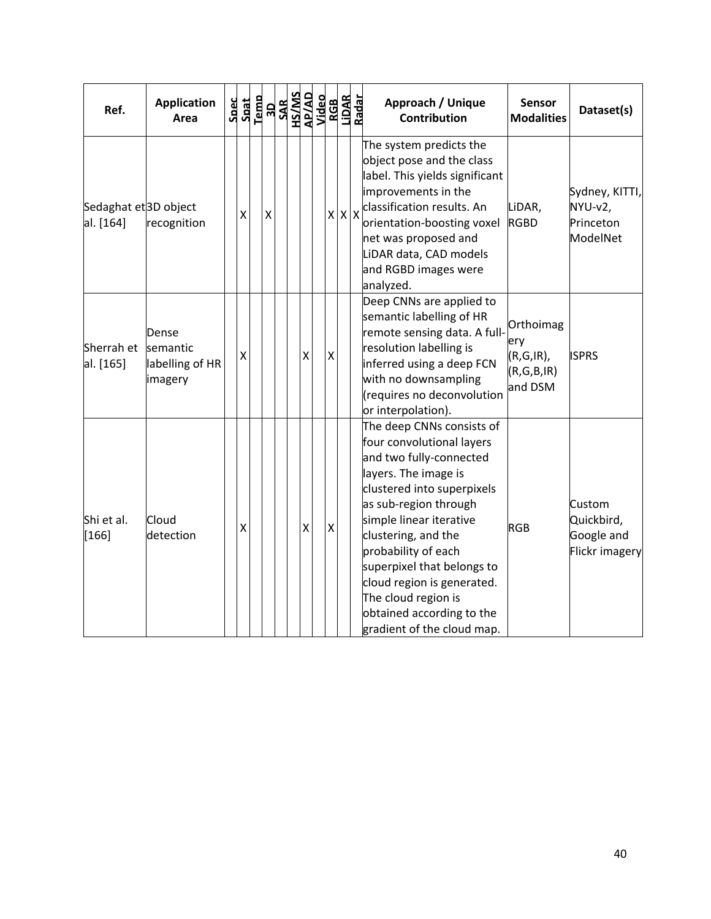| Ref. | Application Area | Spec | Spat | Temp | 3D | SAR | HS/MS | AP/AD | Video | RGB | LiDAR | Radar | Approach / Unique Contribution | Sensor Modalities | Dataset(s) |
|---|---|---|---|---|---|---|---|---|---|---|---|---|---|---|---|
| Sedaghat et al. [164] | 3D object recognition | | X | | X | | | | | X | X | X | The system predicts the object pose and the class label. This yields significant improvements in the classification results. An orientation-boosting voxel net was proposed and LiDAR data, CAD models and RGBD images were analyzed. | LiDAR, RGBD | Sydney, KITTI, NYU-v2, Princeton ModelNet |
| Sherrah et al. [165] | Dense semantic labelling of HR imagery | | X | | | | | X | | X | | | Deep CNNs are applied to semantic labelling of HR remote sensing data. A full-resolution labelling is inferred using a deep FCN with no downsampling (requires no deconvolution or interpolation). | Orthoimagery (R,G,IR), (R,G,B,IR) and DSM | ISPRS |
| Shi et al. [166] | Cloud detection | | X | | | | | X | | X | | | The deep CNNs consists of four convolutional layers and two fully-connected layers. The image is clustered into superpixels as sub-region through simple linear iterative clustering, and the probability of each superpixel that belongs to cloud region is generated. The cloud region is obtained according to the gradient of the cloud map. | RGB | Custom Quickbird, Google and Flickr imagery |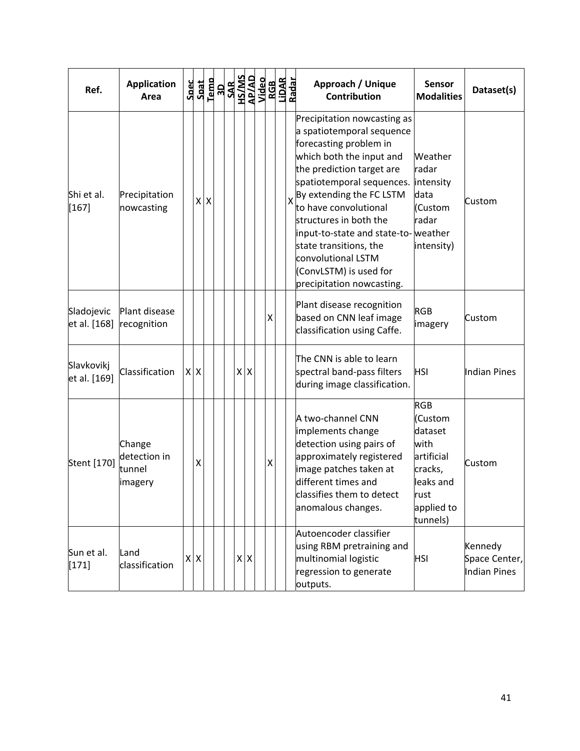| Ref. | Application Area | Spec | Spat | Temp | 3D | SAR | HS/MS | AP/AD | Video | RGB | LiDAR | Radar | Approach / Unique Contribution | Sensor Modalities | Dataset(s) |
|---|---|---|---|---|---|---|---|---|---|---|---|---|---|---|---|
| Shi et al. [167] | Precipitation nowcasting | | X | X | | | | | | | | X | Precipitation nowcasting as a spatiotemporal sequence forecasting problem in which both the input and the prediction target are spatiotemporal sequences. By extending the FC LSTM to have convolutional structures in both the input-to-state and state-to-state transitions, the convolutional LSTM (ConvLSTM) is used for precipitation nowcasting. | Weather radar intensity data (Custom radar weather intensity) | Custom |
| Sladojevic et al. [168] | Plant disease recognition | | | | | | | | | X | | | Plant disease recognition based on CNN leaf image classification using Caffe. | RGB imagery | Custom |
| Slavkovikj et al. [169] | Classification | X | X | | | | X | X | | | | | The CNN is able to learn spectral band-pass filters during image classification. | HSI | Indian Pines |
| Stent [170] | Change detection in tunnel imagery | | X | | | | | | | X | | | A two-channel CNN implements change detection using pairs of approximately registered image patches taken at different times and classifies them to detect anomalous changes. | RGB (Custom dataset with artificial cracks, leaks and rust applied to tunnels) | Custom |
| Sun et al. [171] | Land classification | X | X | | | | X | X | | | | | Autoencoder classifier using RBM pretraining and multinomial logistic regression to generate outputs. | HSI | Kennedy Space Center, Indian Pines |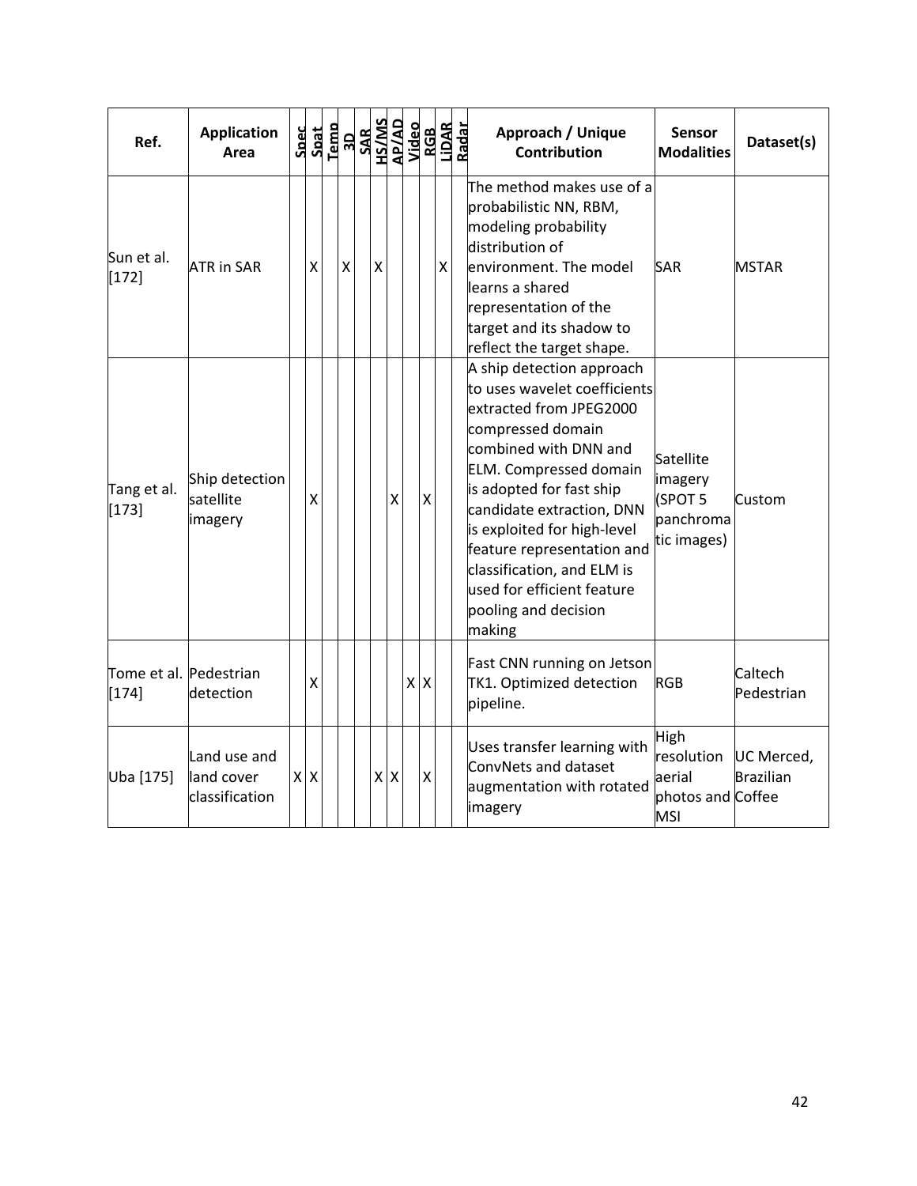| Ref. | Application Area | Spec | Spat | Temp | 3D | SAR | HS/MS | AP/AD | Video | RGB | LiDAR | Radar | Approach / Unique Contribution | Sensor Modalities | Dataset(s) |
|---|---|---|---|---|---|---|---|---|---|---|---|---|---|---|---|
| Sun et al. [172] | ATR in SAR | | X | | X | | X | | | | X | | The method makes use of a probabilistic NN, RBM, modeling probability distribution of environment. The model learns a shared representation of the target and its shadow to reflect the target shape. | SAR | MSTAR |
| Tang et al. [173] | Ship detection satellite imagery | | X | | | | | X | | X | | | A ship detection approach to uses wavelet coefficients extracted from JPEG2000 compressed domain combined with DNN and ELM. Compressed domain is adopted for fast ship candidate extraction, DNN is exploited for high-level feature representation and classification, and ELM is used for efficient feature pooling and decision making | Satellite imagery (SPOT 5 panchromatic images) | Custom |
| Tome et al. [174] | Pedestrian detection | | X | | | | | | X | X | | | Fast CNN running on Jetson TK1. Optimized detection pipeline. | RGB | Caltech Pedestrian |
| Uba [175] | Land use and land cover classification | X | X | | | | X | X | | X | | | Uses transfer learning with ConvNets and dataset augmentation with rotated imagery | High resolution aerial photos and MSI | UC Merced, Brazilian Coffee |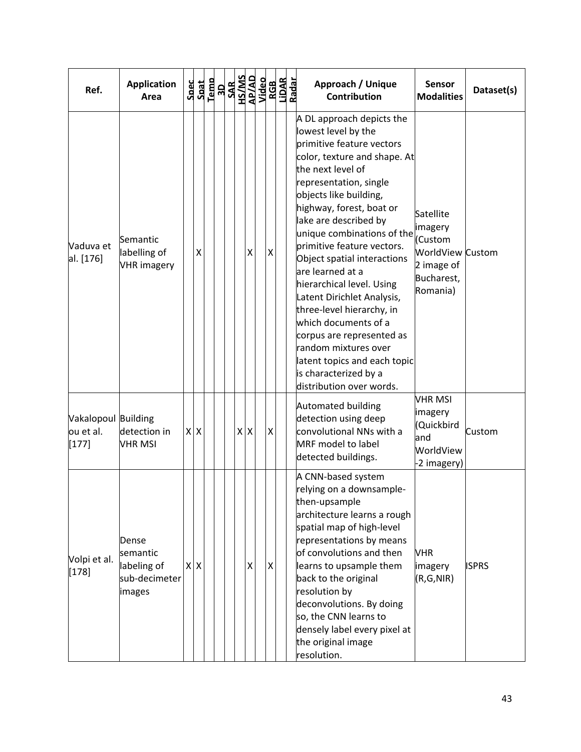| Ref. | Application Area | Spec | Spat | Temp | 3D | SAR | HS/MS | AP/AD | Video | RGB | LiDAR | Radar | Approach / Unique Contribution | Sensor Modalities | Dataset(s) |
|---|---|---|---|---|---|---|---|---|---|---|---|---|---|---|---|
| Vaduva et al. [176] | Semantic labelling of VHR imagery | | X | | | | | X | | X | | | A DL approach depicts the lowest level by the primitive feature vectors color, texture and shape. At the next level of representation, single objects like building, highway, forest, boat or lake are described by unique combinations of the primitive feature vectors. Object spatial interactions are learned at a hierarchical level. Using Latent Dirichlet Analysis, three-level hierarchy, in which documents of a corpus are represented as random mixtures over latent topics and each topic is characterized by a distribution over words. | Satellite imagery (Custom WorldView 2 image of Bucharest, Romania) | Custom |
| Vakalopoulou et al. [177] | Building detection in VHR MSI | X | X | | | | X | X | | X | | | Automated building detection using deep convolutional NNs with a MRF model to label detected buildings. | VHR MSI imagery (Quickbird and WorldView-2 imagery) | Custom |
| Volpi et al. [178] | Dense semantic labeling of sub-decimeter images | X | X | | | | | X | | X | | | A CNN-based system relying on a downsample-then-upsample architecture learns a rough spatial map of high-level representations by means of convolutions and then learns to upsample them back to the original resolution by deconvolutions. By doing so, the CNN learns to densely label every pixel at the original image resolution. | VHR imagery (R,G,NIR) | ISPRS |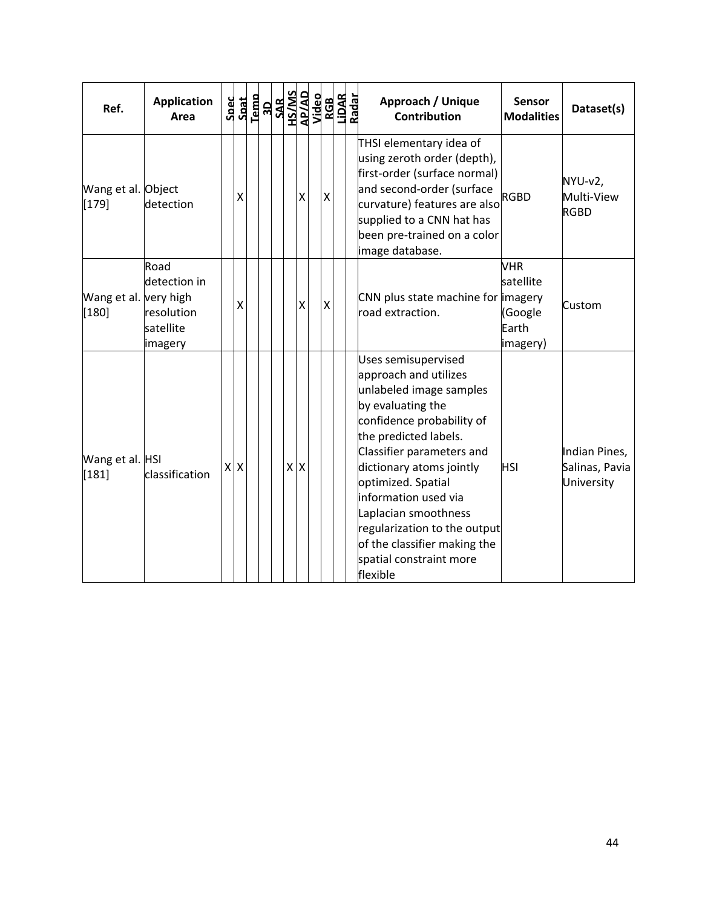| Ref. | Application Area | Spec | Spat | Temp | 3D | SAR | HS/MS | AP/AD | Video | RGB | LiDAR | Radar | Approach / Unique Contribution | Sensor Modalities | Dataset(s) |
|---|---|---|---|---|---|---|---|---|---|---|---|---|---|---|---|
| Wang et al. [179] | Object detection | | X | | | | | X | | X | | | THSI elementary idea of using zeroth order (depth), first-order (surface normal) and second-order (surface curvature) features are also supplied to a CNN hat has been pre-trained on a color image database. | RGBD | NYU-v2, Multi-View RGBD |
| Wang et al. [180] | Road detection in very high resolution satellite imagery | | X | | | | | X | | X | | | CNN plus state machine for road extraction. | VHR satellite imagery (Google Earth imagery) | Custom |
| Wang et al. [181] | HSI classification | X | X | | | | X | X | | | | | Uses semisupervised approach and utilizes unlabeled image samples by evaluating the confidence probability of the predicted labels. Classifier parameters and dictionary atoms jointly optimized. Spatial information used via Laplacian smoothness regularization to the output of the classifier making the spatial constraint more flexible | HSI | Indian Pines, Salinas, Pavia University |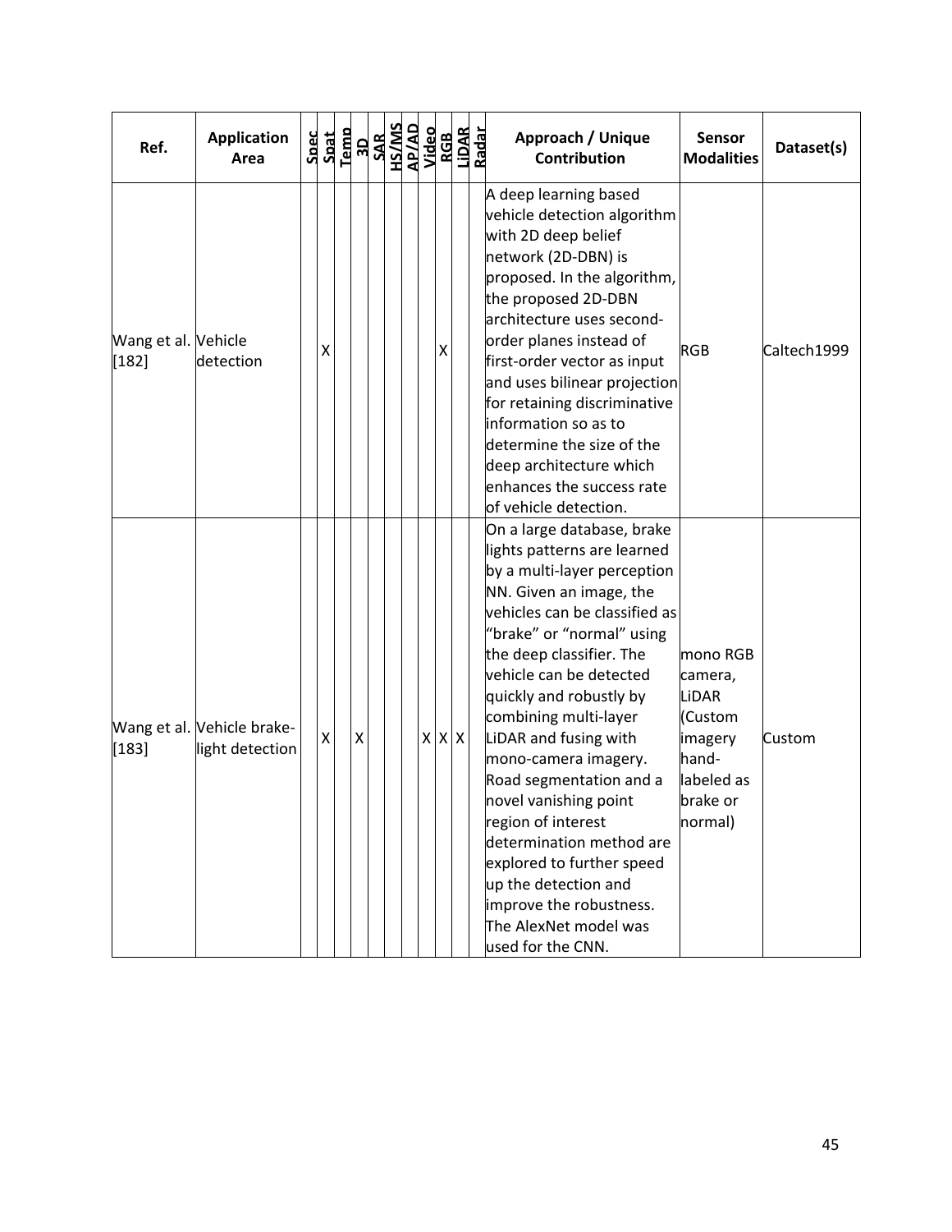| Ref. | Application Area | Spec | Spat | Temp | 3D | SAR | HS/MS | AP/AD | Video | RGB | LiDAR | Radar | Approach / Unique Contribution | Sensor Modalities | Dataset(s) |
|---|---|---|---|---|---|---|---|---|---|---|---|---|---|---|---|
| Wang et al. [182] | Vehicle detection | | X | | | | | | | X | | | A deep learning based vehicle detection algorithm with 2D deep belief network (2D-DBN) is proposed. In the algorithm, the proposed 2D-DBN architecture uses second-order planes instead of first-order vector as input and uses bilinear projection for retaining discriminative information so as to determine the size of the deep architecture which enhances the success rate of vehicle detection. | RGB | Caltech1999 |
| Wang et al. [183] | Vehicle brake-light detection | | X | | X | | | | X | X | X | | On a large database, brake lights patterns are learned by a multi-layer perception NN. Given an image, the vehicles can be classified as "brake" or "normal" using the deep classifier. The vehicle can be detected quickly and robustly by combining multi-layer LiDAR and fusing with mono-camera imagery. Road segmentation and a novel vanishing point region of interest determination method are explored to further speed up the detection and improve the robustness. The AlexNet model was used for the CNN. | mono RGB camera, LiDAR (Custom imagery hand-labeled as brake or normal) | Custom |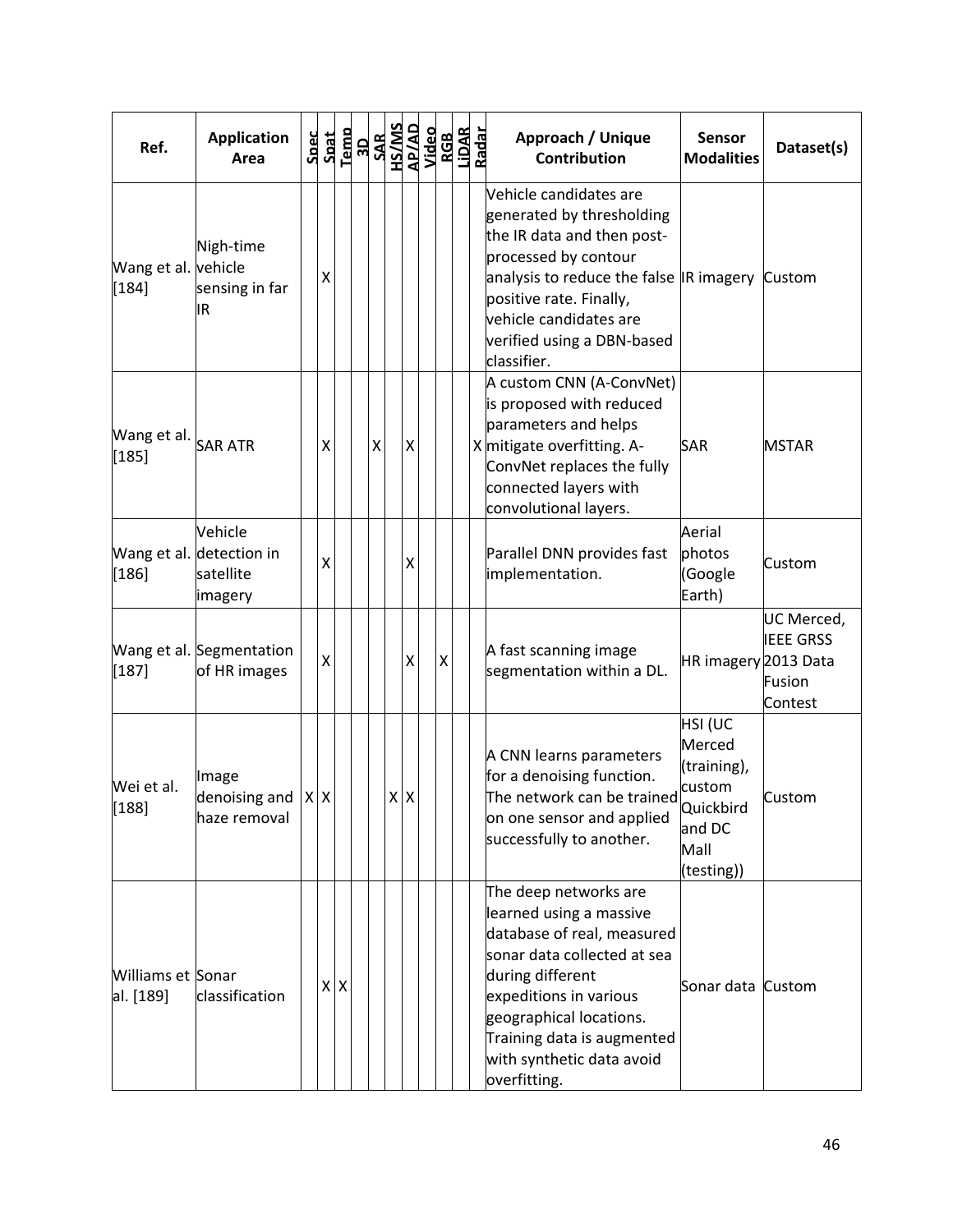| Ref. | Application Area | Spec | Spat | Temp | 3D | SAR | HS/MS | AP/AD | Video | RGB | LiDAR | Radar | Approach / Unique Contribution | Sensor Modalities | Dataset(s) |
|---|---|---|---|---|---|---|---|---|---|---|---|---|---|---|---|
| Wang et al. [184] | Nigh-time vehicle sensing in far IR | | X | | | | | | | | | | Vehicle candidates are generated by thresholding the IR data and then post-processed by contour analysis to reduce the false positive rate. Finally, vehicle candidates are verified using a DBN-based classifier. | IR imagery | Custom |
| Wang et al. [185] | SAR ATR | | X | | | X | | X | | | | X | A custom CNN (A-ConvNet) is proposed with reduced parameters and helps mitigate overfitting. A-ConvNet replaces the fully connected layers with convolutional layers. | SAR | MSTAR |
| Wang et al. [186] | Vehicle detection in satellite imagery | | X | | | | | X | | | | | Parallel DNN provides fast implementation. | Aerial photos (Google Earth) | Custom |
| Wang et al. [187] | Segmentation of HR images | | X | | | | | X | | X | | | A fast scanning image segmentation within a DL. | HR imagery | UC Merced, IEEE GRSS 2013 Data Fusion Contest |
| Wei et al. [188] | Image denoising and haze removal | X | X | | | | X | X | | | | | A CNN learns parameters for a denoising function. The network can be trained on one sensor and applied successfully to another. | HSI (UC Merced (training), custom Quickbird and DC Mall (testing)) | Custom |
| Williams et al. [189] | Sonar classification | | X | X | | | | | | | | | The deep networks are learned using a massive database of real, measured sonar data collected at sea during different expeditions in various geographical locations. Training data is augmented with synthetic data avoid overfitting. | Sonar data | Custom |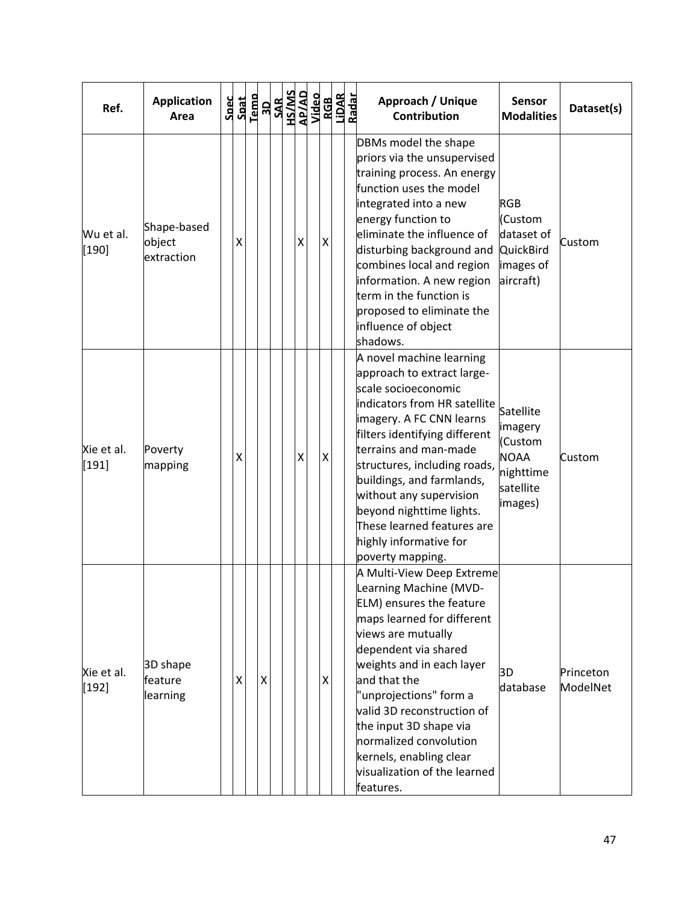| Ref. | Application Area | Spec | Spat | Temp | 3D | SAR | HS/MS | AP/AD | Video | RGB | LiDAR | Radar | Approach / Unique Contribution | Sensor Modalities | Dataset(s) |
|---|---|---|---|---|---|---|---|---|---|---|---|---|---|---|---|
| Wu et al. [190] | Shape-based object extraction | | X | | | | | X | | X | | | DBMs model the shape priors via the unsupervised training process. An energy function uses the model integrated into a new energy function to eliminate the influence of disturbing background and combines local and region information. A new region term in the function is proposed to eliminate the influence of object shadows. | RGB (Custom dataset of QuickBird images of aircraft) | Custom |
| Xie et al. [191] | Poverty mapping | | X | | | | | X | | X | | | A novel machine learning approach to extract large-scale socioeconomic indicators from HR satellite imagery. A FC CNN learns filters identifying different terrains and man-made structures, including roads, buildings, and farmlands, without any supervision beyond nighttime lights. These learned features are highly informative for poverty mapping. | Satellite imagery (Custom NOAA nighttime satellite images) | Custom |
| Xie et al. [192] | 3D shape feature learning | | X | | X | | | | | X | | | A Multi-View Deep Extreme Learning Machine (MVD-ELM) ensures the feature maps learned for different views are mutually dependent via shared weights and in each layer and that the "unprojections" form a valid 3D reconstruction of the input 3D shape via normalized convolution kernels, enabling clear visualization of the learned features. | 3D database | Princeton ModelNet |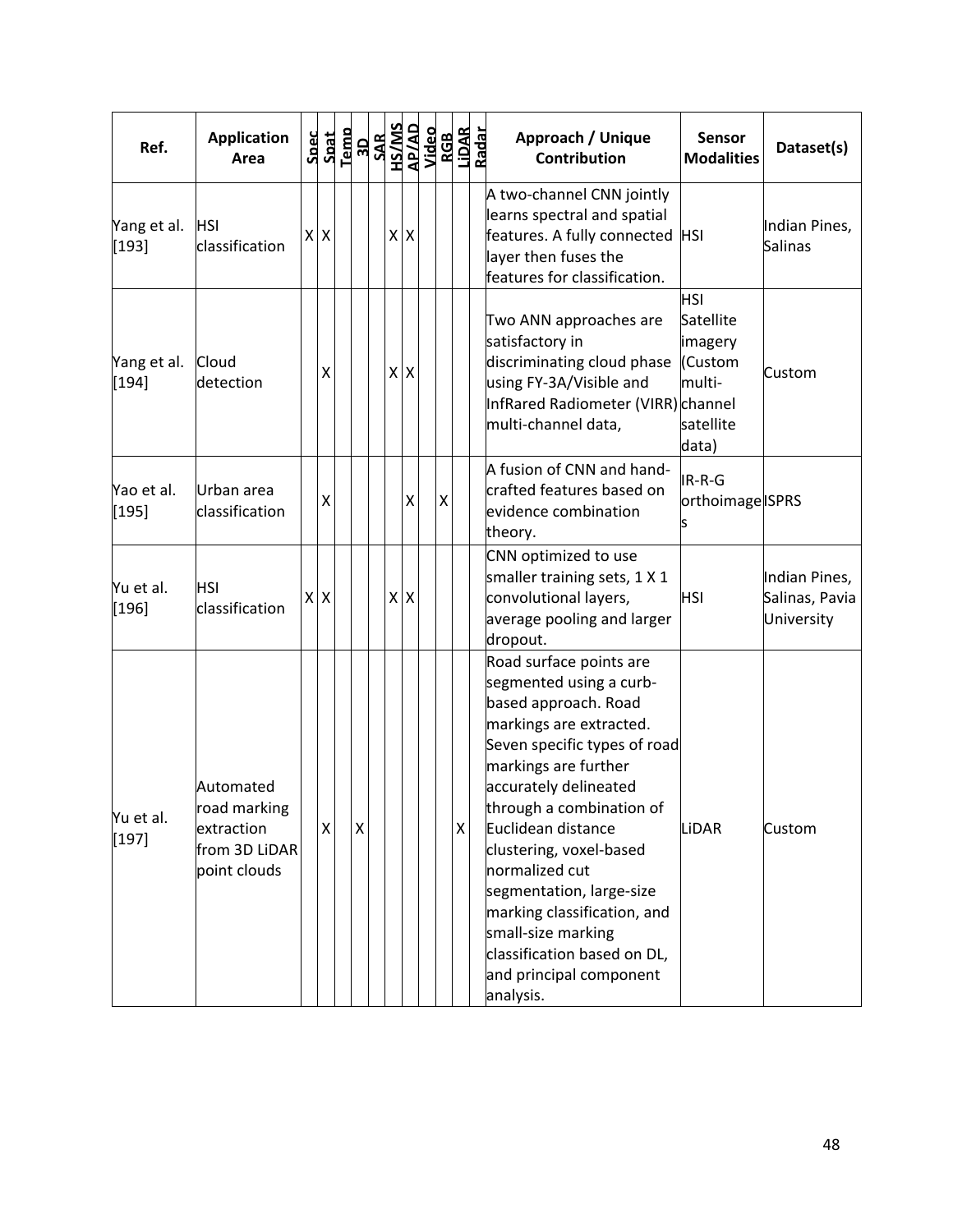| Ref. | Application Area | Spec | Spat | Temp | 3D | SAR | HS/MS | AP/AD | Video | RGB | LiDAR | Radar | Approach / Unique Contribution | Sensor Modalities | Dataset(s) |
|---|---|---|---|---|---|---|---|---|---|---|---|---|---|---|---|
| Yang et al. [193] | HSI classification | X | X | | | | X | X | | | | | A two-channel CNN jointly learns spectral and spatial features. A fully connected layer then fuses the features for classification. | HSI | Indian Pines, Salinas |
| Yang et al. [194] | Cloud detection | | X | | | | X | X | | | | | Two ANN approaches are satisfactory in discriminating cloud phase using FY-3A/Visible and InfRared Radiometer (VIRR) multi-channel data, | HSI Satellite imagery (Custom multi-channel satellite data) | Custom |
| Yao et al. [195] | Urban area classification | | X | | | | | X | | X | | | A fusion of CNN and hand-crafted features based on evidence combination theory. | IR-R-G orthoimages | ISPRS |
| Yu et al. [196] | HSI classification | X | X | | | | X | X | | | | | CNN optimized to use smaller training sets, 1 X 1 convolutional layers, average pooling and larger dropout. | HSI | Indian Pines, Salinas, Pavia University |
| Yu et al. [197] | Automated road marking extraction from 3D LiDAR point clouds | | X | | X | | | | | | X | | Road surface points are segmented using a curb-based approach. Road markings are extracted. Seven specific types of road markings are further accurately delineated through a combination of Euclidean distance clustering, voxel-based normalized cut segmentation, large-size marking classification, and small-size marking classification based on DL, and principal component analysis. | LiDAR | Custom |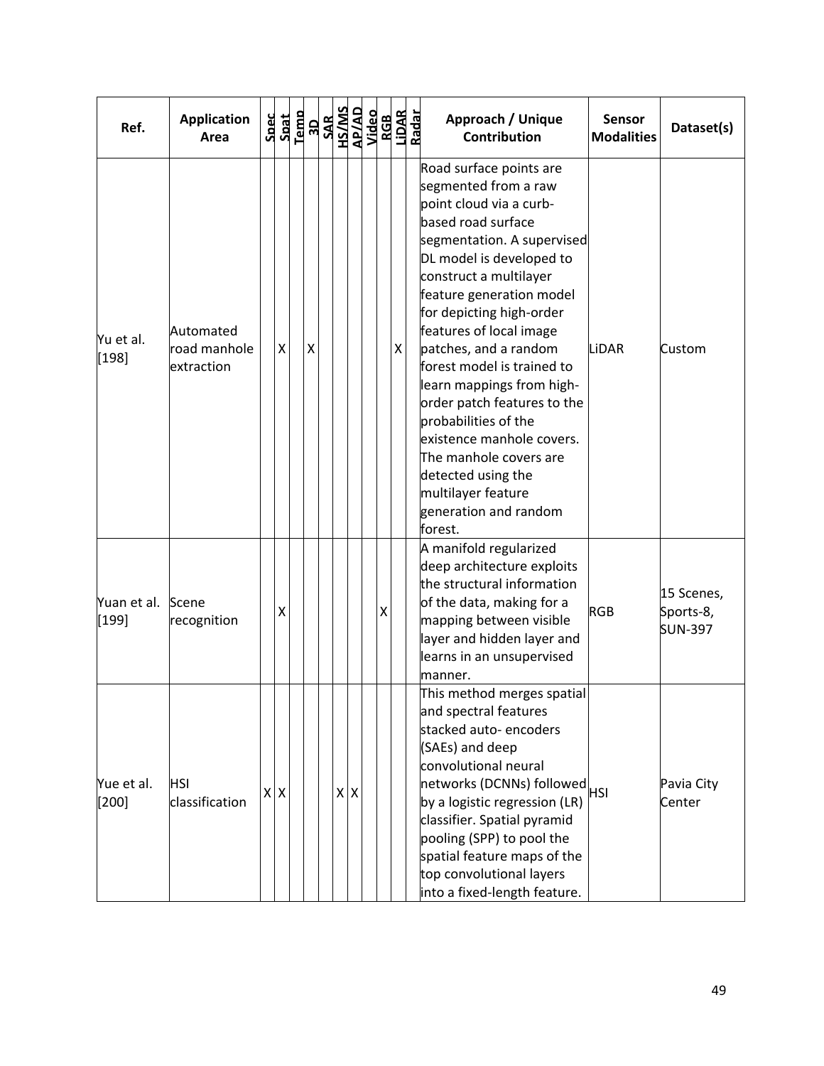| Ref. | Application Area | Spec | Spat | Temp | 3D | SAR | HS/MS | AP/AD | Video | RGB | LiDAR | Radar | Approach / Unique Contribution | Sensor Modalities | Dataset(s) |
|---|---|---|---|---|---|---|---|---|---|---|---|---|---|---|---|
| Yu et al. [198] | Automated road manhole extraction | | X | | X | | | | | | X | | Road surface points are segmented from a raw point cloud via a curb-based road surface segmentation. A supervised DL model is developed to construct a multilayer feature generation model for depicting high-order features of local image patches, and a random forest model is trained to learn mappings from high-order patch features to the probabilities of the existence manhole covers. The manhole covers are detected using the multilayer feature generation and random forest. | LiDAR | Custom |
| Yuan et al. [199] | Scene recognition | | X | | | | | | | X | | | A manifold regularized deep architecture exploits the structural information of the data, making for a mapping between visible layer and hidden layer and learns in an unsupervised manner. | RGB | 15 Scenes, Sports-8, SUN-397 |
| Yue et al. [200] | HSI classification | X | X | | | | X | X | | | | | This method merges spatial and spectral features stacked auto- encoders (SAEs) and deep convolutional neural networks (DCNNs) followed by a logistic regression (LR) classifier. Spatial pyramid pooling (SPP) to pool the spatial feature maps of the top convolutional layers into a fixed-length feature. | HSI | Pavia City Center |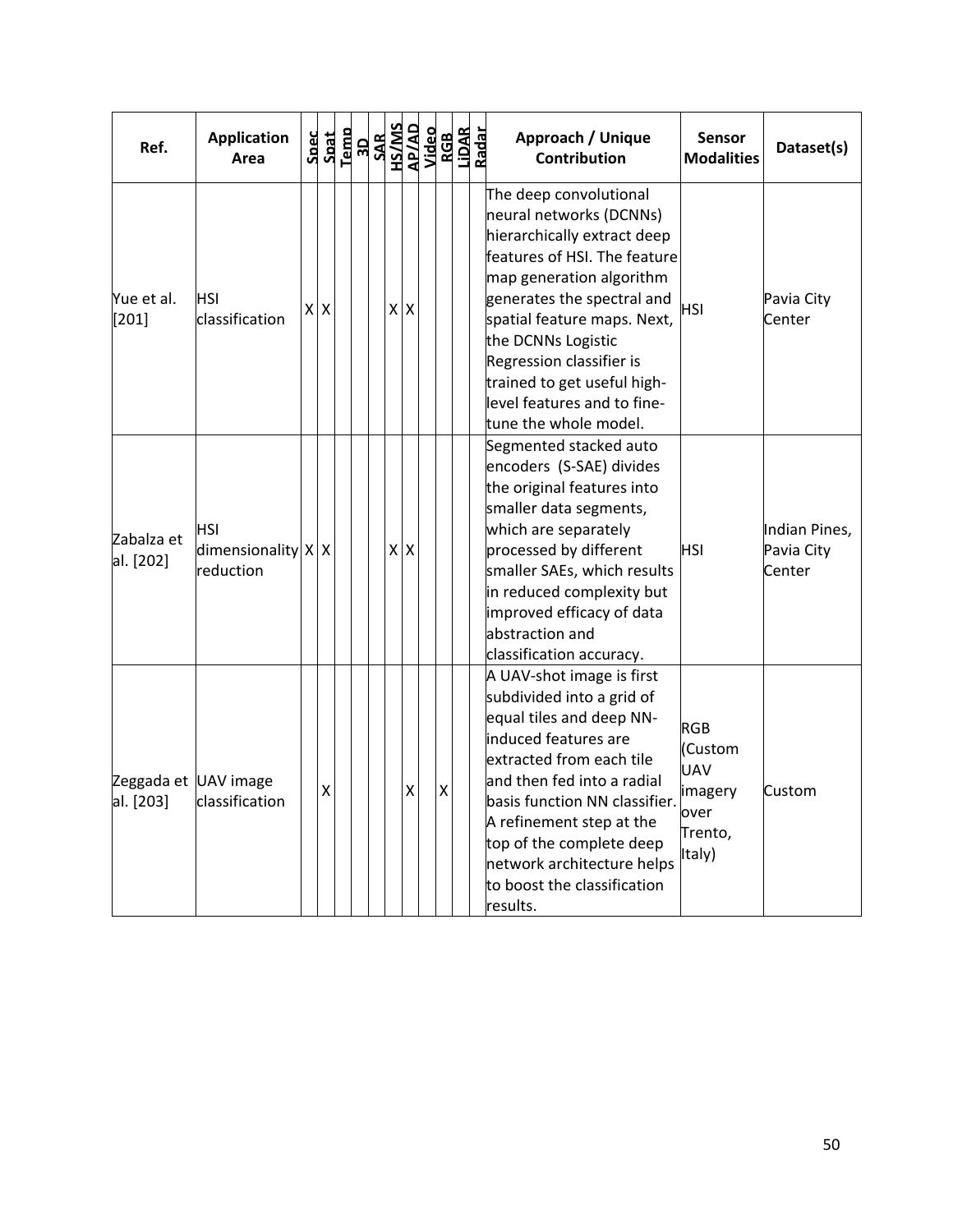| Ref. | Application Area | Spec | Spat | Temp | 3D | SAR | HS/MS | AP/AD | Video | RGB | LiDAR | Radar | Approach / Unique Contribution | Sensor Modalities | Dataset(s) |
|---|---|---|---|---|---|---|---|---|---|---|---|---|---|---|---|
| Yue et al. [201] | HSI classification | X | X | | | | X | X | | | | | The deep convolutional neural networks (DCNNs) hierarchically extract deep features of HSI. The feature map generation algorithm generates the spectral and spatial feature maps. Next, the DCNNs Logistic Regression classifier is trained to get useful high-level features and to fine-tune the whole model. | HSI | Pavia City Center |
| Zabalza et al. [202] | HSI dimensionality reduction | X | X | | | | X | X | | | | | Segmented stacked auto encoders (S-SAE) divides the original features into smaller data segments, which are separately processed by different smaller SAEs, which results in reduced complexity but improved efficacy of data abstraction and classification accuracy. | HSI | Indian Pines, Pavia City Center |
| Zeggada et al. [203] | UAV image classification | | X | | | | | X | | X | | | A UAV-shot image is first subdivided into a grid of equal tiles and deep NN-induced features are extracted from each tile and then fed into a radial basis function NN classifier. A refinement step at the top of the complete deep network architecture helps to boost the classification results. | RGB (Custom UAV imagery over Trento, Italy) | Custom |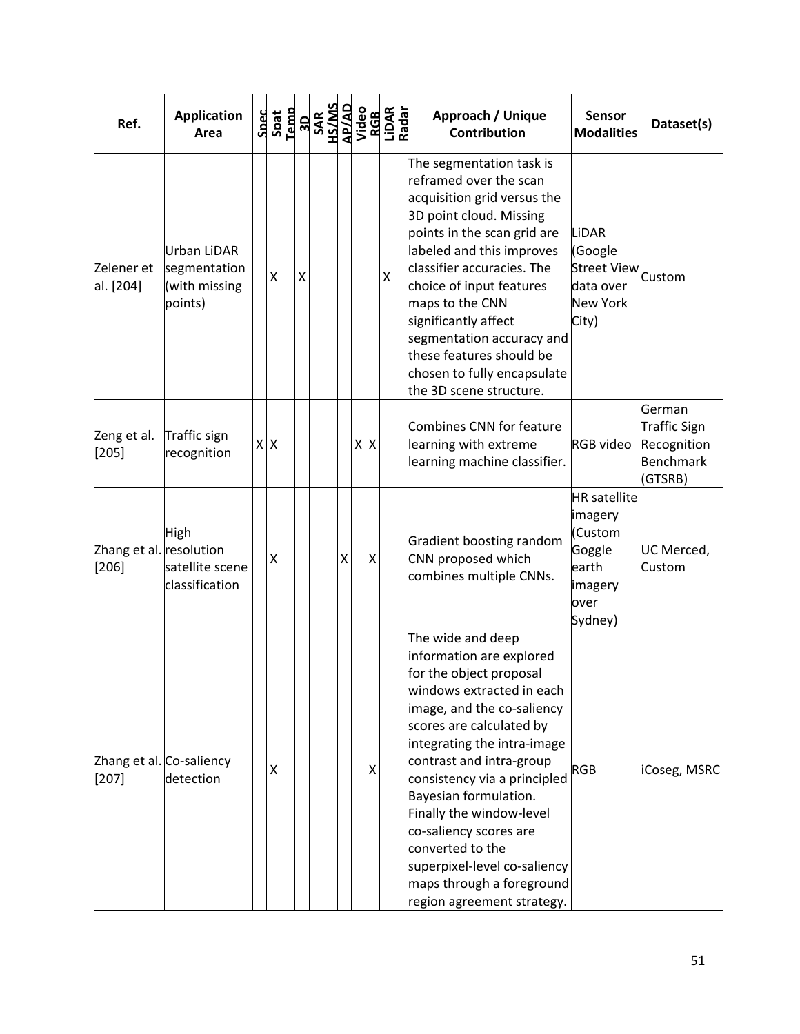| Ref. | Application Area | Spec | Spat | Temp | 3D | SAR | HS/MS | AP/AD | Video | RGB | LiDAR | Radar | Approach / Unique Contribution | Sensor Modalities | Dataset(s) |
|---|---|---|---|---|---|---|---|---|---|---|---|---|---|---|---|
| Zelener et al. [204] | Urban LiDAR segmentation (with missing points) | | X | | X | | | | | | X | | The segmentation task is reframed over the scan acquisition grid versus the 3D point cloud. Missing points in the scan grid are labeled and this improves classifier accuracies. The choice of input features maps to the CNN significantly affect segmentation accuracy and these features should be chosen to fully encapsulate the 3D scene structure. | LiDAR (Google Street View data over New York City) | Custom |
| Zeng et al. [205] | Traffic sign recognition | X | X | | | | | | X | X | | | Combines CNN for feature learning with extreme learning machine classifier. | RGB video | German Traffic Sign Recognition Benchmark (GTSRB) |
| Zhang et al. [206] | High resolution satellite scene classification | | X | | | | | X | | X | | | Gradient boosting random CNN proposed which combines multiple CNNs. | HR satellite imagery (Custom Goggle earth imagery over Sydney) | UC Merced, Custom |
| Zhang et al. [207] | Co-saliency detection | | X | | | | | | | X | | | The wide and deep information are explored for the object proposal windows extracted in each image, and the co-saliency scores are calculated by integrating the intra-image contrast and intra-group consistency via a principled Bayesian formulation. Finally the window-level co-saliency scores are converted to the superpixel-level co-saliency maps through a foreground region agreement strategy. | RGB | iCoseg, MSRC |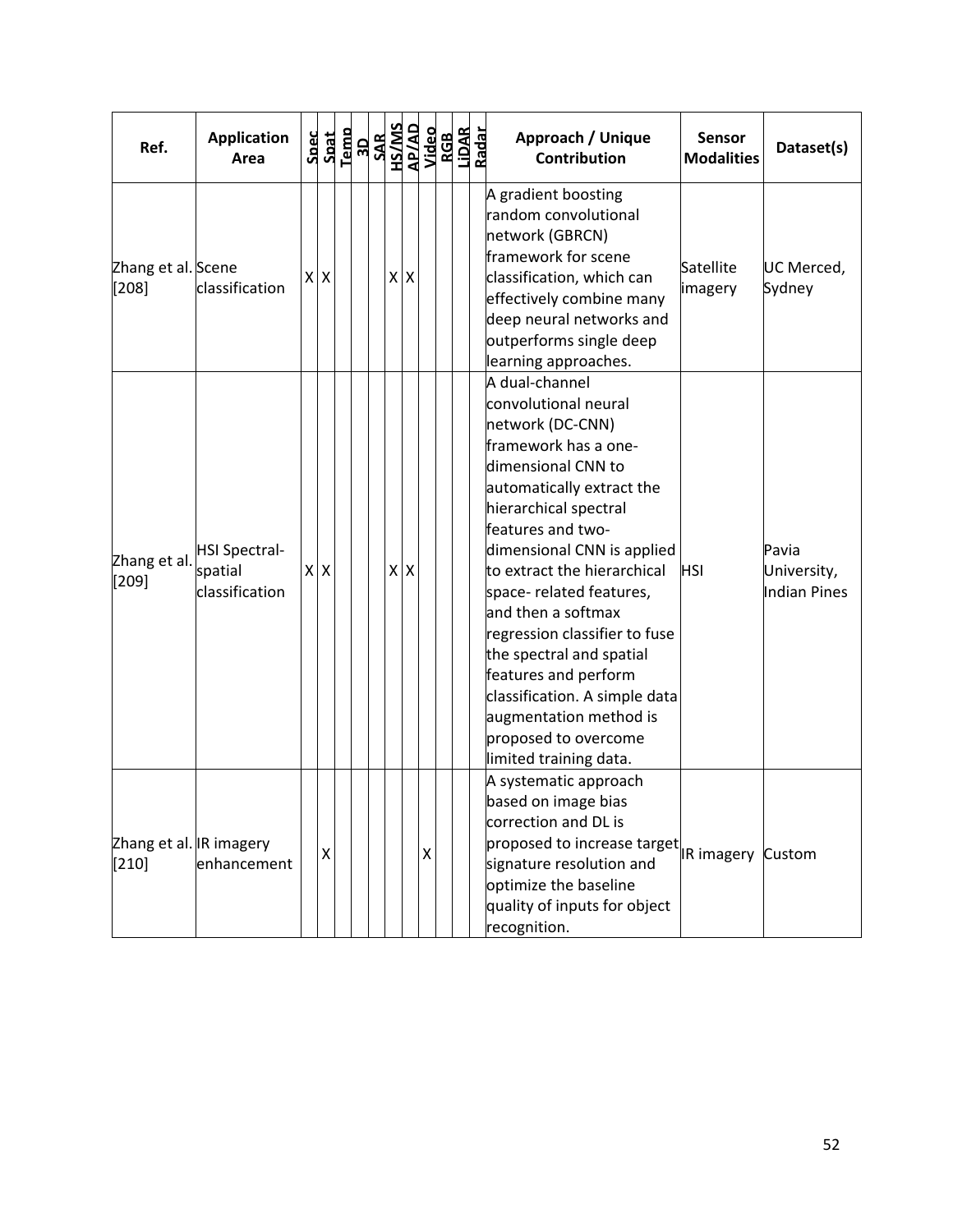| Ref. | Application Area | Spec | Spat | Temp | 3D | SAR | HS/MS | AP/AD | Video | RGB | LiDAR | Radar | Approach / Unique Contribution | Sensor Modalities | Dataset(s) |
|---|---|---|---|---|---|---|---|---|---|---|---|---|---|---|---|
| Zhang et al. [208] | Scene classification | X | X | | | | X | X | | | | | A gradient boosting random convolutional network (GBRCN) framework for scene classification, which can effectively combine many deep neural networks and outperforms single deep learning approaches. | Satellite imagery | UC Merced, Sydney |
| Zhang et al. [209] | HSI Spectral-spatial classification | X | X | | | | X | X | | | | | A dual-channel convolutional neural network (DC-CNN) framework has a one-dimensional CNN to automatically extract the hierarchical spectral features and two-dimensional CNN is applied to extract the hierarchical space- related features, and then a softmax regression classifier to fuse the spectral and spatial features and perform classification. A simple data augmentation method is proposed to overcome limited training data. | HSI | Pavia University, Indian Pines |
| Zhang et al. [210] | IR imagery enhancement | | X | | | | | | X | | | | A systematic approach based on image bias correction and DL is proposed to increase target signature resolution and optimize the baseline quality of inputs for object recognition. | IR imagery | Custom |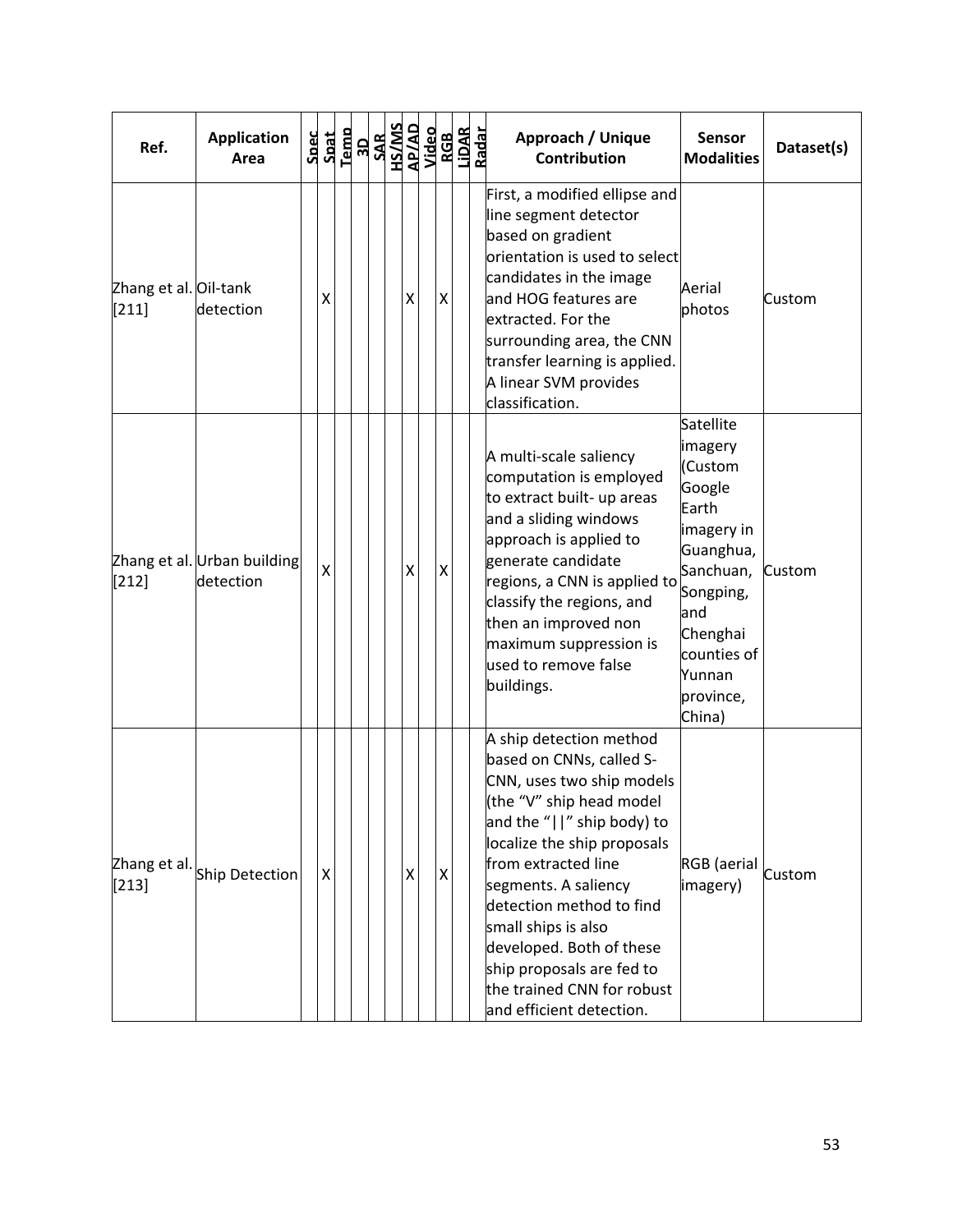| Ref. | Application Area | Spec | Spat | Temp | 3D | SAR | HS/MS | AP/AD | Video | RGB | LiDAR | Radar | Approach / Unique Contribution | Sensor Modalities | Dataset(s) |
|---|---|---|---|---|---|---|---|---|---|---|---|---|---|---|---|
| Zhang et al. [211] | Oil-tank detection | | X | | | | | X | | X | | | First, a modified ellipse and line segment detector based on gradient orientation is used to select candidates in the image and HOG features are extracted. For the surrounding area, the CNN transfer learning is applied. A linear SVM provides classification. | Aerial photos | Custom |
| Zhang et al. [212] | Urban building detection | | X | | | | | X | | X | | | A multi-scale saliency computation is employed to extract built- up areas and a sliding windows approach is applied to generate candidate regions, a CNN is applied to classify the regions, and then an improved non maximum suppression is used to remove false buildings. | Satellite imagery (Custom Google Earth imagery in Guanghua, Sanchuan, Songping, and Chenghai counties of Yunnan province, China) | Custom |
| Zhang et al. [213] | Ship Detection | | X | | | | | X | | X | | | A ship detection method based on CNNs, called S-CNN, uses two ship models (the "V" ship head model and the "\|\|" ship body) to localize the ship proposals from extracted line segments. A saliency detection method to find small ships is also developed. Both of these ship proposals are fed to the trained CNN for robust and efficient detection. | RGB (aerial imagery) | Custom |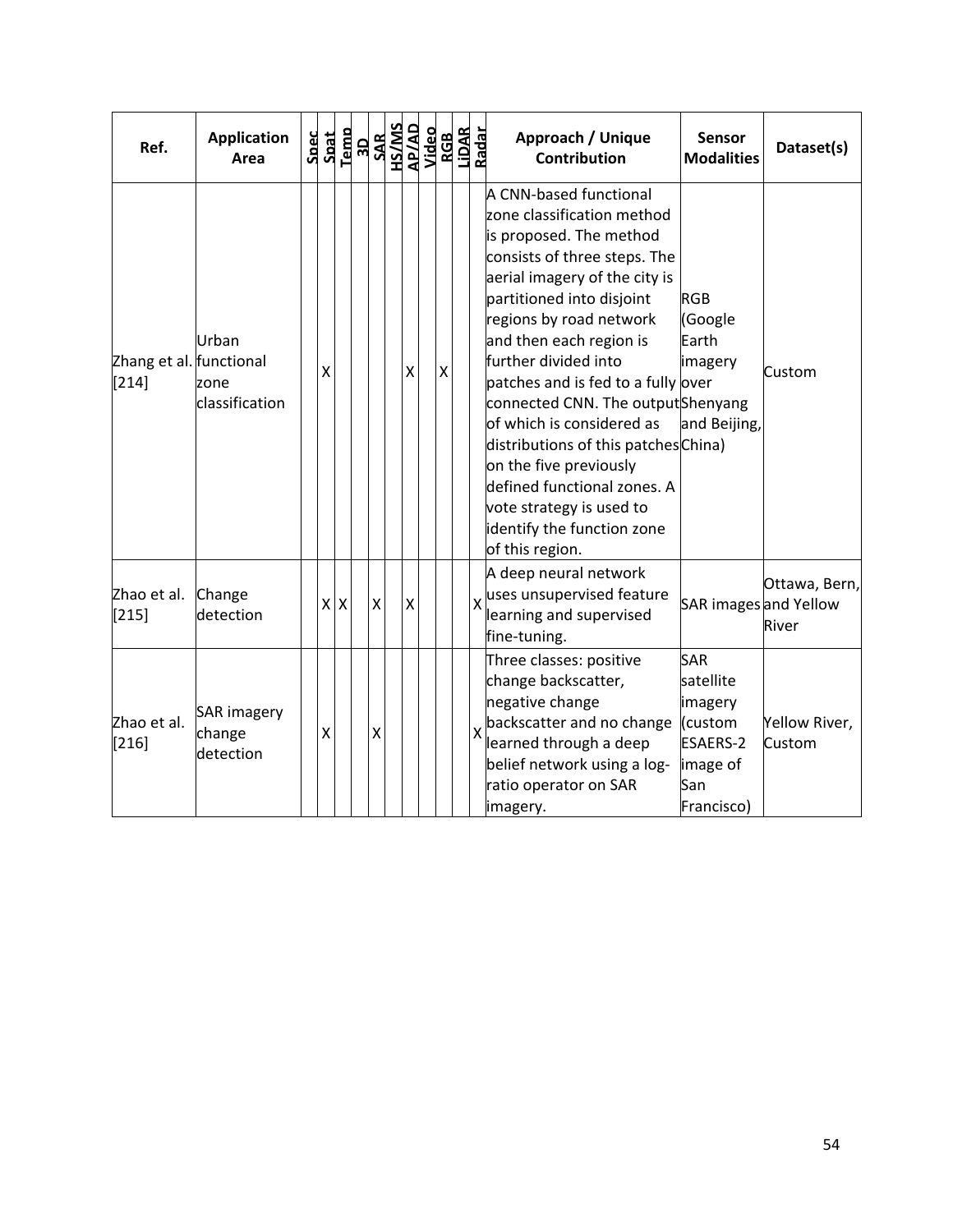| Ref. | Application Area | Spec | Spat | Temp | 3D | SAR | HS/MS | AP/AD | Video | RGB | LiDAR | Radar | Approach / Unique Contribution | Sensor Modalities | Dataset(s) |
|---|---|---|---|---|---|---|---|---|---|---|---|---|---|---|---|
| Zhang et al. [214] | Urban functional zone classification | | X | | | | | X | | X | | | A CNN-based functional zone classification method is proposed. The method consists of three steps. The aerial imagery of the city is partitioned into disjoint regions by road network and then each region is further divided into patches and is fed to a fully connected CNN. The output of which is considered as distributions of this patches on the five previously defined functional zones. A vote strategy is used to identify the function zone of this region. | RGB (Google Earth imagery over Shenyang and Beijing, China) | Custom |
| Zhao et al. [215] | Change detection | | X | X | | X | | X | | | | X | A deep neural network uses unsupervised feature learning and supervised fine-tuning. | SAR images | Ottawa, Bern, and Yellow River |
| Zhao et al. [216] | SAR imagery change detection | | X | | | X | | | | | | X | Three classes: positive change backscatter, negative change backscatter and no change learned through a deep belief network using a log-ratio operator on SAR imagery. | SAR satellite imagery (custom ESAERS-2 image of San Francisco) | Yellow River, Custom |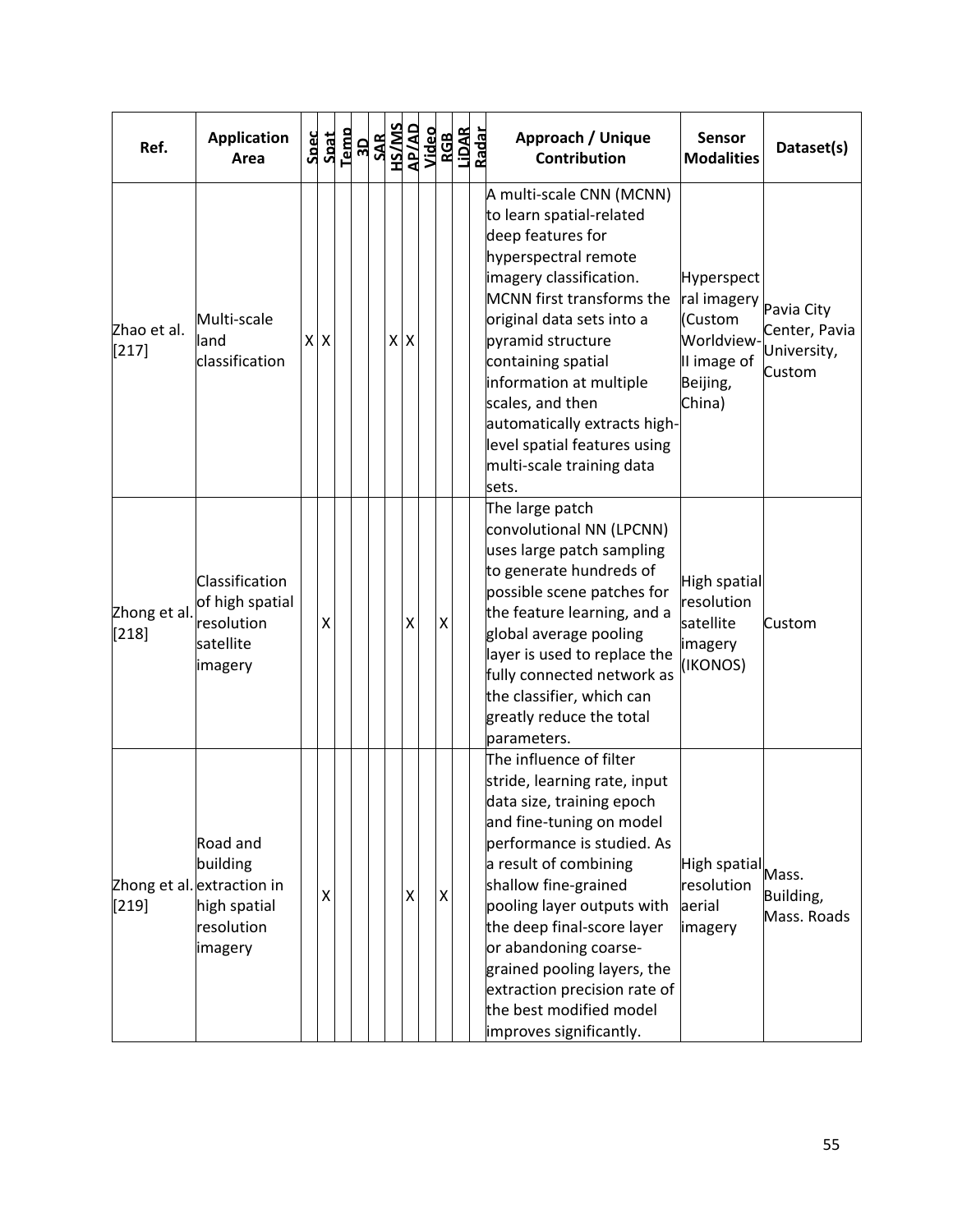| Ref. | Application Area | Spec | Spat | Temp | 3D | SAR | HS/MS | AP/AD | Video | RGB | LiDAR | Radar | Approach / Unique Contribution | Sensor Modalities | Dataset(s) |
|---|---|---|---|---|---|---|---|---|---|---|---|---|---|---|---|
| Zhao et al. [217] | Multi-scale land classification | X | X | | | | X | X | | | | | A multi-scale CNN (MCNN) to learn spatial-related deep features for hyperspectral remote imagery classification. MCNN first transforms the original data sets into a pyramid structure containing spatial information at multiple scales, and then automatically extracts high-level spatial features using multi-scale training data sets. | Hyperspectral imagery (Custom Worldview-II image of Beijing, China) | Pavia City Center, Pavia University, Custom |
| Zhong et al. [218] | Classification of high spatial resolution satellite imagery | | X | | | | | X | | X | | | The large patch convolutional NN (LPCNN) uses large patch sampling to generate hundreds of possible scene patches for the feature learning, and a global average pooling layer is used to replace the fully connected network as the classifier, which can greatly reduce the total parameters. | High spatial resolution satellite imagery (IKONOS) | Custom |
| Zhong et al. [219] | Road and building extraction in high spatial resolution imagery | | X | | | | | X | | X | | | The influence of filter stride, learning rate, input data size, training epoch and fine-tuning on model performance is studied. As a result of combining shallow fine-grained pooling layer outputs with the deep final-score layer or abandoning coarse-grained pooling layers, the extraction precision rate of the best modified model improves significantly. | High spatial resolution aerial imagery | Mass. Building, Mass. Roads |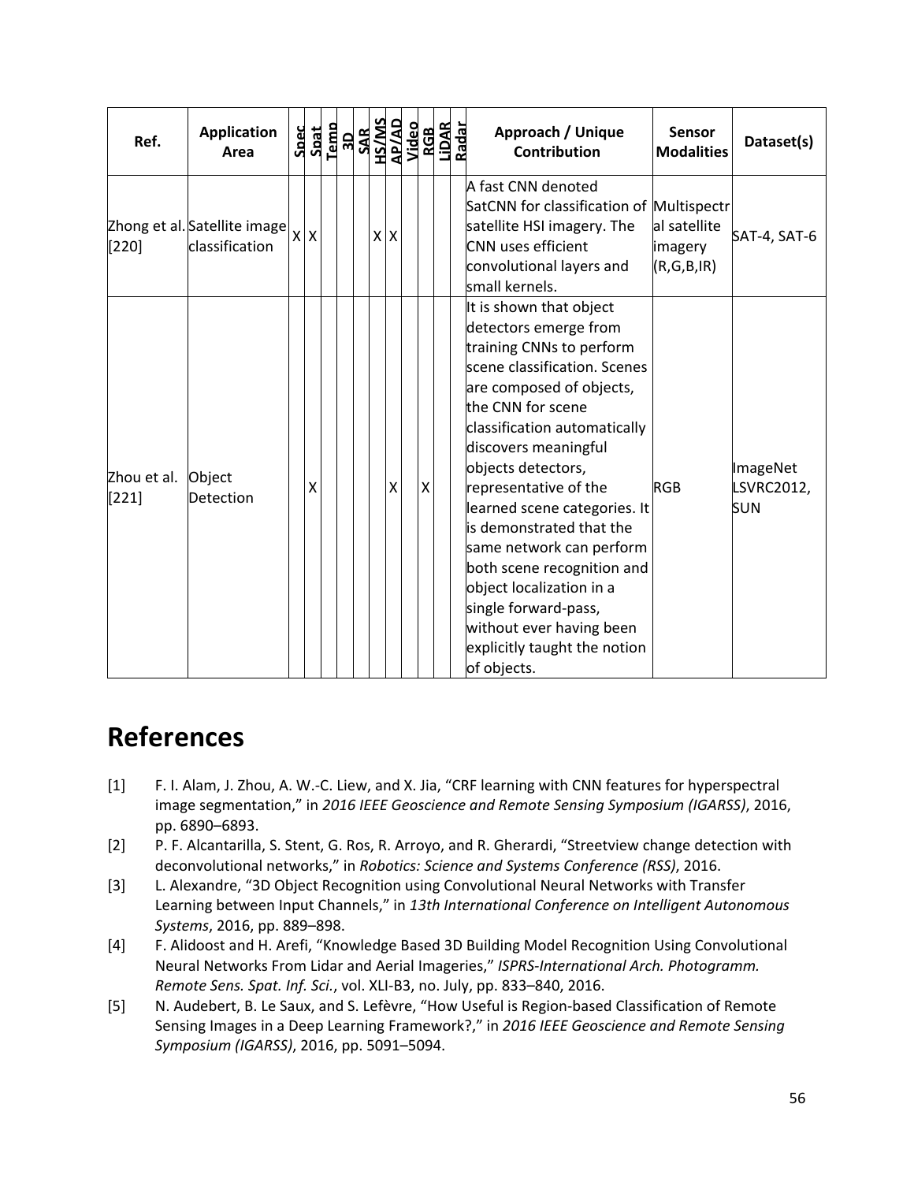| Ref. | Application Area | Spec | Spat | Temp | 3D | SAR | HS/MS | AP/AD | Video | RGB | LiDAR | Radar | Approach / Unique Contribution | Sensor Modalities | Dataset(s) |
|---|---|---|---|---|---|---|---|---|---|---|---|---|---|---|---|
| Zhong et al. [220] | Satellite image classification | X | X | | | | X | X | | | | | A fast CNN denoted SatCNN for classification of satellite HSI imagery. The CNN uses efficient convolutional layers and small kernels. | Multispectral satellite imagery (R,G,B,IR) | SAT-4, SAT-6 |
| Zhou et al. [221] | Object Detection | | X | | | | | X | | X | | | It is shown that object detectors emerge from training CNNs to perform scene classification. Scenes are composed of objects, the CNN for scene classification automatically discovers meaningful objects detectors, representative of the learned scene categories. It is demonstrated that the same network can perform both scene recognition and object localization in a single forward-pass, without ever having been explicitly taught the notion of objects. | RGB | ImageNet LSVRC2012, SUN |

# References

[1] F. I. Alam, J. Zhou, A. W.-C. Liew, and X. Jia, "CRF learning with CNN features for hyperspectral image segmentation," in *2016 IEEE Geoscience and Remote Sensing Symposium (IGARSS)*, 2016, pp. 6890–6893.

[2] P. F. Alcantarilla, S. Stent, G. Ros, R. Arroyo, and R. Gherardi, "Streetview change detection with deconvolutional networks," in *Robotics: Science and Systems Conference (RSS)*, 2016.

[3] L. Alexandre, "3D Object Recognition using Convolutional Neural Networks with Transfer Learning between Input Channels," in *13th International Conference on Intelligent Autonomous Systems*, 2016, pp. 889–898.

[4] F. Alidoost and H. Arefi, "Knowledge Based 3D Building Model Recognition Using Convolutional Neural Networks From Lidar and Aerial Imageries," *ISPRS-International Arch. Photogramm. Remote Sens. Spat. Inf. Sci.*, vol. XLI-B3, no. July, pp. 833–840, 2016.

[5] N. Audebert, B. Le Saux, and S. Lefèvre, "How Useful is Region-based Classification of Remote Sensing Images in a Deep Learning Framework?," in *2016 IEEE Geoscience and Remote Sensing Symposium (IGARSS)*, 2016, pp. 5091–5094.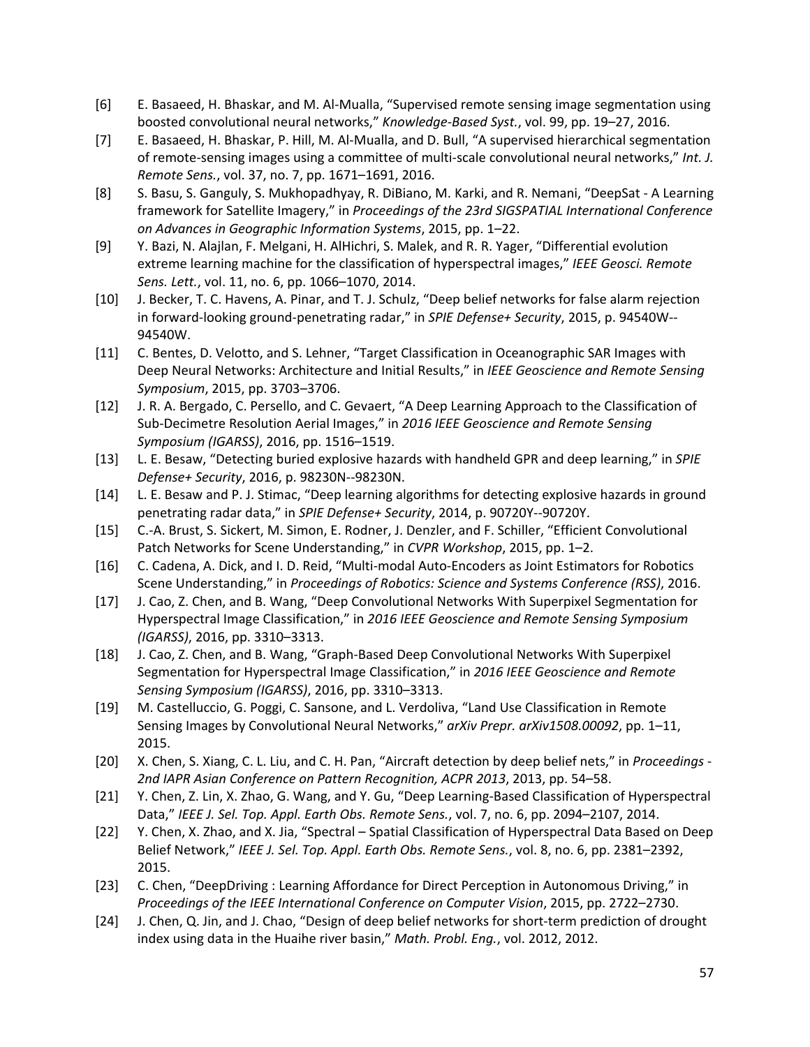[6] E. Basaeed, H. Bhaskar, and M. Al-Mualla, "Supervised remote sensing image segmentation using boosted convolutional neural networks," *Knowledge-Based Syst.*, vol. 99, pp. 19–27, 2016.

[7] E. Basaeed, H. Bhaskar, P. Hill, M. Al-Mualla, and D. Bull, "A supervised hierarchical segmentation of remote-sensing images using a committee of multi-scale convolutional neural networks," *Int. J. Remote Sens.*, vol. 37, no. 7, pp. 1671–1691, 2016.

[8] S. Basu, S. Ganguly, S. Mukhopadhyay, R. DiBiano, M. Karki, and R. Nemani, "DeepSat - A Learning framework for Satellite Imagery," in *Proceedings of the 23rd SIGSPATIAL International Conference on Advances in Geographic Information Systems*, 2015, pp. 1–22.

[9] Y. Bazi, N. Alajlan, F. Melgani, H. AlHichri, S. Malek, and R. R. Yager, "Differential evolution extreme learning machine for the classification of hyperspectral images," *IEEE Geosci. Remote Sens. Lett.*, vol. 11, no. 6, pp. 1066–1070, 2014.

[10] J. Becker, T. C. Havens, A. Pinar, and T. J. Schulz, "Deep belief networks for false alarm rejection in forward-looking ground-penetrating radar," in *SPIE Defense+ Security*, 2015, p. 94540W--94540W.

[11] C. Bentes, D. Velotto, and S. Lehner, "Target Classification in Oceanographic SAR Images with Deep Neural Networks: Architecture and Initial Results," in *IEEE Geoscience and Remote Sensing Symposium*, 2015, pp. 3703–3706.

[12] J. R. A. Bergado, C. Persello, and C. Gevaert, "A Deep Learning Approach to the Classification of Sub-Decimetre Resolution Aerial Images," in *2016 IEEE Geoscience and Remote Sensing Symposium (IGARSS)*, 2016, pp. 1516–1519.

[13] L. E. Besaw, "Detecting buried explosive hazards with handheld GPR and deep learning," in *SPIE Defense+ Security*, 2016, p. 98230N--98230N.

[14] L. E. Besaw and P. J. Stimac, "Deep learning algorithms for detecting explosive hazards in ground penetrating radar data," in *SPIE Defense+ Security*, 2014, p. 90720Y--90720Y.

[15] C.-A. Brust, S. Sickert, M. Simon, E. Rodner, J. Denzler, and F. Schiller, "Efficient Convolutional Patch Networks for Scene Understanding," in *CVPR Workshop*, 2015, pp. 1–2.

[16] C. Cadena, A. Dick, and I. D. Reid, "Multi-modal Auto-Encoders as Joint Estimators for Robotics Scene Understanding," in *Proceedings of Robotics: Science and Systems Conference (RSS)*, 2016.

[17] J. Cao, Z. Chen, and B. Wang, "Deep Convolutional Networks With Superpixel Segmentation for Hyperspectral Image Classification," in *2016 IEEE Geoscience and Remote Sensing Symposium (IGARSS)*, 2016, pp. 3310–3313.

[18] J. Cao, Z. Chen, and B. Wang, "Graph-Based Deep Convolutional Networks With Superpixel Segmentation for Hyperspectral Image Classification," in *2016 IEEE Geoscience and Remote Sensing Symposium (IGARSS)*, 2016, pp. 3310–3313.

[19] M. Castelluccio, G. Poggi, C. Sansone, and L. Verdoliva, "Land Use Classification in Remote Sensing Images by Convolutional Neural Networks," *arXiv Prepr. arXiv1508.00092*, pp. 1–11, 2015.

[20] X. Chen, S. Xiang, C. L. Liu, and C. H. Pan, "Aircraft detection by deep belief nets," in *Proceedings - 2nd IAPR Asian Conference on Pattern Recognition, ACPR 2013*, 2013, pp. 54–58.

[21] Y. Chen, Z. Lin, X. Zhao, G. Wang, and Y. Gu, "Deep Learning-Based Classification of Hyperspectral Data," *IEEE J. Sel. Top. Appl. Earth Obs. Remote Sens.*, vol. 7, no. 6, pp. 2094–2107, 2014.

[22] Y. Chen, X. Zhao, and X. Jia, "Spectral – Spatial Classification of Hyperspectral Data Based on Deep Belief Network," *IEEE J. Sel. Top. Appl. Earth Obs. Remote Sens.*, vol. 8, no. 6, pp. 2381–2392, 2015.

[23] C. Chen, "DeepDriving : Learning Affordance for Direct Perception in Autonomous Driving," in *Proceedings of the IEEE International Conference on Computer Vision*, 2015, pp. 2722–2730.

[24] J. Chen, Q. Jin, and J. Chao, "Design of deep belief networks for short-term prediction of drought index using data in the Huaihe river basin," *Math. Probl. Eng.*, vol. 2012, 2012.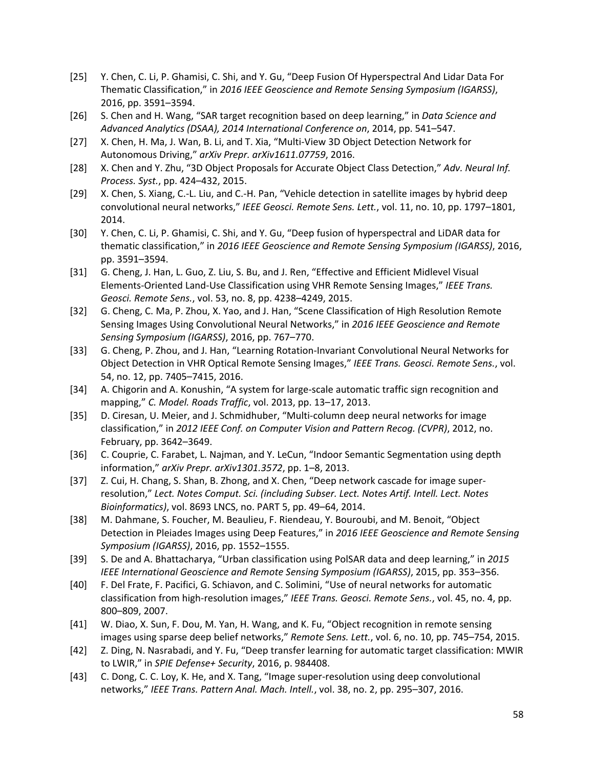[25] Y. Chen, C. Li, P. Ghamisi, C. Shi, and Y. Gu, "Deep Fusion Of Hyperspectral And Lidar Data For Thematic Classification," in *2016 IEEE Geoscience and Remote Sensing Symposium (IGARSS)*, 2016, pp. 3591–3594.

[26] S. Chen and H. Wang, "SAR target recognition based on deep learning," in *Data Science and Advanced Analytics (DSAA), 2014 International Conference on*, 2014, pp. 541–547.

[27] X. Chen, H. Ma, J. Wan, B. Li, and T. Xia, "Multi-View 3D Object Detection Network for Autonomous Driving," *arXiv Prepr. arXiv1611.07759*, 2016.

[28] X. Chen and Y. Zhu, "3D Object Proposals for Accurate Object Class Detection," *Adv. Neural Inf. Process. Syst.*, pp. 424–432, 2015.

[29] X. Chen, S. Xiang, C.-L. Liu, and C.-H. Pan, "Vehicle detection in satellite images by hybrid deep convolutional neural networks," *IEEE Geosci. Remote Sens. Lett.*, vol. 11, no. 10, pp. 1797–1801, 2014.

[30] Y. Chen, C. Li, P. Ghamisi, C. Shi, and Y. Gu, "Deep fusion of hyperspectral and LiDAR data for thematic classification," in *2016 IEEE Geoscience and Remote Sensing Symposium (IGARSS)*, 2016, pp. 3591–3594.

[31] G. Cheng, J. Han, L. Guo, Z. Liu, S. Bu, and J. Ren, "Effective and Efficient Midlevel Visual Elements-Oriented Land-Use Classification using VHR Remote Sensing Images," *IEEE Trans. Geosci. Remote Sens.*, vol. 53, no. 8, pp. 4238–4249, 2015.

[32] G. Cheng, C. Ma, P. Zhou, X. Yao, and J. Han, "Scene Classification of High Resolution Remote Sensing Images Using Convolutional Neural Networks," in *2016 IEEE Geoscience and Remote Sensing Symposium (IGARSS)*, 2016, pp. 767–770.

[33] G. Cheng, P. Zhou, and J. Han, "Learning Rotation-Invariant Convolutional Neural Networks for Object Detection in VHR Optical Remote Sensing Images," *IEEE Trans. Geosci. Remote Sens.*, vol. 54, no. 12, pp. 7405–7415, 2016.

[34] A. Chigorin and A. Konushin, "A system for large-scale automatic traffic sign recognition and mapping," *C. Model. Roads Traffic*, vol. 2013, pp. 13–17, 2013.

[35] D. Ciresan, U. Meier, and J. Schmidhuber, "Multi-column deep neural networks for image classification," in *2012 IEEE Conf. on Computer Vision and Pattern Recog. (CVPR)*, 2012, no. February, pp. 3642–3649.

[36] C. Couprie, C. Farabet, L. Najman, and Y. LeCun, "Indoor Semantic Segmentation using depth information," *arXiv Prepr. arXiv1301.3572*, pp. 1–8, 2013.

[37] Z. Cui, H. Chang, S. Shan, B. Zhong, and X. Chen, "Deep network cascade for image super-resolution," *Lect. Notes Comput. Sci. (including Subser. Lect. Notes Artif. Intell. Lect. Notes Bioinformatics)*, vol. 8693 LNCS, no. PART 5, pp. 49–64, 2014.

[38] M. Dahmane, S. Foucher, M. Beaulieu, F. Riendeau, Y. Bouroubi, and M. Benoit, "Object Detection in Pleiades Images using Deep Features," in *2016 IEEE Geoscience and Remote Sensing Symposium (IGARSS)*, 2016, pp. 1552–1555.

[39] S. De and A. Bhattacharya, "Urban classification using PolSAR data and deep learning," in *2015 IEEE International Geoscience and Remote Sensing Symposium (IGARSS)*, 2015, pp. 353–356.

[40] F. Del Frate, F. Pacifici, G. Schiavon, and C. Solimini, "Use of neural networks for automatic classification from high-resolution images," *IEEE Trans. Geosci. Remote Sens.*, vol. 45, no. 4, pp. 800–809, 2007.

[41] W. Diao, X. Sun, F. Dou, M. Yan, H. Wang, and K. Fu, "Object recognition in remote sensing images using sparse deep belief networks," *Remote Sens. Lett.*, vol. 6, no. 10, pp. 745–754, 2015.

[42] Z. Ding, N. Nasrabadi, and Y. Fu, "Deep transfer learning for automatic target classification: MWIR to LWIR," in *SPIE Defense+ Security*, 2016, p. 984408.

[43] C. Dong, C. C. Loy, K. He, and X. Tang, "Image super-resolution using deep convolutional networks," *IEEE Trans. Pattern Anal. Mach. Intell.*, vol. 38, no. 2, pp. 295–307, 2016.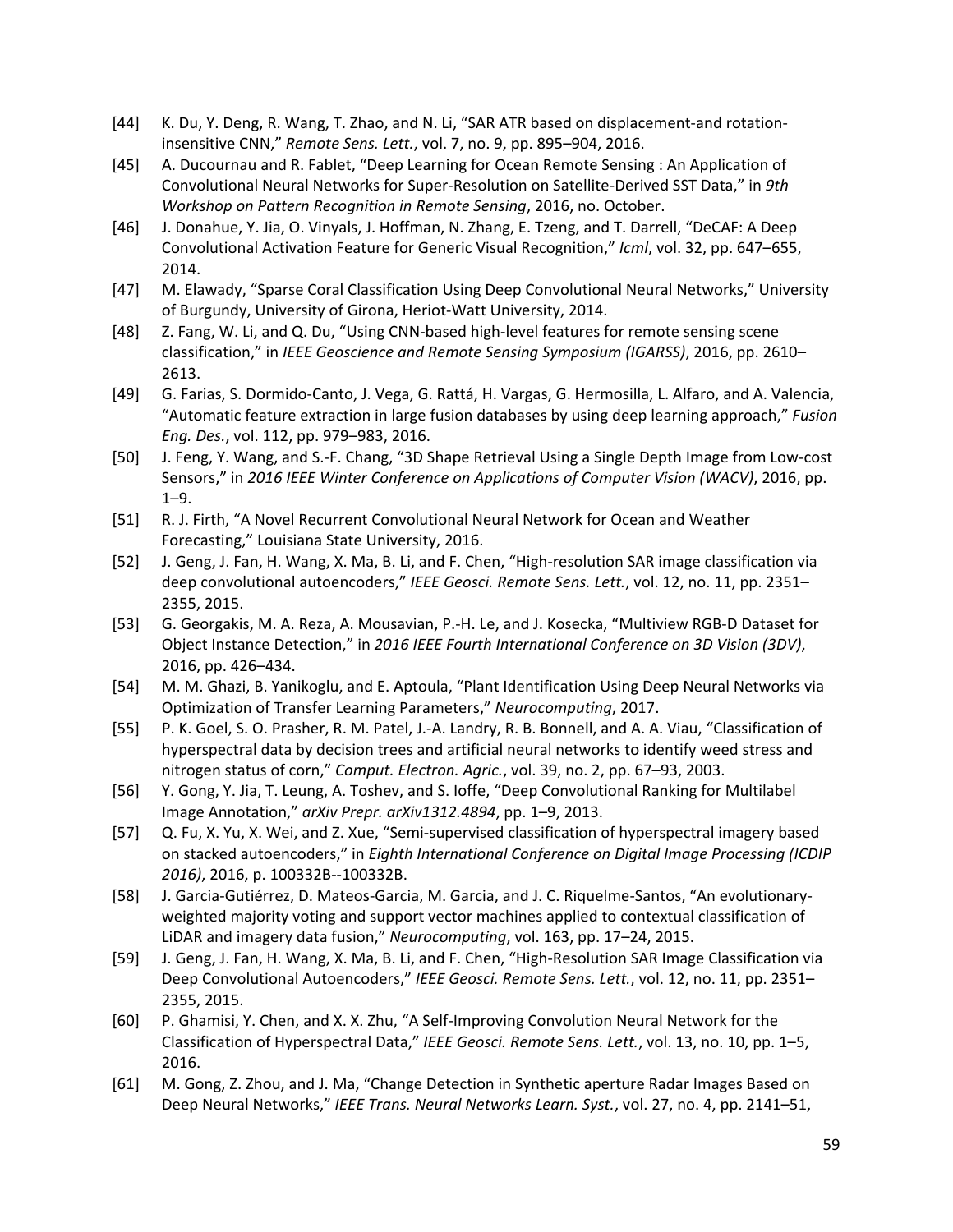[44] K. Du, Y. Deng, R. Wang, T. Zhao, and N. Li, "SAR ATR based on displacement-and rotation-insensitive CNN," *Remote Sens. Lett.*, vol. 7, no. 9, pp. 895–904, 2016.

[45] A. Ducournau and R. Fablet, "Deep Learning for Ocean Remote Sensing : An Application of Convolutional Neural Networks for Super-Resolution on Satellite-Derived SST Data," in *9th Workshop on Pattern Recognition in Remote Sensing*, 2016, no. October.

[46] J. Donahue, Y. Jia, O. Vinyals, J. Hoffman, N. Zhang, E. Tzeng, and T. Darrell, "DeCAF: A Deep Convolutional Activation Feature for Generic Visual Recognition," *Icml*, vol. 32, pp. 647–655, 2014.

[47] M. Elawady, "Sparse Coral Classification Using Deep Convolutional Neural Networks," University of Burgundy, University of Girona, Heriot-Watt University, 2014.

[48] Z. Fang, W. Li, and Q. Du, "Using CNN-based high-level features for remote sensing scene classification," in *IEEE Geoscience and Remote Sensing Symposium (IGARSS)*, 2016, pp. 2610–2613.

[49] G. Farias, S. Dormido-Canto, J. Vega, G. Rattá, H. Vargas, G. Hermosilla, L. Alfaro, and A. Valencia, "Automatic feature extraction in large fusion databases by using deep learning approach," *Fusion Eng. Des.*, vol. 112, pp. 979–983, 2016.

[50] J. Feng, Y. Wang, and S.-F. Chang, "3D Shape Retrieval Using a Single Depth Image from Low-cost Sensors," in *2016 IEEE Winter Conference on Applications of Computer Vision (WACV)*, 2016, pp. 1–9.

[51] R. J. Firth, "A Novel Recurrent Convolutional Neural Network for Ocean and Weather Forecasting," Louisiana State University, 2016.

[52] J. Geng, J. Fan, H. Wang, X. Ma, B. Li, and F. Chen, "High-resolution SAR image classification via deep convolutional autoencoders," *IEEE Geosci. Remote Sens. Lett.*, vol. 12, no. 11, pp. 2351–2355, 2015.

[53] G. Georgakis, M. A. Reza, A. Mousavian, P.-H. Le, and J. Kosecka, "Multiview RGB-D Dataset for Object Instance Detection," in *2016 IEEE Fourth International Conference on 3D Vision (3DV)*, 2016, pp. 426–434.

[54] M. M. Ghazi, B. Yanikoglu, and E. Aptoula, "Plant Identification Using Deep Neural Networks via Optimization of Transfer Learning Parameters," *Neurocomputing*, 2017.

[55] P. K. Goel, S. O. Prasher, R. M. Patel, J.-A. Landry, R. B. Bonnell, and A. A. Viau, "Classification of hyperspectral data by decision trees and artificial neural networks to identify weed stress and nitrogen status of corn," *Comput. Electron. Agric.*, vol. 39, no. 2, pp. 67–93, 2003.

[56] Y. Gong, Y. Jia, T. Leung, A. Toshev, and S. Ioffe, "Deep Convolutional Ranking for Multilabel Image Annotation," *arXiv Prepr. arXiv1312.4894*, pp. 1–9, 2013.

[57] Q. Fu, X. Yu, X. Wei, and Z. Xue, "Semi-supervised classification of hyperspectral imagery based on stacked autoencoders," in *Eighth International Conference on Digital Image Processing (ICDIP 2016)*, 2016, p. 100332B--100332B.

[58] J. Garcia-Gutiérrez, D. Mateos-Garcia, M. Garcia, and J. C. Riquelme-Santos, "An evolutionary-weighted majority voting and support vector machines applied to contextual classification of LiDAR and imagery data fusion," *Neurocomputing*, vol. 163, pp. 17–24, 2015.

[59] J. Geng, J. Fan, H. Wang, X. Ma, B. Li, and F. Chen, "High-Resolution SAR Image Classification via Deep Convolutional Autoencoders," *IEEE Geosci. Remote Sens. Lett.*, vol. 12, no. 11, pp. 2351–2355, 2015.

[60] P. Ghamisi, Y. Chen, and X. X. Zhu, "A Self-Improving Convolution Neural Network for the Classification of Hyperspectral Data," *IEEE Geosci. Remote Sens. Lett.*, vol. 13, no. 10, pp. 1–5, 2016.

[61] M. Gong, Z. Zhou, and J. Ma, "Change Detection in Synthetic aperture Radar Images Based on Deep Neural Networks," *IEEE Trans. Neural Networks Learn. Syst.*, vol. 27, no. 4, pp. 2141–51,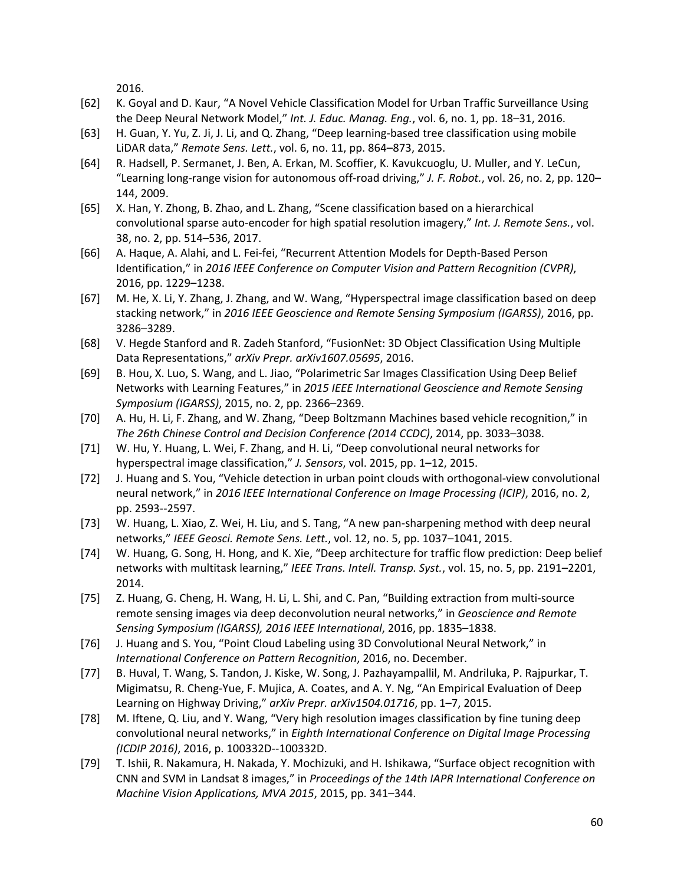2016.

[62] K. Goyal and D. Kaur, “A Novel Vehicle Classification Model for Urban Traffic Surveillance Using the Deep Neural Network Model,” *Int. J. Educ. Manag. Eng.*, vol. 6, no. 1, pp. 18–31, 2016.

[63] H. Guan, Y. Yu, Z. Ji, J. Li, and Q. Zhang, “Deep learning-based tree classification using mobile LiDAR data,” *Remote Sens. Lett.*, vol. 6, no. 11, pp. 864–873, 2015.

[64] R. Hadsell, P. Sermanet, J. Ben, A. Erkan, M. Scoffier, K. Kavukcuoglu, U. Muller, and Y. LeCun, “Learning long-range vision for autonomous off-road driving,” *J. F. Robot.*, vol. 26, no. 2, pp. 120–144, 2009.

[65] X. Han, Y. Zhong, B. Zhao, and L. Zhang, “Scene classification based on a hierarchical convolutional sparse auto-encoder for high spatial resolution imagery,” *Int. J. Remote Sens.*, vol. 38, no. 2, pp. 514–536, 2017.

[66] A. Haque, A. Alahi, and L. Fei-fei, “Recurrent Attention Models for Depth-Based Person Identification,” in *2016 IEEE Conference on Computer Vision and Pattern Recognition (CVPR)*, 2016, pp. 1229–1238.

[67] M. He, X. Li, Y. Zhang, J. Zhang, and W. Wang, “Hyperspectral image classification based on deep stacking network,” in *2016 IEEE Geoscience and Remote Sensing Symposium (IGARSS)*, 2016, pp. 3286–3289.

[68] V. Hegde Stanford and R. Zadeh Stanford, “FusionNet: 3D Object Classification Using Multiple Data Representations,” *arXiv Prepr. arXiv1607.05695*, 2016.

[69] B. Hou, X. Luo, S. Wang, and L. Jiao, “Polarimetric Sar Images Classification Using Deep Belief Networks with Learning Features,” in *2015 IEEE International Geoscience and Remote Sensing Symposium (IGARSS)*, 2015, no. 2, pp. 2366–2369.

[70] A. Hu, H. Li, F. Zhang, and W. Zhang, “Deep Boltzmann Machines based vehicle recognition,” in *The 26th Chinese Control and Decision Conference (2014 CCDC)*, 2014, pp. 3033–3038.

[71] W. Hu, Y. Huang, L. Wei, F. Zhang, and H. Li, “Deep convolutional neural networks for hyperspectral image classification,” *J. Sensors*, vol. 2015, pp. 1–12, 2015.

[72] J. Huang and S. You, “Vehicle detection in urban point clouds with orthogonal-view convolutional neural network,” in *2016 IEEE International Conference on Image Processing (ICIP)*, 2016, no. 2, pp. 2593--2597.

[73] W. Huang, L. Xiao, Z. Wei, H. Liu, and S. Tang, “A new pan-sharpening method with deep neural networks,” *IEEE Geosci. Remote Sens. Lett.*, vol. 12, no. 5, pp. 1037–1041, 2015.

[74] W. Huang, G. Song, H. Hong, and K. Xie, “Deep architecture for traffic flow prediction: Deep belief networks with multitask learning,” *IEEE Trans. Intell. Transp. Syst.*, vol. 15, no. 5, pp. 2191–2201, 2014.

[75] Z. Huang, G. Cheng, H. Wang, H. Li, L. Shi, and C. Pan, “Building extraction from multi-source remote sensing images via deep deconvolution neural networks,” in *Geoscience and Remote Sensing Symposium (IGARSS), 2016 IEEE International*, 2016, pp. 1835–1838.

[76] J. Huang and S. You, “Point Cloud Labeling using 3D Convolutional Neural Network,” in *International Conference on Pattern Recognition*, 2016, no. December.

[77] B. Huval, T. Wang, S. Tandon, J. Kiske, W. Song, J. Pazhayampallil, M. Andriluka, P. Rajpurkar, T. Migimatsu, R. Cheng-Yue, F. Mujica, A. Coates, and A. Y. Ng, “An Empirical Evaluation of Deep Learning on Highway Driving,” *arXiv Prepr. arXiv1504.01716*, pp. 1–7, 2015.

[78] M. Iftene, Q. Liu, and Y. Wang, “Very high resolution images classification by fine tuning deep convolutional neural networks,” in *Eighth International Conference on Digital Image Processing (ICDIP 2016)*, 2016, p. 100332D--100332D.

[79] T. Ishii, R. Nakamura, H. Nakada, Y. Mochizuki, and H. Ishikawa, “Surface object recognition with CNN and SVM in Landsat 8 images,” in *Proceedings of the 14th IAPR International Conference on Machine Vision Applications, MVA 2015*, 2015, pp. 341–344.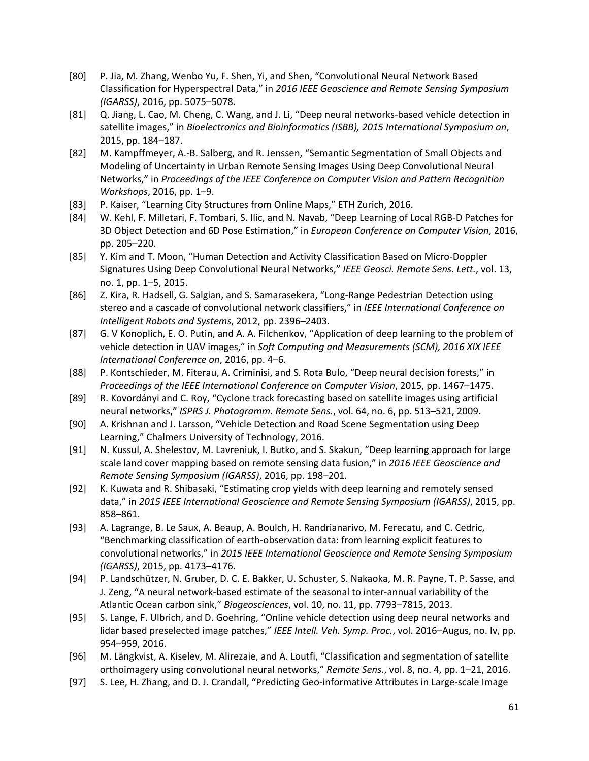[80] P. Jia, M. Zhang, Wenbo Yu, F. Shen, Yi, and Shen, "Convolutional Neural Network Based Classification for Hyperspectral Data," in *2016 IEEE Geoscience and Remote Sensing Symposium (IGARSS)*, 2016, pp. 5075–5078.

[81] Q. Jiang, L. Cao, M. Cheng, C. Wang, and J. Li, "Deep neural networks-based vehicle detection in satellite images," in *Bioelectronics and Bioinformatics (ISBB), 2015 International Symposium on*, 2015, pp. 184–187.

[82] M. Kampffmeyer, A.-B. Salberg, and R. Jenssen, "Semantic Segmentation of Small Objects and Modeling of Uncertainty in Urban Remote Sensing Images Using Deep Convolutional Neural Networks," in *Proceedings of the IEEE Conference on Computer Vision and Pattern Recognition Workshops*, 2016, pp. 1–9.

[83] P. Kaiser, "Learning City Structures from Online Maps," ETH Zurich, 2016.

[84] W. Kehl, F. Milletari, F. Tombari, S. Ilic, and N. Navab, "Deep Learning of Local RGB-D Patches for 3D Object Detection and 6D Pose Estimation," in *European Conference on Computer Vision*, 2016, pp. 205–220.

[85] Y. Kim and T. Moon, "Human Detection and Activity Classification Based on Micro-Doppler Signatures Using Deep Convolutional Neural Networks," *IEEE Geosci. Remote Sens. Lett.*, vol. 13, no. 1, pp. 1–5, 2015.

[86] Z. Kira, R. Hadsell, G. Salgian, and S. Samarasekera, "Long-Range Pedestrian Detection using stereo and a cascade of convolutional network classifiers," in *IEEE International Conference on Intelligent Robots and Systems*, 2012, pp. 2396–2403.

[87] G. V Konoplich, E. O. Putin, and A. A. Filchenkov, "Application of deep learning to the problem of vehicle detection in UAV images," in *Soft Computing and Measurements (SCM), 2016 XIX IEEE International Conference on*, 2016, pp. 4–6.

[88] P. Kontschieder, M. Fiterau, A. Criminisi, and S. Rota Bulo, "Deep neural decision forests," in *Proceedings of the IEEE International Conference on Computer Vision*, 2015, pp. 1467–1475.

[89] R. Kovordányi and C. Roy, "Cyclone track forecasting based on satellite images using artificial neural networks," *ISPRS J. Photogramm. Remote Sens.*, vol. 64, no. 6, pp. 513–521, 2009.

[90] A. Krishnan and J. Larsson, "Vehicle Detection and Road Scene Segmentation using Deep Learning," Chalmers University of Technology, 2016.

[91] N. Kussul, A. Shelestov, M. Lavreniuk, I. Butko, and S. Skakun, "Deep learning approach for large scale land cover mapping based on remote sensing data fusion," in *2016 IEEE Geoscience and Remote Sensing Symposium (IGARSS)*, 2016, pp. 198–201.

[92] K. Kuwata and R. Shibasaki, "Estimating crop yields with deep learning and remotely sensed data," in *2015 IEEE International Geoscience and Remote Sensing Symposium (IGARSS)*, 2015, pp. 858–861.

[93] A. Lagrange, B. Le Saux, A. Beaup, A. Boulch, H. Randrianarivo, M. Ferecatu, and C. Cedric, "Benchmarking classification of earth-observation data: from learning explicit features to convolutional networks," in *2015 IEEE International Geoscience and Remote Sensing Symposium (IGARSS)*, 2015, pp. 4173–4176.

[94] P. Landschützer, N. Gruber, D. C. E. Bakker, U. Schuster, S. Nakaoka, M. R. Payne, T. P. Sasse, and J. Zeng, "A neural network-based estimate of the seasonal to inter-annual variability of the Atlantic Ocean carbon sink," *Biogeosciences*, vol. 10, no. 11, pp. 7793–7815, 2013.

[95] S. Lange, F. Ulbrich, and D. Goehring, "Online vehicle detection using deep neural networks and lidar based preselected image patches," *IEEE Intell. Veh. Symp. Proc.*, vol. 2016–Augus, no. Iv, pp. 954–959, 2016.

[96] M. Längkvist, A. Kiselev, M. Alirezaie, and A. Loutfi, "Classification and segmentation of satellite orthoimagery using convolutional neural networks," *Remote Sens.*, vol. 8, no. 4, pp. 1–21, 2016.

[97] S. Lee, H. Zhang, and D. J. Crandall, "Predicting Geo-informative Attributes in Large-scale Image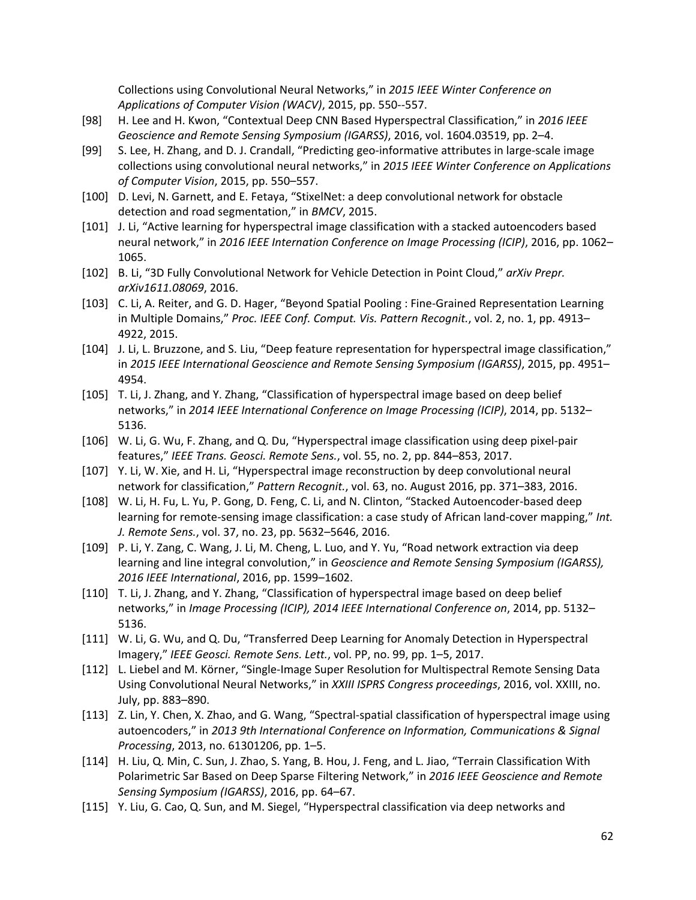Collections using Convolutional Neural Networks," in *2015 IEEE Winter Conference on Applications of Computer Vision (WACV)*, 2015, pp. 550--557.

[98] H. Lee and H. Kwon, "Contextual Deep CNN Based Hyperspectral Classification," in *2016 IEEE Geoscience and Remote Sensing Symposium (IGARSS)*, 2016, vol. 1604.03519, pp. 2–4.

[99] S. Lee, H. Zhang, and D. J. Crandall, "Predicting geo-informative attributes in large-scale image collections using convolutional neural networks," in *2015 IEEE Winter Conference on Applications of Computer Vision*, 2015, pp. 550–557.

[100] D. Levi, N. Garnett, and E. Fetaya, "StixelNet: a deep convolutional network for obstacle detection and road segmentation," in *BMCV*, 2015.

[101] J. Li, "Active learning for hyperspectral image classification with a stacked autoencoders based neural network," in *2016 IEEE Internation Conference on Image Processing (ICIP)*, 2016, pp. 1062–1065.

[102] B. Li, "3D Fully Convolutional Network for Vehicle Detection in Point Cloud," *arXiv Prepr. arXiv1611.08069*, 2016.

[103] C. Li, A. Reiter, and G. D. Hager, "Beyond Spatial Pooling : Fine-Grained Representation Learning in Multiple Domains," *Proc. IEEE Conf. Comput. Vis. Pattern Recognit.*, vol. 2, no. 1, pp. 4913–4922, 2015.

[104] J. Li, L. Bruzzone, and S. Liu, "Deep feature representation for hyperspectral image classification," in *2015 IEEE International Geoscience and Remote Sensing Symposium (IGARSS)*, 2015, pp. 4951–4954.

[105] T. Li, J. Zhang, and Y. Zhang, "Classification of hyperspectral image based on deep belief networks," in *2014 IEEE International Conference on Image Processing (ICIP)*, 2014, pp. 5132–5136.

[106] W. Li, G. Wu, F. Zhang, and Q. Du, "Hyperspectral image classification using deep pixel-pair features," *IEEE Trans. Geosci. Remote Sens.*, vol. 55, no. 2, pp. 844–853, 2017.

[107] Y. Li, W. Xie, and H. Li, "Hyperspectral image reconstruction by deep convolutional neural network for classification," *Pattern Recognit.*, vol. 63, no. August 2016, pp. 371–383, 2016.

[108] W. Li, H. Fu, L. Yu, P. Gong, D. Feng, C. Li, and N. Clinton, "Stacked Autoencoder-based deep learning for remote-sensing image classification: a case study of African land-cover mapping," *Int. J. Remote Sens.*, vol. 37, no. 23, pp. 5632–5646, 2016.

[109] P. Li, Y. Zang, C. Wang, J. Li, M. Cheng, L. Luo, and Y. Yu, "Road network extraction via deep learning and line integral convolution," in *Geoscience and Remote Sensing Symposium (IGARSS), 2016 IEEE International*, 2016, pp. 1599–1602.

[110] T. Li, J. Zhang, and Y. Zhang, "Classification of hyperspectral image based on deep belief networks," in *Image Processing (ICIP), 2014 IEEE International Conference on*, 2014, pp. 5132–5136.

[111] W. Li, G. Wu, and Q. Du, "Transferred Deep Learning for Anomaly Detection in Hyperspectral Imagery," *IEEE Geosci. Remote Sens. Lett.*, vol. PP, no. 99, pp. 1–5, 2017.

[112] L. Liebel and M. Körner, "Single-Image Super Resolution for Multispectral Remote Sensing Data Using Convolutional Neural Networks," in *XXIII ISPRS Congress proceedings*, 2016, vol. XXIII, no. July, pp. 883–890.

[113] Z. Lin, Y. Chen, X. Zhao, and G. Wang, "Spectral-spatial classification of hyperspectral image using autoencoders," in *2013 9th International Conference on Information, Communications & Signal Processing*, 2013, no. 61301206, pp. 1–5.

[114] H. Liu, Q. Min, C. Sun, J. Zhao, S. Yang, B. Hou, J. Feng, and L. Jiao, "Terrain Classification With Polarimetric Sar Based on Deep Sparse Filtering Network," in *2016 IEEE Geoscience and Remote Sensing Symposium (IGARSS)*, 2016, pp. 64–67.

[115] Y. Liu, G. Cao, Q. Sun, and M. Siegel, "Hyperspectral classification via deep networks and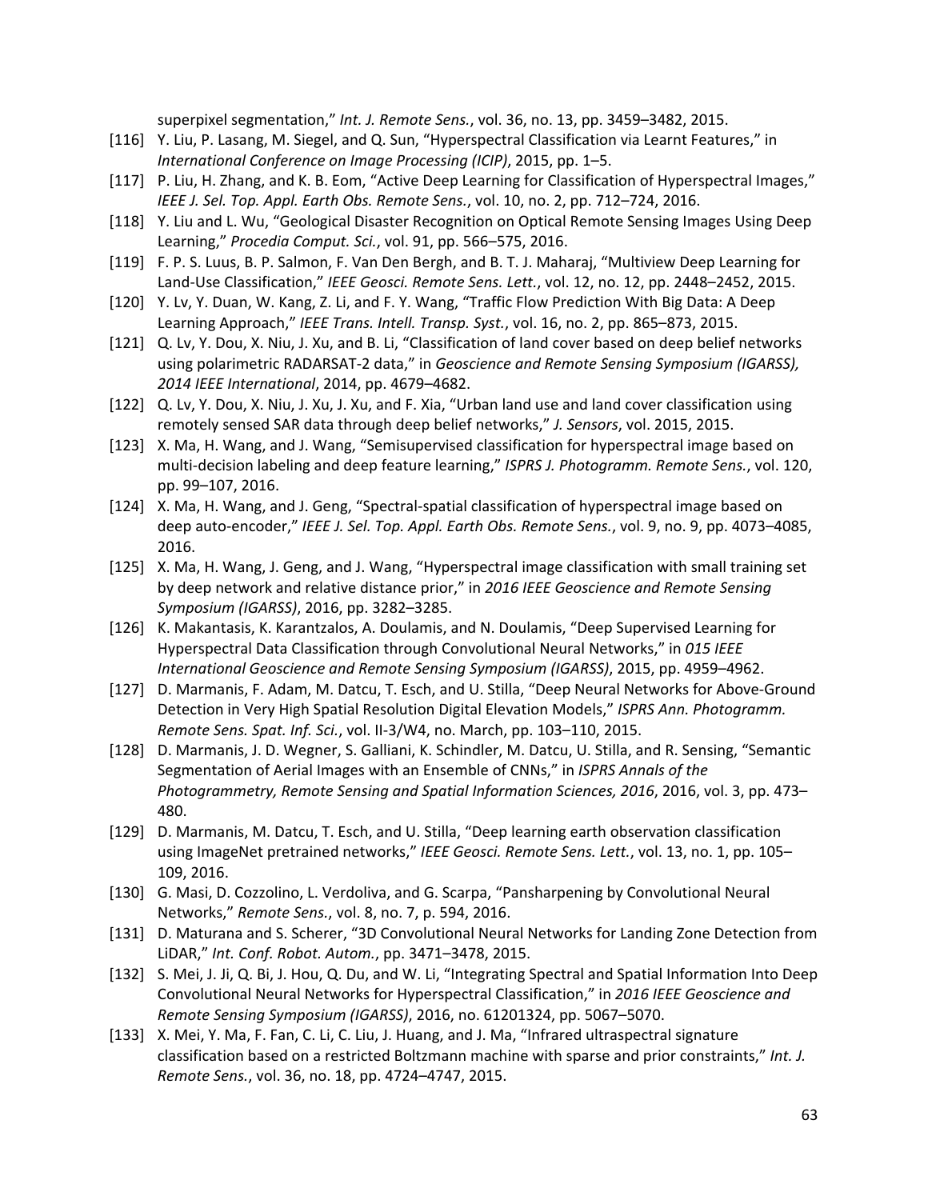superpixel segmentation," *Int. J. Remote Sens.*, vol. 36, no. 13, pp. 3459–3482, 2015.

[116] Y. Liu, P. Lasang, M. Siegel, and Q. Sun, "Hyperspectral Classification via Learnt Features," in *International Conference on Image Processing (ICIP)*, 2015, pp. 1–5.

[117] P. Liu, H. Zhang, and K. B. Eom, "Active Deep Learning for Classification of Hyperspectral Images," *IEEE J. Sel. Top. Appl. Earth Obs. Remote Sens.*, vol. 10, no. 2, pp. 712–724, 2016.

[118] Y. Liu and L. Wu, "Geological Disaster Recognition on Optical Remote Sensing Images Using Deep Learning," *Procedia Comput. Sci.*, vol. 91, pp. 566–575, 2016.

[119] F. P. S. Luus, B. P. Salmon, F. Van Den Bergh, and B. T. J. Maharaj, "Multiview Deep Learning for Land-Use Classification," *IEEE Geosci. Remote Sens. Lett.*, vol. 12, no. 12, pp. 2448–2452, 2015.

[120] Y. Lv, Y. Duan, W. Kang, Z. Li, and F. Y. Wang, "Traffic Flow Prediction With Big Data: A Deep Learning Approach," *IEEE Trans. Intell. Transp. Syst.*, vol. 16, no. 2, pp. 865–873, 2015.

[121] Q. Lv, Y. Dou, X. Niu, J. Xu, and B. Li, "Classification of land cover based on deep belief networks using polarimetric RADARSAT-2 data," in *Geoscience and Remote Sensing Symposium (IGARSS), 2014 IEEE International*, 2014, pp. 4679–4682.

[122] Q. Lv, Y. Dou, X. Niu, J. Xu, J. Xu, and F. Xia, "Urban land use and land cover classification using remotely sensed SAR data through deep belief networks," *J. Sensors*, vol. 2015, 2015.

[123] X. Ma, H. Wang, and J. Wang, "Semisupervised classification for hyperspectral image based on multi-decision labeling and deep feature learning," *ISPRS J. Photogramm. Remote Sens.*, vol. 120, pp. 99–107, 2016.

[124] X. Ma, H. Wang, and J. Geng, "Spectral-spatial classification of hyperspectral image based on deep auto-encoder," *IEEE J. Sel. Top. Appl. Earth Obs. Remote Sens.*, vol. 9, no. 9, pp. 4073–4085, 2016.

[125] X. Ma, H. Wang, J. Geng, and J. Wang, "Hyperspectral image classification with small training set by deep network and relative distance prior," in *2016 IEEE Geoscience and Remote Sensing Symposium (IGARSS)*, 2016, pp. 3282–3285.

[126] K. Makantasis, K. Karantzalos, A. Doulamis, and N. Doulamis, "Deep Supervised Learning for Hyperspectral Data Classification through Convolutional Neural Networks," in *015 IEEE International Geoscience and Remote Sensing Symposium (IGARSS)*, 2015, pp. 4959–4962.

[127] D. Marmanis, F. Adam, M. Datcu, T. Esch, and U. Stilla, "Deep Neural Networks for Above-Ground Detection in Very High Spatial Resolution Digital Elevation Models," *ISPRS Ann. Photogramm. Remote Sens. Spat. Inf. Sci.*, vol. II-3/W4, no. March, pp. 103–110, 2015.

[128] D. Marmanis, J. D. Wegner, S. Galliani, K. Schindler, M. Datcu, U. Stilla, and R. Sensing, "Semantic Segmentation of Aerial Images with an Ensemble of CNNs," in *ISPRS Annals of the Photogrammetry, Remote Sensing and Spatial Information Sciences, 2016*, 2016, vol. 3, pp. 473–480.

[129] D. Marmanis, M. Datcu, T. Esch, and U. Stilla, "Deep learning earth observation classification using ImageNet pretrained networks," *IEEE Geosci. Remote Sens. Lett.*, vol. 13, no. 1, pp. 105–109, 2016.

[130] G. Masi, D. Cozzolino, L. Verdoliva, and G. Scarpa, "Pansharpening by Convolutional Neural Networks," *Remote Sens.*, vol. 8, no. 7, p. 594, 2016.

[131] D. Maturana and S. Scherer, "3D Convolutional Neural Networks for Landing Zone Detection from LiDAR," *Int. Conf. Robot. Autom.*, pp. 3471–3478, 2015.

[132] S. Mei, J. Ji, Q. Bi, J. Hou, Q. Du, and W. Li, "Integrating Spectral and Spatial Information Into Deep Convolutional Neural Networks for Hyperspectral Classification," in *2016 IEEE Geoscience and Remote Sensing Symposium (IGARSS)*, 2016, no. 61201324, pp. 5067–5070.

[133] X. Mei, Y. Ma, F. Fan, C. Li, C. Liu, J. Huang, and J. Ma, "Infrared ultraspectral signature classification based on a restricted Boltzmann machine with sparse and prior constraints," *Int. J. Remote Sens.*, vol. 36, no. 18, pp. 4724–4747, 2015.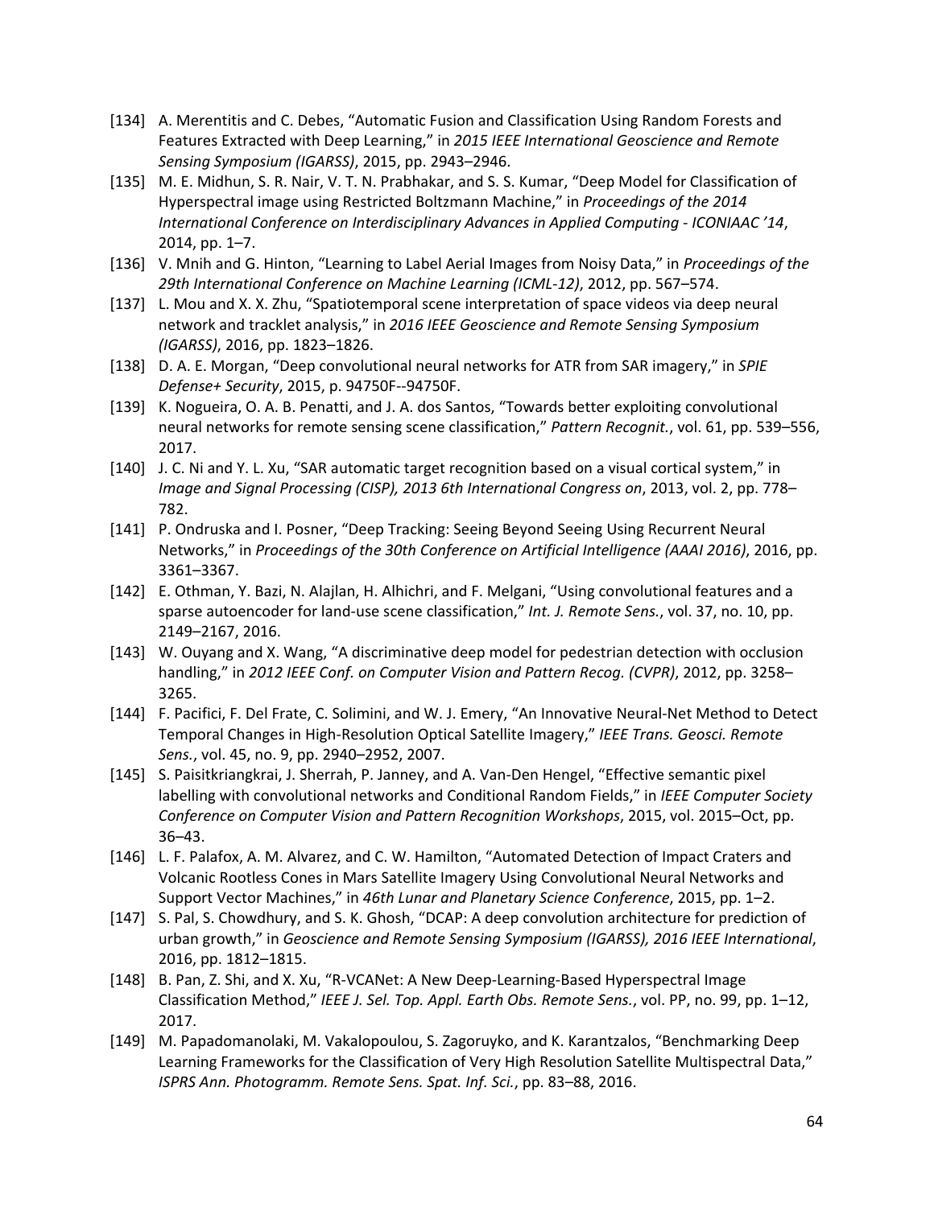[134] A. Merentitis and C. Debes, “Automatic Fusion and Classification Using Random Forests and Features Extracted with Deep Learning,” in *2015 IEEE International Geoscience and Remote Sensing Symposium (IGARSS)*, 2015, pp. 2943–2946.

[135] M. E. Midhun, S. R. Nair, V. T. N. Prabhakar, and S. S. Kumar, “Deep Model for Classification of Hyperspectral image using Restricted Boltzmann Machine,” in *Proceedings of the 2014 International Conference on Interdisciplinary Advances in Applied Computing - ICONIAAC ’14*, 2014, pp. 1–7.

[136] V. Mnih and G. Hinton, “Learning to Label Aerial Images from Noisy Data,” in *Proceedings of the 29th International Conference on Machine Learning (ICML-12)*, 2012, pp. 567–574.

[137] L. Mou and X. X. Zhu, “Spatiotemporal scene interpretation of space videos via deep neural network and tracklet analysis,” in *2016 IEEE Geoscience and Remote Sensing Symposium (IGARSS)*, 2016, pp. 1823–1826.

[138] D. A. E. Morgan, “Deep convolutional neural networks for ATR from SAR imagery,” in *SPIE Defense+ Security*, 2015, p. 94750F--94750F.

[139] K. Nogueira, O. A. B. Penatti, and J. A. dos Santos, “Towards better exploiting convolutional neural networks for remote sensing scene classification,” *Pattern Recognit.*, vol. 61, pp. 539–556, 2017.

[140] J. C. Ni and Y. L. Xu, “SAR automatic target recognition based on a visual cortical system,” in *Image and Signal Processing (CISP), 2013 6th International Congress on*, 2013, vol. 2, pp. 778–782.

[141] P. Ondruska and I. Posner, “Deep Tracking: Seeing Beyond Seeing Using Recurrent Neural Networks,” in *Proceedings of the 30th Conference on Artificial Intelligence (AAAI 2016)*, 2016, pp. 3361–3367.

[142] E. Othman, Y. Bazi, N. Alajlan, H. Alhichri, and F. Melgani, “Using convolutional features and a sparse autoencoder for land-use scene classification,” *Int. J. Remote Sens.*, vol. 37, no. 10, pp. 2149–2167, 2016.

[143] W. Ouyang and X. Wang, “A discriminative deep model for pedestrian detection with occlusion handling,” in *2012 IEEE Conf. on Computer Vision and Pattern Recog. (CVPR)*, 2012, pp. 3258–3265.

[144] F. Pacifici, F. Del Frate, C. Solimini, and W. J. Emery, “An Innovative Neural-Net Method to Detect Temporal Changes in High-Resolution Optical Satellite Imagery,” *IEEE Trans. Geosci. Remote Sens.*, vol. 45, no. 9, pp. 2940–2952, 2007.

[145] S. Paisitkriangkrai, J. Sherrah, P. Janney, and A. Van-Den Hengel, “Effective semantic pixel labelling with convolutional networks and Conditional Random Fields,” in *IEEE Computer Society Conference on Computer Vision and Pattern Recognition Workshops*, 2015, vol. 2015–Oct, pp. 36–43.

[146] L. F. Palafox, A. M. Alvarez, and C. W. Hamilton, “Automated Detection of Impact Craters and Volcanic Rootless Cones in Mars Satellite Imagery Using Convolutional Neural Networks and Support Vector Machines,” in *46th Lunar and Planetary Science Conference*, 2015, pp. 1–2.

[147] S. Pal, S. Chowdhury, and S. K. Ghosh, “DCAP: A deep convolution architecture for prediction of urban growth,” in *Geoscience and Remote Sensing Symposium (IGARSS), 2016 IEEE International*, 2016, pp. 1812–1815.

[148] B. Pan, Z. Shi, and X. Xu, “R-VCANet: A New Deep-Learning-Based Hyperspectral Image Classification Method,” *IEEE J. Sel. Top. Appl. Earth Obs. Remote Sens.*, vol. PP, no. 99, pp. 1–12, 2017.

[149] M. Papadomanolaki, M. Vakalopoulou, S. Zagoruyko, and K. Karantzalos, “Benchmarking Deep Learning Frameworks for the Classification of Very High Resolution Satellite Multispectral Data,” *ISPRS Ann. Photogramm. Remote Sens. Spat. Inf. Sci.*, pp. 83–88, 2016.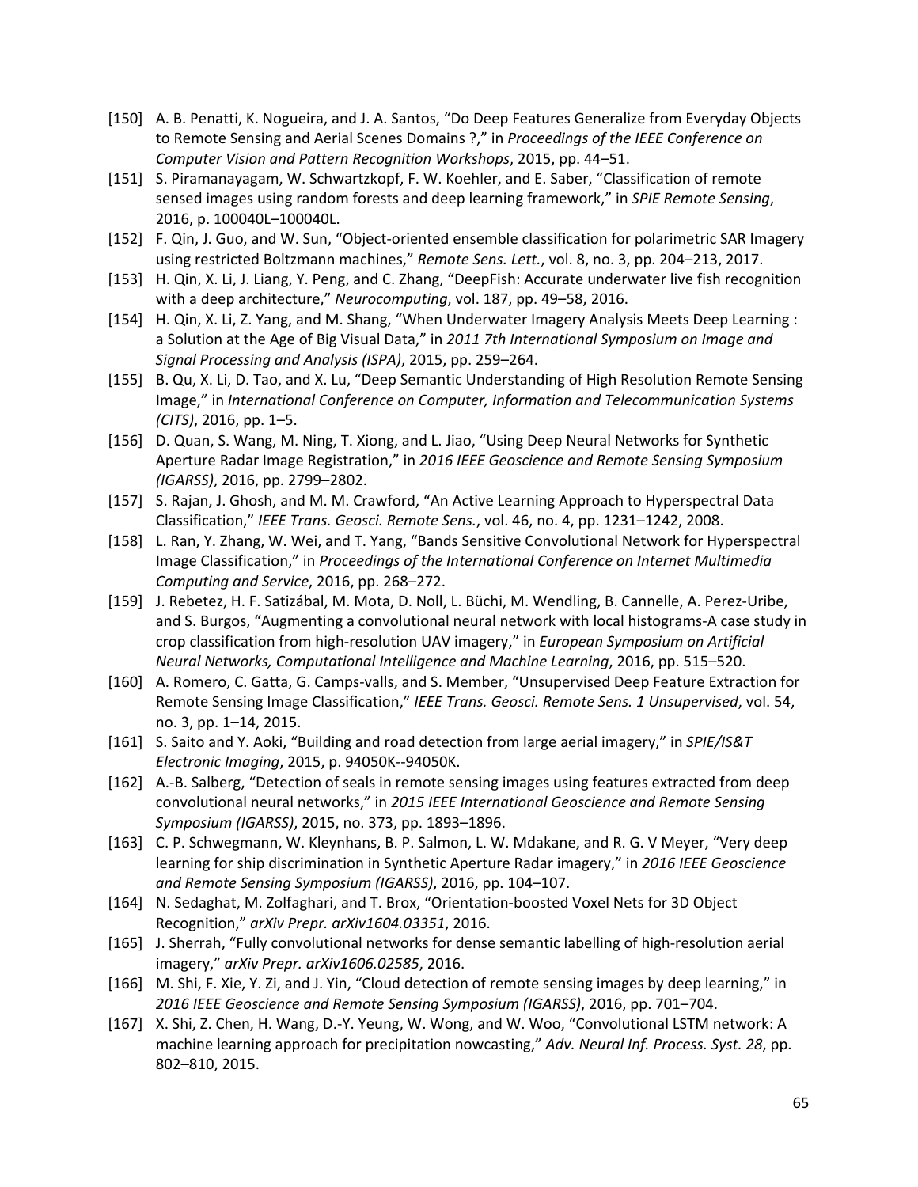[150] A. B. Penatti, K. Nogueira, and J. A. Santos, “Do Deep Features Generalize from Everyday Objects to Remote Sensing and Aerial Scenes Domains ?,” in *Proceedings of the IEEE Conference on Computer Vision and Pattern Recognition Workshops*, 2015, pp. 44–51.

[151] S. Piramanayagam, W. Schwartzkopf, F. W. Koehler, and E. Saber, “Classification of remote sensed images using random forests and deep learning framework,” in *SPIE Remote Sensing*, 2016, p. 100040L–100040L.

[152] F. Qin, J. Guo, and W. Sun, “Object-oriented ensemble classification for polarimetric SAR Imagery using restricted Boltzmann machines,” *Remote Sens. Lett.*, vol. 8, no. 3, pp. 204–213, 2017.

[153] H. Qin, X. Li, J. Liang, Y. Peng, and C. Zhang, “DeepFish: Accurate underwater live fish recognition with a deep architecture,” *Neurocomputing*, vol. 187, pp. 49–58, 2016.

[154] H. Qin, X. Li, Z. Yang, and M. Shang, “When Underwater Imagery Analysis Meets Deep Learning : a Solution at the Age of Big Visual Data,” in *2011 7th International Symposium on Image and Signal Processing and Analysis (ISPA)*, 2015, pp. 259–264.

[155] B. Qu, X. Li, D. Tao, and X. Lu, “Deep Semantic Understanding of High Resolution Remote Sensing Image,” in *International Conference on Computer, Information and Telecommunication Systems (CITS)*, 2016, pp. 1–5.

[156] D. Quan, S. Wang, M. Ning, T. Xiong, and L. Jiao, “Using Deep Neural Networks for Synthetic Aperture Radar Image Registration,” in *2016 IEEE Geoscience and Remote Sensing Symposium (IGARSS)*, 2016, pp. 2799–2802.

[157] S. Rajan, J. Ghosh, and M. M. Crawford, “An Active Learning Approach to Hyperspectral Data Classification,” *IEEE Trans. Geosci. Remote Sens.*, vol. 46, no. 4, pp. 1231–1242, 2008.

[158] L. Ran, Y. Zhang, W. Wei, and T. Yang, “Bands Sensitive Convolutional Network for Hyperspectral Image Classification,” in *Proceedings of the International Conference on Internet Multimedia Computing and Service*, 2016, pp. 268–272.

[159] J. Rebetez, H. F. Satizábal, M. Mota, D. Noll, L. Büchi, M. Wendling, B. Cannelle, A. Perez-Uribe, and S. Burgos, “Augmenting a convolutional neural network with local histograms-A case study in crop classification from high-resolution UAV imagery,” in *European Symposium on Artificial Neural Networks, Computational Intelligence and Machine Learning*, 2016, pp. 515–520.

[160] A. Romero, C. Gatta, G. Camps-valls, and S. Member, “Unsupervised Deep Feature Extraction for Remote Sensing Image Classification,” *IEEE Trans. Geosci. Remote Sens. 1 Unsupervised*, vol. 54, no. 3, pp. 1–14, 2015.

[161] S. Saito and Y. Aoki, “Building and road detection from large aerial imagery,” in *SPIE/IS&T Electronic Imaging*, 2015, p. 94050K--94050K.

[162] A.-B. Salberg, “Detection of seals in remote sensing images using features extracted from deep convolutional neural networks,” in *2015 IEEE International Geoscience and Remote Sensing Symposium (IGARSS)*, 2015, no. 373, pp. 1893–1896.

[163] C. P. Schwegmann, W. Kleynhans, B. P. Salmon, L. W. Mdakane, and R. G. V Meyer, “Very deep learning for ship discrimination in Synthetic Aperture Radar imagery,” in *2016 IEEE Geoscience and Remote Sensing Symposium (IGARSS)*, 2016, pp. 104–107.

[164] N. Sedaghat, M. Zolfaghari, and T. Brox, “Orientation-boosted Voxel Nets for 3D Object Recognition,” *arXiv Prepr. arXiv1604.03351*, 2016.

[165] J. Sherrah, “Fully convolutional networks for dense semantic labelling of high-resolution aerial imagery,” *arXiv Prepr. arXiv1606.02585*, 2016.

[166] M. Shi, F. Xie, Y. Zi, and J. Yin, “Cloud detection of remote sensing images by deep learning,” in *2016 IEEE Geoscience and Remote Sensing Symposium (IGARSS)*, 2016, pp. 701–704.

[167] X. Shi, Z. Chen, H. Wang, D.-Y. Yeung, W. Wong, and W. Woo, “Convolutional LSTM network: A machine learning approach for precipitation nowcasting,” *Adv. Neural Inf. Process. Syst. 28*, pp. 802–810, 2015.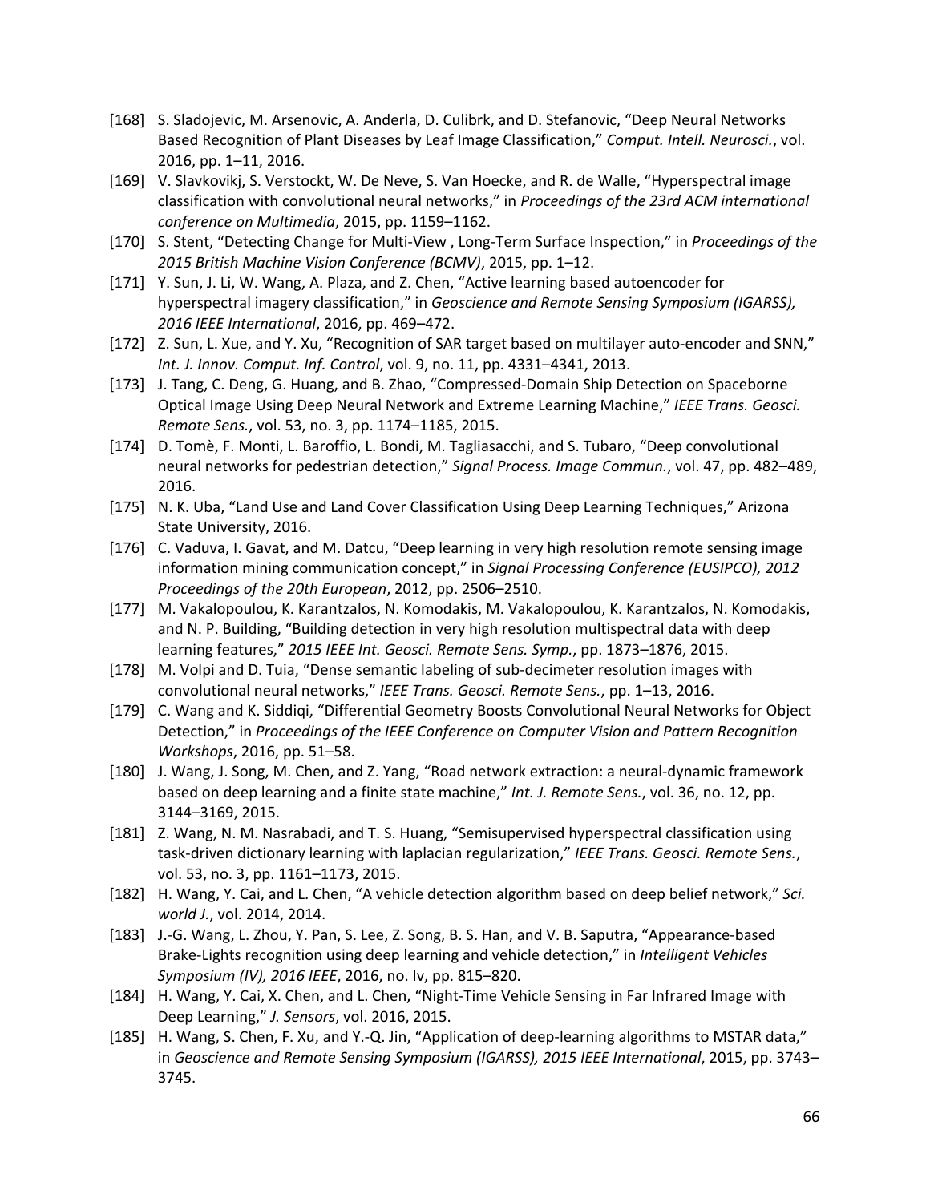[168] S. Sladojevic, M. Arsenovic, A. Anderla, D. Culibrk, and D. Stefanovic, "Deep Neural Networks Based Recognition of Plant Diseases by Leaf Image Classification," *Comput. Intell. Neurosci.*, vol. 2016, pp. 1–11, 2016.

[169] V. Slavkovikj, S. Verstockt, W. De Neve, S. Van Hoecke, and R. de Walle, "Hyperspectral image classification with convolutional neural networks," in *Proceedings of the 23rd ACM international conference on Multimedia*, 2015, pp. 1159–1162.

[170] S. Stent, "Detecting Change for Multi-View , Long-Term Surface Inspection," in *Proceedings of the 2015 British Machine Vision Conference (BCMV)*, 2015, pp. 1–12.

[171] Y. Sun, J. Li, W. Wang, A. Plaza, and Z. Chen, "Active learning based autoencoder for hyperspectral imagery classification," in *Geoscience and Remote Sensing Symposium (IGARSS), 2016 IEEE International*, 2016, pp. 469–472.

[172] Z. Sun, L. Xue, and Y. Xu, "Recognition of SAR target based on multilayer auto-encoder and SNN," *Int. J. Innov. Comput. Inf. Control*, vol. 9, no. 11, pp. 4331–4341, 2013.

[173] J. Tang, C. Deng, G. Huang, and B. Zhao, "Compressed-Domain Ship Detection on Spaceborne Optical Image Using Deep Neural Network and Extreme Learning Machine," *IEEE Trans. Geosci. Remote Sens.*, vol. 53, no. 3, pp. 1174–1185, 2015.

[174] D. Tomè, F. Monti, L. Baroffio, L. Bondi, M. Tagliasacchi, and S. Tubaro, "Deep convolutional neural networks for pedestrian detection," *Signal Process. Image Commun.*, vol. 47, pp. 482–489, 2016.

[175] N. K. Uba, "Land Use and Land Cover Classification Using Deep Learning Techniques," Arizona State University, 2016.

[176] C. Vaduva, I. Gavat, and M. Datcu, "Deep learning in very high resolution remote sensing image information mining communication concept," in *Signal Processing Conference (EUSIPCO), 2012 Proceedings of the 20th European*, 2012, pp. 2506–2510.

[177] M. Vakalopoulou, K. Karantzalos, N. Komodakis, M. Vakalopoulou, K. Karantzalos, N. Komodakis, and N. P. Building, "Building detection in very high resolution multispectral data with deep learning features," *2015 IEEE Int. Geosci. Remote Sens. Symp.*, pp. 1873–1876, 2015.

[178] M. Volpi and D. Tuia, "Dense semantic labeling of sub-decimeter resolution images with convolutional neural networks," *IEEE Trans. Geosci. Remote Sens.*, pp. 1–13, 2016.

[179] C. Wang and K. Siddiqi, "Differential Geometry Boosts Convolutional Neural Networks for Object Detection," in *Proceedings of the IEEE Conference on Computer Vision and Pattern Recognition Workshops*, 2016, pp. 51–58.

[180] J. Wang, J. Song, M. Chen, and Z. Yang, "Road network extraction: a neural-dynamic framework based on deep learning and a finite state machine," *Int. J. Remote Sens.*, vol. 36, no. 12, pp. 3144–3169, 2015.

[181] Z. Wang, N. M. Nasrabadi, and T. S. Huang, "Semisupervised hyperspectral classification using task-driven dictionary learning with laplacian regularization," *IEEE Trans. Geosci. Remote Sens.*, vol. 53, no. 3, pp. 1161–1173, 2015.

[182] H. Wang, Y. Cai, and L. Chen, "A vehicle detection algorithm based on deep belief network," *Sci. world J.*, vol. 2014, 2014.

[183] J.-G. Wang, L. Zhou, Y. Pan, S. Lee, Z. Song, B. S. Han, and V. B. Saputra, "Appearance-based Brake-Lights recognition using deep learning and vehicle detection," in *Intelligent Vehicles Symposium (IV), 2016 IEEE*, 2016, no. Iv, pp. 815–820.

[184] H. Wang, Y. Cai, X. Chen, and L. Chen, "Night-Time Vehicle Sensing in Far Infrared Image with Deep Learning," *J. Sensors*, vol. 2016, 2015.

[185] H. Wang, S. Chen, F. Xu, and Y.-Q. Jin, "Application of deep-learning algorithms to MSTAR data," in *Geoscience and Remote Sensing Symposium (IGARSS), 2015 IEEE International*, 2015, pp. 3743–3745.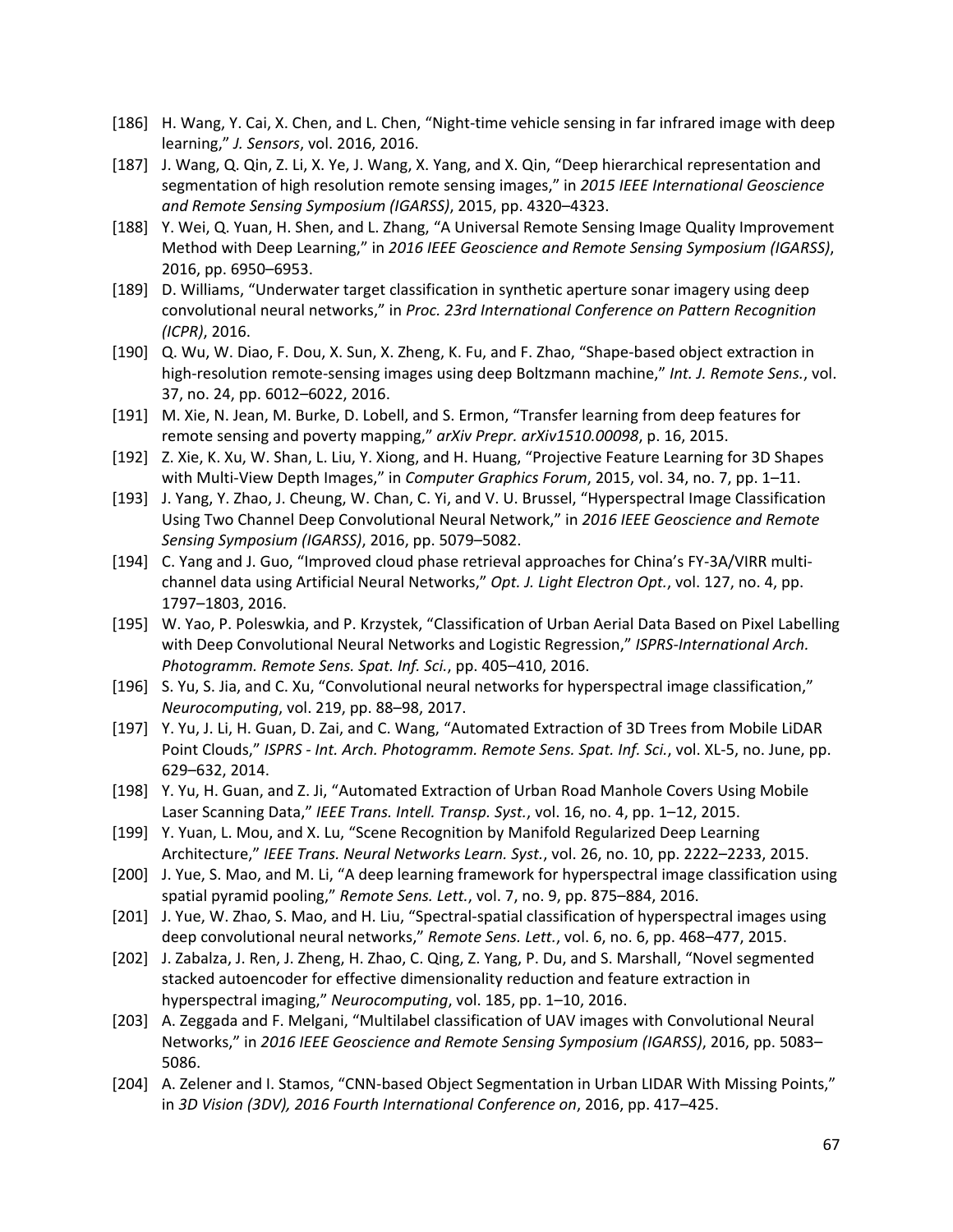[186] H. Wang, Y. Cai, X. Chen, and L. Chen, "Night-time vehicle sensing in far infrared image with deep learning," *J. Sensors*, vol. 2016, 2016.

[187] J. Wang, Q. Qin, Z. Li, X. Ye, J. Wang, X. Yang, and X. Qin, "Deep hierarchical representation and segmentation of high resolution remote sensing images," in *2015 IEEE International Geoscience and Remote Sensing Symposium (IGARSS)*, 2015, pp. 4320–4323.

[188] Y. Wei, Q. Yuan, H. Shen, and L. Zhang, "A Universal Remote Sensing Image Quality Improvement Method with Deep Learning," in *2016 IEEE Geoscience and Remote Sensing Symposium (IGARSS)*, 2016, pp. 6950–6953.

[189] D. Williams, "Underwater target classification in synthetic aperture sonar imagery using deep convolutional neural networks," in *Proc. 23rd International Conference on Pattern Recognition (ICPR)*, 2016.

[190] Q. Wu, W. Diao, F. Dou, X. Sun, X. Zheng, K. Fu, and F. Zhao, "Shape-based object extraction in high-resolution remote-sensing images using deep Boltzmann machine," *Int. J. Remote Sens.*, vol. 37, no. 24, pp. 6012–6022, 2016.

[191] M. Xie, N. Jean, M. Burke, D. Lobell, and S. Ermon, "Transfer learning from deep features for remote sensing and poverty mapping," *arXiv Prepr. arXiv1510.00098*, p. 16, 2015.

[192] Z. Xie, K. Xu, W. Shan, L. Liu, Y. Xiong, and H. Huang, "Projective Feature Learning for 3D Shapes with Multi-View Depth Images," in *Computer Graphics Forum*, 2015, vol. 34, no. 7, pp. 1–11.

[193] J. Yang, Y. Zhao, J. Cheung, W. Chan, C. Yi, and V. U. Brussel, "Hyperspectral Image Classification Using Two Channel Deep Convolutional Neural Network," in *2016 IEEE Geoscience and Remote Sensing Symposium (IGARSS)*, 2016, pp. 5079–5082.

[194] C. Yang and J. Guo, "Improved cloud phase retrieval approaches for China's FY-3A/VIRR multi-channel data using Artificial Neural Networks," *Opt. J. Light Electron Opt.*, vol. 127, no. 4, pp. 1797–1803, 2016.

[195] W. Yao, P. Poleswkia, and P. Krzystek, "Classification of Urban Aerial Data Based on Pixel Labelling with Deep Convolutional Neural Networks and Logistic Regression," *ISPRS-International Arch. Photogramm. Remote Sens. Spat. Inf. Sci.*, pp. 405–410, 2016.

[196] S. Yu, S. Jia, and C. Xu, "Convolutional neural networks for hyperspectral image classification," *Neurocomputing*, vol. 219, pp. 88–98, 2017.

[197] Y. Yu, J. Li, H. Guan, D. Zai, and C. Wang, "Automated Extraction of 3D Trees from Mobile LiDAR Point Clouds," *ISPRS - Int. Arch. Photogramm. Remote Sens. Spat. Inf. Sci.*, vol. XL-5, no. June, pp. 629–632, 2014.

[198] Y. Yu, H. Guan, and Z. Ji, "Automated Extraction of Urban Road Manhole Covers Using Mobile Laser Scanning Data," *IEEE Trans. Intell. Transp. Syst.*, vol. 16, no. 4, pp. 1–12, 2015.

[199] Y. Yuan, L. Mou, and X. Lu, "Scene Recognition by Manifold Regularized Deep Learning Architecture," *IEEE Trans. Neural Networks Learn. Syst.*, vol. 26, no. 10, pp. 2222–2233, 2015.

[200] J. Yue, S. Mao, and M. Li, "A deep learning framework for hyperspectral image classification using spatial pyramid pooling," *Remote Sens. Lett.*, vol. 7, no. 9, pp. 875–884, 2016.

[201] J. Yue, W. Zhao, S. Mao, and H. Liu, "Spectral-spatial classification of hyperspectral images using deep convolutional neural networks," *Remote Sens. Lett.*, vol. 6, no. 6, pp. 468–477, 2015.

[202] J. Zabalza, J. Ren, J. Zheng, H. Zhao, C. Qing, Z. Yang, P. Du, and S. Marshall, "Novel segmented stacked autoencoder for effective dimensionality reduction and feature extraction in hyperspectral imaging," *Neurocomputing*, vol. 185, pp. 1–10, 2016.

[203] A. Zeggada and F. Melgani, "Multilabel classification of UAV images with Convolutional Neural Networks," in *2016 IEEE Geoscience and Remote Sensing Symposium (IGARSS)*, 2016, pp. 5083–5086.

[204] A. Zelener and I. Stamos, "CNN-based Object Segmentation in Urban LIDAR With Missing Points," in *3D Vision (3DV), 2016 Fourth International Conference on*, 2016, pp. 417–425.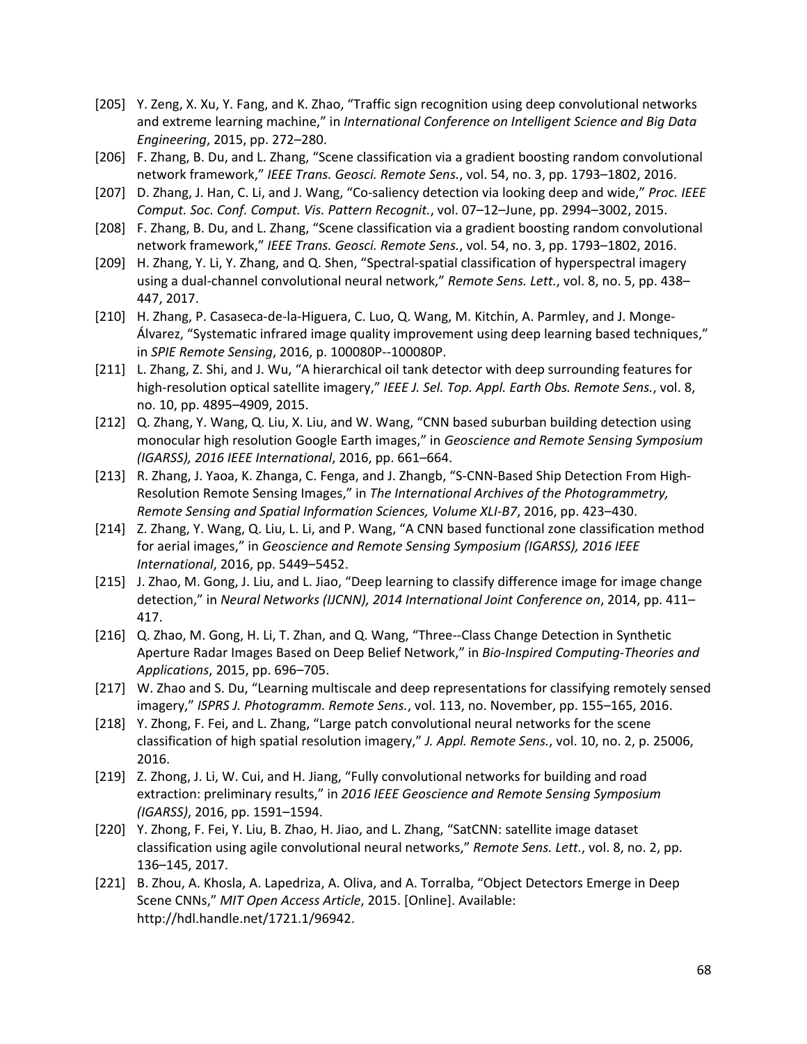[205] Y. Zeng, X. Xu, Y. Fang, and K. Zhao, "Traffic sign recognition using deep convolutional networks and extreme learning machine," in *International Conference on Intelligent Science and Big Data Engineering*, 2015, pp. 272–280.

[206] F. Zhang, B. Du, and L. Zhang, "Scene classification via a gradient boosting random convolutional network framework," *IEEE Trans. Geosci. Remote Sens.*, vol. 54, no. 3, pp. 1793–1802, 2016.

[207] D. Zhang, J. Han, C. Li, and J. Wang, "Co-saliency detection via looking deep and wide," *Proc. IEEE Comput. Soc. Conf. Comput. Vis. Pattern Recognit.*, vol. 07–12–June, pp. 2994–3002, 2015.

[208] F. Zhang, B. Du, and L. Zhang, "Scene classification via a gradient boosting random convolutional network framework," *IEEE Trans. Geosci. Remote Sens.*, vol. 54, no. 3, pp. 1793–1802, 2016.

[209] H. Zhang, Y. Li, Y. Zhang, and Q. Shen, "Spectral-spatial classification of hyperspectral imagery using a dual-channel convolutional neural network," *Remote Sens. Lett.*, vol. 8, no. 5, pp. 438–447, 2017.

[210] H. Zhang, P. Casaseca-de-la-Higuera, C. Luo, Q. Wang, M. Kitchin, A. Parmley, and J. Monge-Álvarez, "Systematic infrared image quality improvement using deep learning based techniques," in *SPIE Remote Sensing*, 2016, p. 100080P--100080P.

[211] L. Zhang, Z. Shi, and J. Wu, "A hierarchical oil tank detector with deep surrounding features for high-resolution optical satellite imagery," *IEEE J. Sel. Top. Appl. Earth Obs. Remote Sens.*, vol. 8, no. 10, pp. 4895–4909, 2015.

[212] Q. Zhang, Y. Wang, Q. Liu, X. Liu, and W. Wang, "CNN based suburban building detection using monocular high resolution Google Earth images," in *Geoscience and Remote Sensing Symposium (IGARSS), 2016 IEEE International*, 2016, pp. 661–664.

[213] R. Zhang, J. Yaoa, K. Zhanga, C. Fenga, and J. Zhangb, "S-CNN-Based Ship Detection From High-Resolution Remote Sensing Images," in *The International Archives of the Photogrammetry, Remote Sensing and Spatial Information Sciences, Volume XLI-B7*, 2016, pp. 423–430.

[214] Z. Zhang, Y. Wang, Q. Liu, L. Li, and P. Wang, "A CNN based functional zone classification method for aerial images," in *Geoscience and Remote Sensing Symposium (IGARSS), 2016 IEEE International*, 2016, pp. 5449–5452.

[215] J. Zhao, M. Gong, J. Liu, and L. Jiao, "Deep learning to classify difference image for image change detection," in *Neural Networks (IJCNN), 2014 International Joint Conference on*, 2014, pp. 411–417.

[216] Q. Zhao, M. Gong, H. Li, T. Zhan, and Q. Wang, "Three--Class Change Detection in Synthetic Aperture Radar Images Based on Deep Belief Network," in *Bio-Inspired Computing-Theories and Applications*, 2015, pp. 696–705.

[217] W. Zhao and S. Du, "Learning multiscale and deep representations for classifying remotely sensed imagery," *ISPRS J. Photogramm. Remote Sens.*, vol. 113, no. November, pp. 155–165, 2016.

[218] Y. Zhong, F. Fei, and L. Zhang, "Large patch convolutional neural networks for the scene classification of high spatial resolution imagery," *J. Appl. Remote Sens.*, vol. 10, no. 2, p. 25006, 2016.

[219] Z. Zhong, J. Li, W. Cui, and H. Jiang, "Fully convolutional networks for building and road extraction: preliminary results," in *2016 IEEE Geoscience and Remote Sensing Symposium (IGARSS)*, 2016, pp. 1591–1594.

[220] Y. Zhong, F. Fei, Y. Liu, B. Zhao, H. Jiao, and L. Zhang, "SatCNN: satellite image dataset classification using agile convolutional neural networks," *Remote Sens. Lett.*, vol. 8, no. 2, pp. 136–145, 2017.

[221] B. Zhou, A. Khosla, A. Lapedriza, A. Oliva, and A. Torralba, "Object Detectors Emerge in Deep Scene CNNs," *MIT Open Access Article*, 2015. [Online]. Available: http://hdl.handle.net/1721.1/96942.